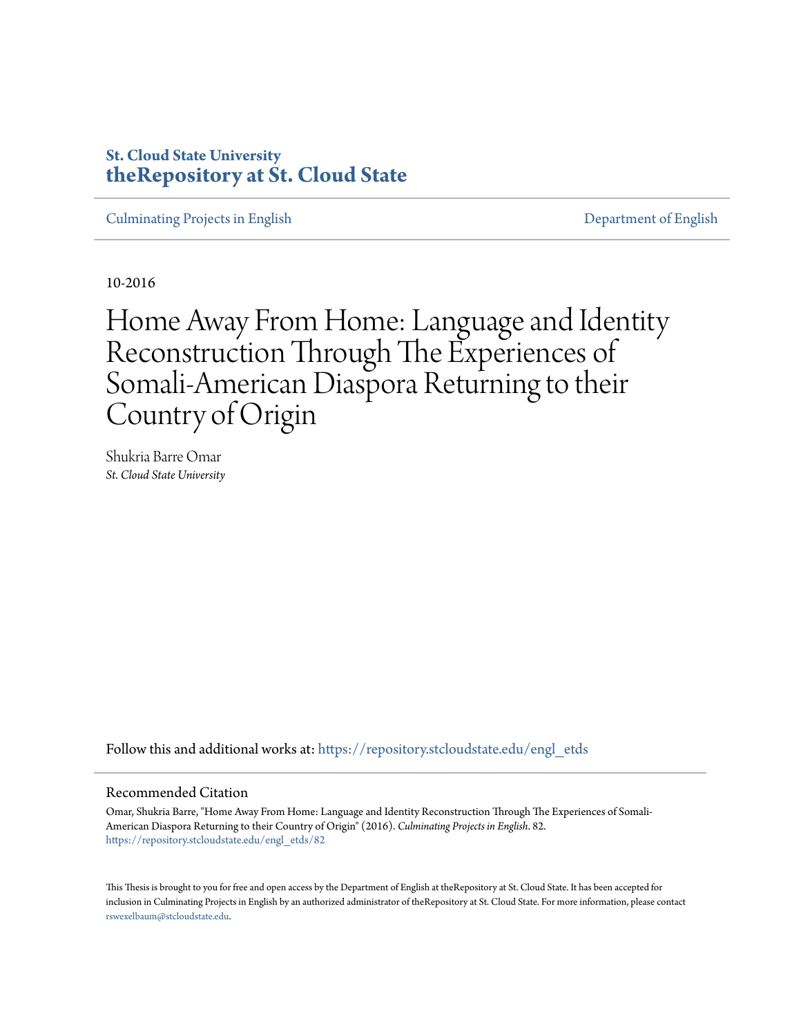**St. Cloud State University**
**theRepository at St. Cloud State**

Culminating Projects in English | Department of English

10-2016

# Home Away From Home: Language and Identity Reconstruction Through The Experiences of Somali-American Diaspora Returning to their Country of Origin

Shukria Barre Omar
*St. Cloud State University*

Follow this and additional works at: https://repository.stcloudstate.edu/engl_etds

## Recommended Citation

Omar, Shukria Barre, "Home Away From Home: Language and Identity Reconstruction Through The Experiences of Somali-American Diaspora Returning to their Country of Origin" (2016). *Culminating Projects in English*. 82.
https://repository.stcloudstate.edu/engl_etds/82

This Thesis is brought to you for free and open access by the Department of English at theRepository at St. Cloud State. It has been accepted for inclusion in Culminating Projects in English by an authorized administrator of theRepository at St. Cloud State. For more information, please contact rswexelbaum@stcloudstate.edu.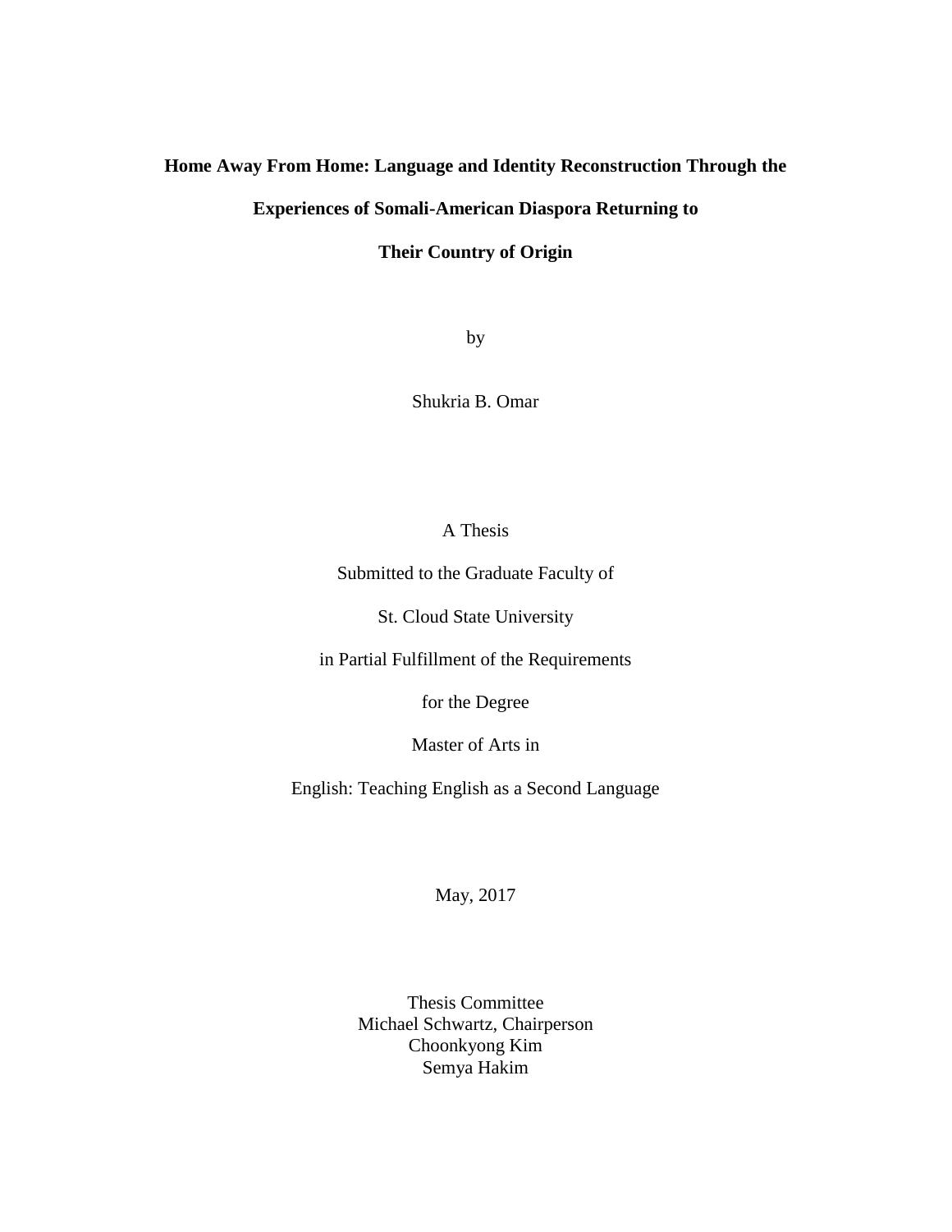# Home Away From Home: Language and Identity Reconstruction Through the Experiences of Somali-American Diaspora Returning to Their Country of Origin

by

Shukria B. Omar

A Thesis

Submitted to the Graduate Faculty of

St. Cloud State University

in Partial Fulfillment of the Requirements

for the Degree

Master of Arts in

English: Teaching English as a Second Language

May, 2017

Thesis Committee
Michael Schwartz, Chairperson
Choonkyong Kim
Semya Hakim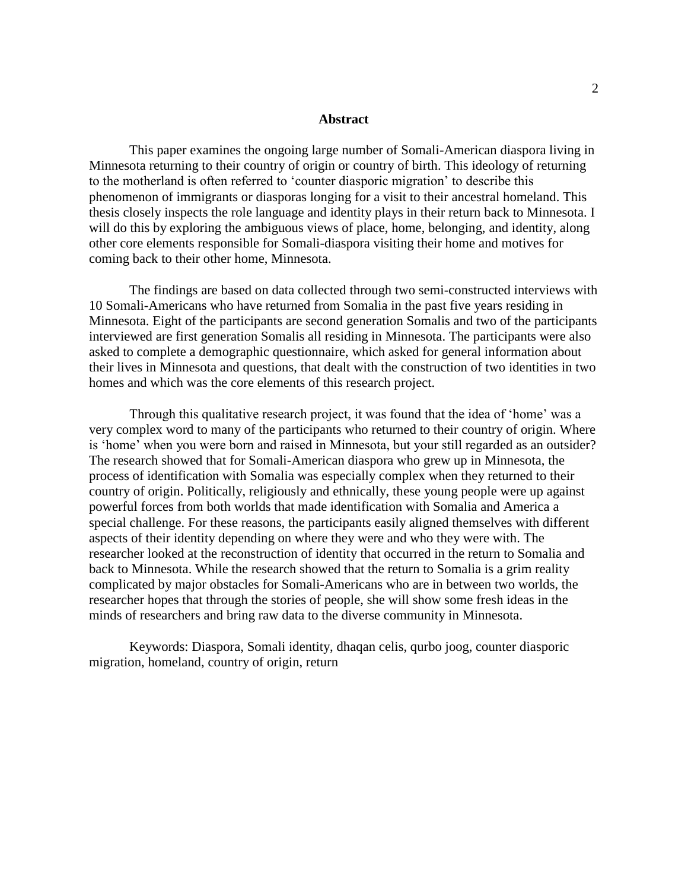## Abstract

This paper examines the ongoing large number of Somali-American diaspora living in Minnesota returning to their country of origin or country of birth. This ideology of returning to the motherland is often referred to 'counter diasporic migration' to describe this phenomenon of immigrants or diasporas longing for a visit to their ancestral homeland. This thesis closely inspects the role language and identity plays in their return back to Minnesota. I will do this by exploring the ambiguous views of place, home, belonging, and identity, along other core elements responsible for Somali-diaspora visiting their home and motives for coming back to their other home, Minnesota.

The findings are based on data collected through two semi-constructed interviews with 10 Somali-Americans who have returned from Somalia in the past five years residing in Minnesota. Eight of the participants are second generation Somalis and two of the participants interviewed are first generation Somalis all residing in Minnesota. The participants were also asked to complete a demographic questionnaire, which asked for general information about their lives in Minnesota and questions, that dealt with the construction of two identities in two homes and which was the core elements of this research project.

Through this qualitative research project, it was found that the idea of 'home' was a very complex word to many of the participants who returned to their country of origin. Where is 'home' when you were born and raised in Minnesota, but your still regarded as an outsider? The research showed that for Somali-American diaspora who grew up in Minnesota, the process of identification with Somalia was especially complex when they returned to their country of origin. Politically, religiously and ethnically, these young people were up against powerful forces from both worlds that made identification with Somalia and America a special challenge. For these reasons, the participants easily aligned themselves with different aspects of their identity depending on where they were and who they were with. The researcher looked at the reconstruction of identity that occurred in the return to Somalia and back to Minnesota. While the research showed that the return to Somalia is a grim reality complicated by major obstacles for Somali-Americans who are in between two worlds, the researcher hopes that through the stories of people, she will show some fresh ideas in the minds of researchers and bring raw data to the diverse community in Minnesota.

Keywords: Diaspora, Somali identity, dhaqan celis, qurbo joog, counter diasporic migration, homeland, country of origin, return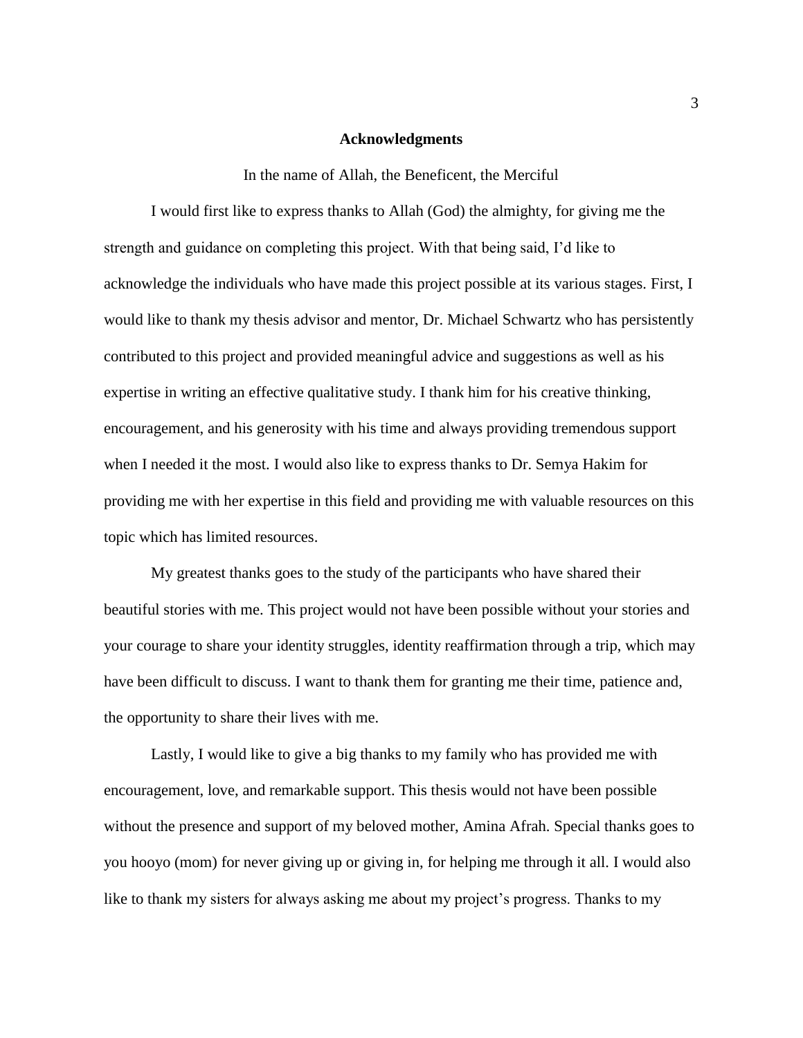# Acknowledgments

In the name of Allah, the Beneficent, the Merciful

I would first like to express thanks to Allah (God) the almighty, for giving me the strength and guidance on completing this project. With that being said, I'd like to acknowledge the individuals who have made this project possible at its various stages. First, I would like to thank my thesis advisor and mentor, Dr. Michael Schwartz who has persistently contributed to this project and provided meaningful advice and suggestions as well as his expertise in writing an effective qualitative study. I thank him for his creative thinking, encouragement, and his generosity with his time and always providing tremendous support when I needed it the most. I would also like to express thanks to Dr. Semya Hakim for providing me with her expertise in this field and providing me with valuable resources on this topic which has limited resources.

My greatest thanks goes to the study of the participants who have shared their beautiful stories with me. This project would not have been possible without your stories and your courage to share your identity struggles, identity reaffirmation through a trip, which may have been difficult to discuss. I want to thank them for granting me their time, patience and, the opportunity to share their lives with me.

Lastly, I would like to give a big thanks to my family who has provided me with encouragement, love, and remarkable support. This thesis would not have been possible without the presence and support of my beloved mother, Amina Afrah. Special thanks goes to you hooyo (mom) for never giving up or giving in, for helping me through it all. I would also like to thank my sisters for always asking me about my project's progress. Thanks to my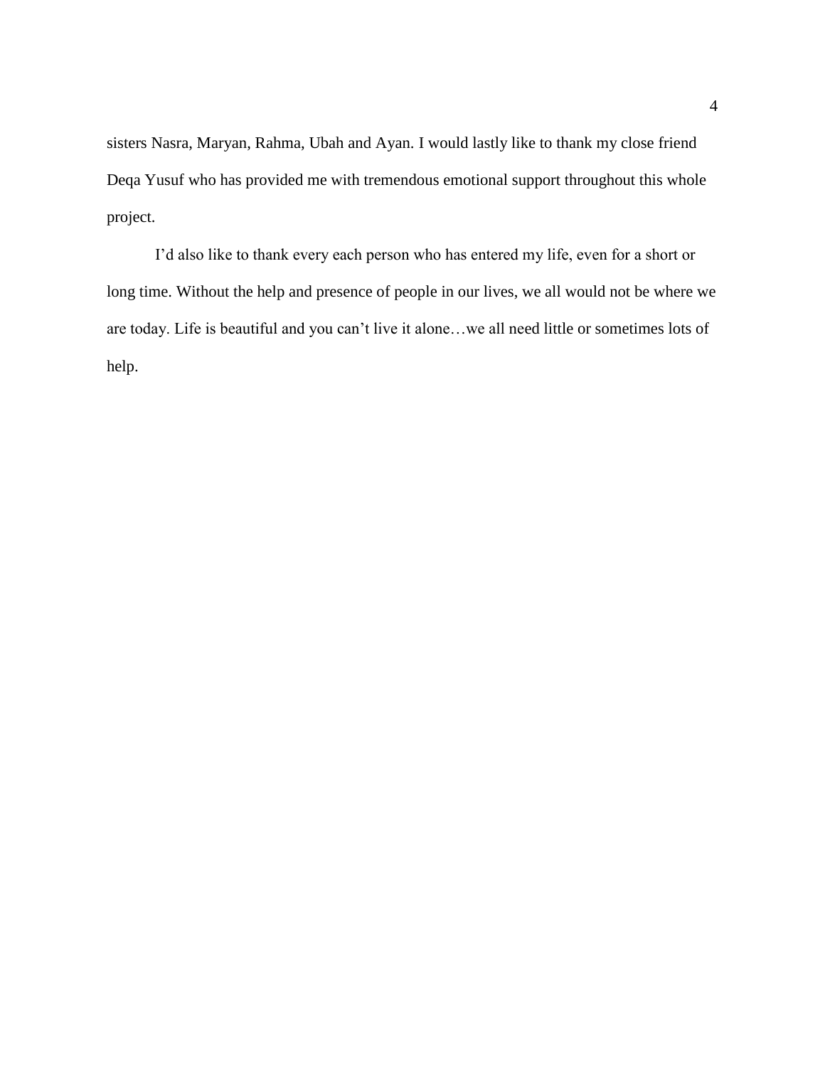sisters Nasra, Maryan, Rahma, Ubah and Ayan. I would lastly like to thank my close friend Deqa Yusuf who has provided me with tremendous emotional support throughout this whole project.

I'd also like to thank every each person who has entered my life, even for a short or long time. Without the help and presence of people in our lives, we all would not be where we are today. Life is beautiful and you can't live it alone…we all need little or sometimes lots of help.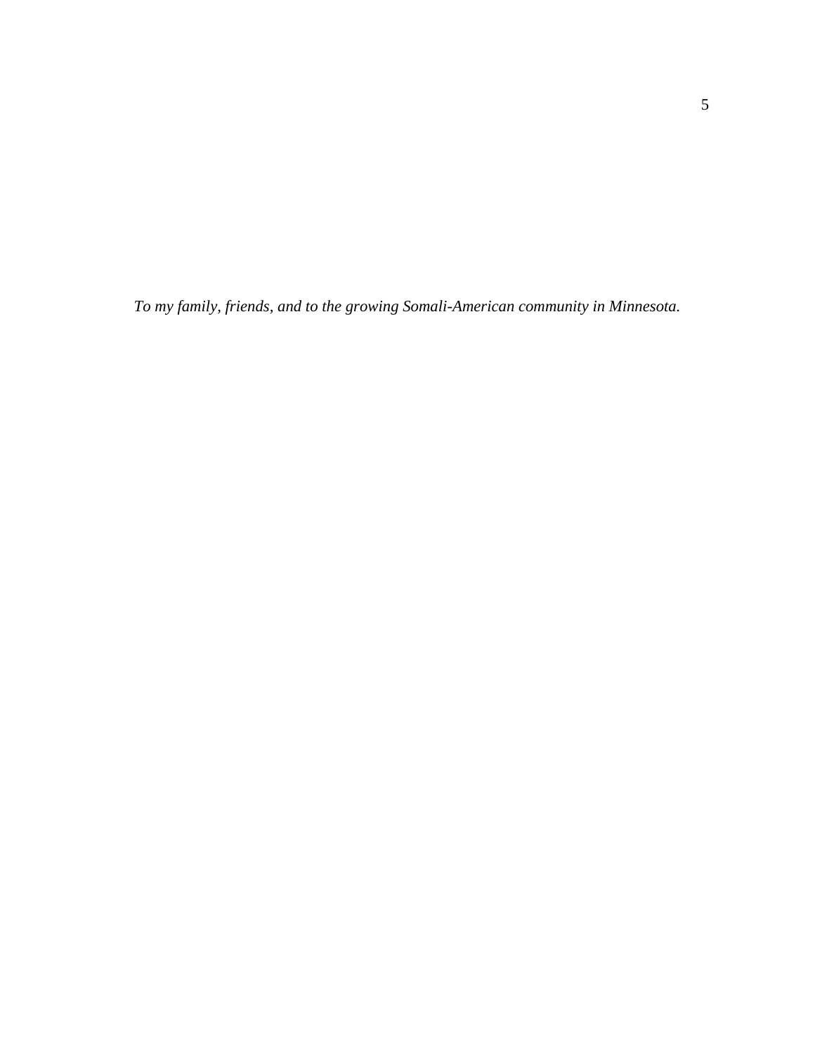*To my family, friends, and to the growing Somali-American community in Minnesota.*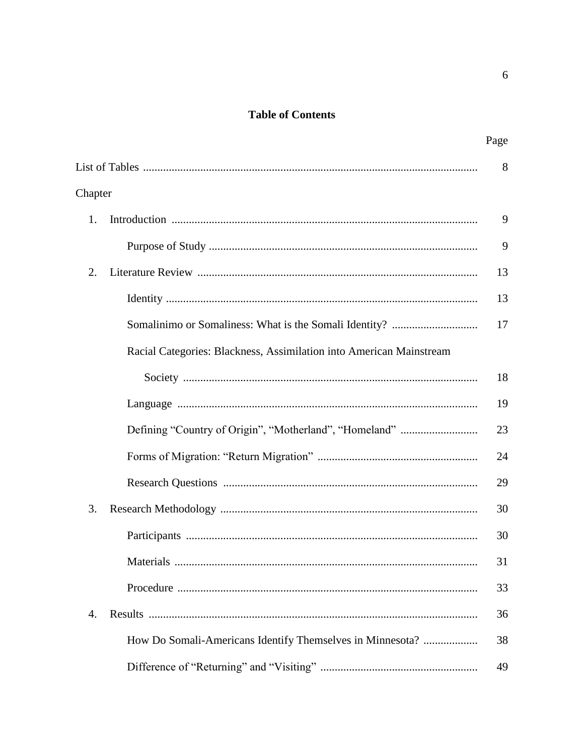# Table of Contents

| | Page |
|---|---|
| List of Tables | 8 |
| Chapter | |
| 1. Introduction | 9 |
| Purpose of Study | 9 |
| 2. Literature Review | 13 |
| Identity | 13 |
| Somalinimo or Somaliness: What is the Somali Identity? | 17 |
| Racial Categories: Blackness, Assimilation into American Mainstream Society | 18 |
| Language | 19 |
| Defining “Country of Origin”, “Motherland”, “Homeland” | 23 |
| Forms of Migration: “Return Migration” | 24 |
| Research Questions | 29 |
| 3. Research Methodology | 30 |
| Participants | 30 |
| Materials | 31 |
| Procedure | 33 |
| 4. Results | 36 |
| How Do Somali-Americans Identify Themselves in Minnesota? | 38 |
| Difference of “Returning” and “Visiting” | 49 |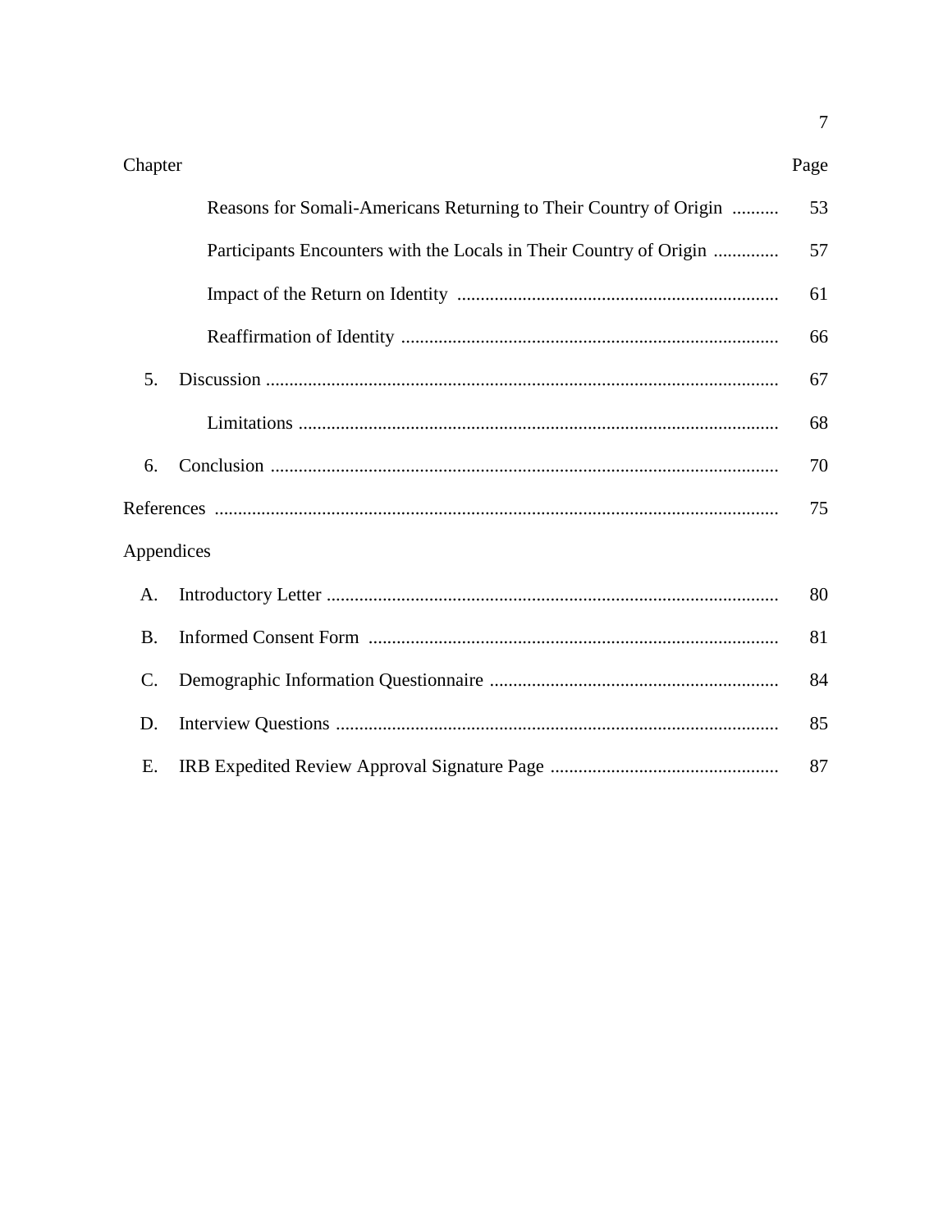| Chapter | | Page |
|---|---|---|
| | Reasons for Somali-Americans Returning to Their Country of Origin | 53 |
| | Participants Encounters with the Locals in Their Country of Origin | 57 |
| | Impact of the Return on Identity | 61 |
| | Reaffirmation of Identity | 66 |
| 5. | Discussion | 67 |
| | Limitations | 68 |
| 6. | Conclusion | 70 |
| References | | 75 |
| Appendices | | |
| A. | Introductory Letter | 80 |
| B. | Informed Consent Form | 81 |
| C. | Demographic Information Questionnaire | 84 |
| D. | Interview Questions | 85 |
| E. | IRB Expedited Review Approval Signature Page | 87 |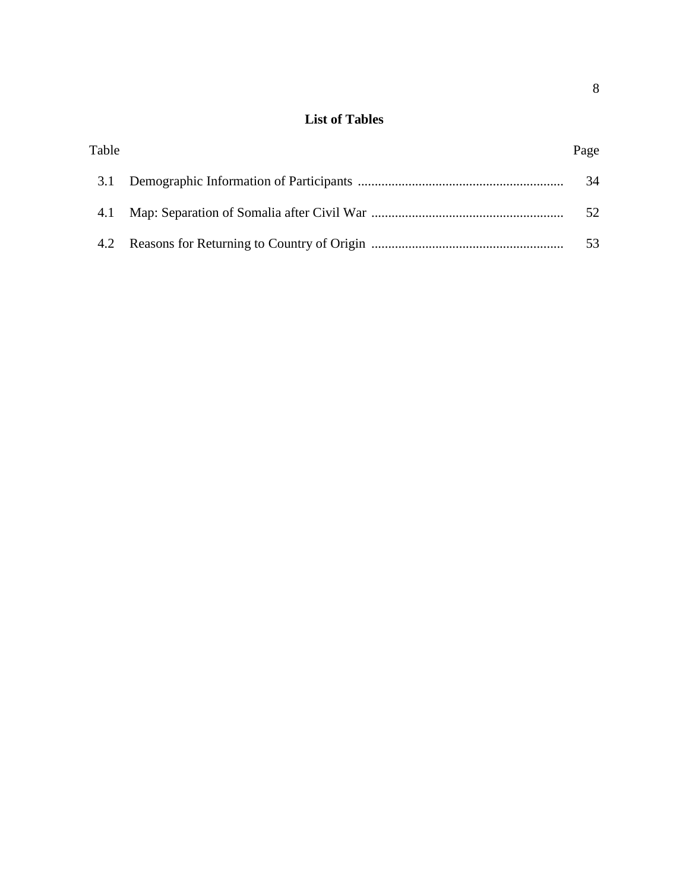## List of Tables

| Table | | Page |
|---|---|---|
| 3.1 | Demographic Information of Participants | 34 |
| 4.1 | Map: Separation of Somalia after Civil War | 52 |
| 4.2 | Reasons for Returning to Country of Origin | 53 |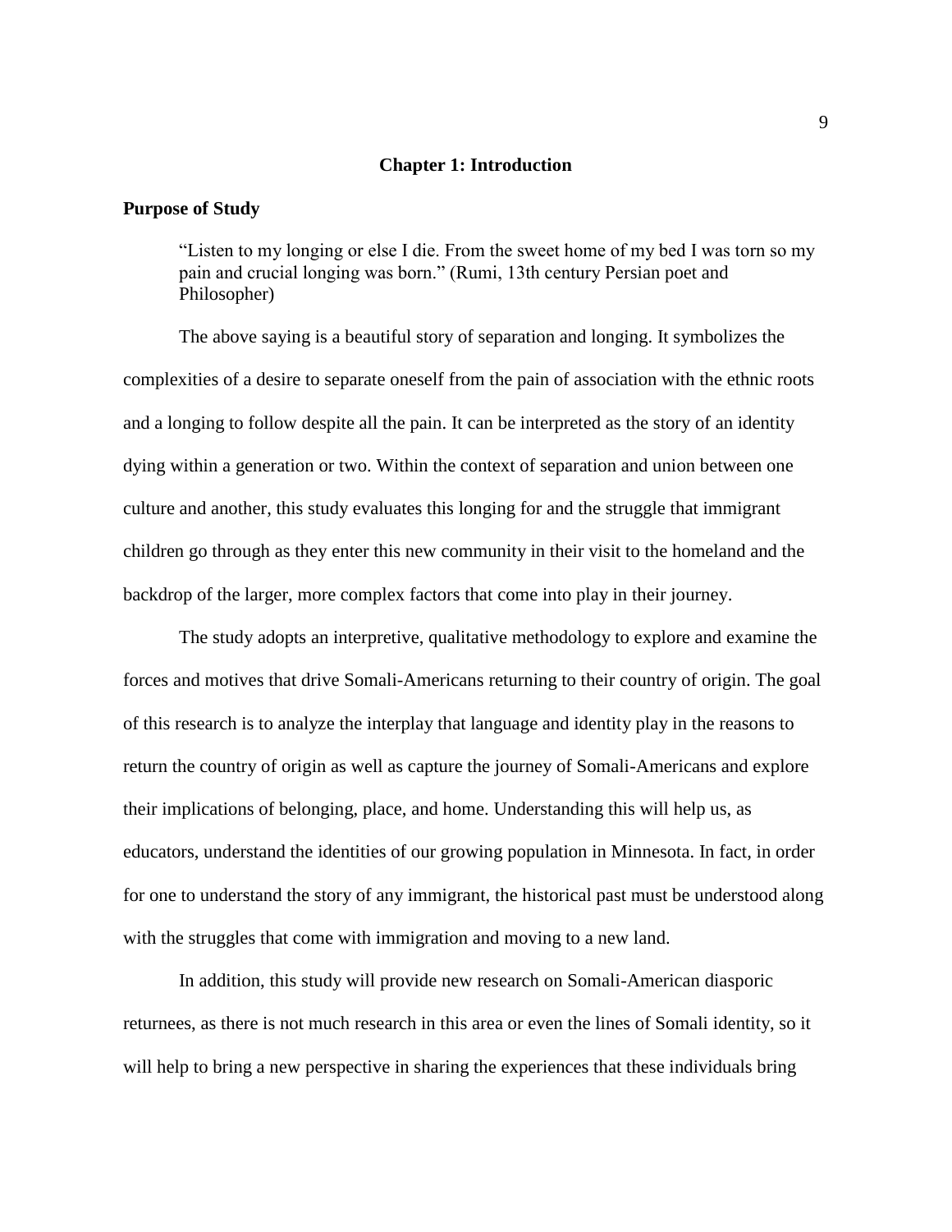# Chapter 1: Introduction

## Purpose of Study

> "Listen to my longing or else I die. From the sweet home of my bed I was torn so my pain and crucial longing was born." (Rumi, 13th century Persian poet and Philosopher)

The above saying is a beautiful story of separation and longing. It symbolizes the complexities of a desire to separate oneself from the pain of association with the ethnic roots and a longing to follow despite all the pain. It can be interpreted as the story of an identity dying within a generation or two. Within the context of separation and union between one culture and another, this study evaluates this longing for and the struggle that immigrant children go through as they enter this new community in their visit to the homeland and the backdrop of the larger, more complex factors that come into play in their journey.

The study adopts an interpretive, qualitative methodology to explore and examine the forces and motives that drive Somali-Americans returning to their country of origin. The goal of this research is to analyze the interplay that language and identity play in the reasons to return the country of origin as well as capture the journey of Somali-Americans and explore their implications of belonging, place, and home. Understanding this will help us, as educators, understand the identities of our growing population in Minnesota. In fact, in order for one to understand the story of any immigrant, the historical past must be understood along with the struggles that come with immigration and moving to a new land.

In addition, this study will provide new research on Somali-American diasporic returnees, as there is not much research in this area or even the lines of Somali identity, so it will help to bring a new perspective in sharing the experiences that these individuals bring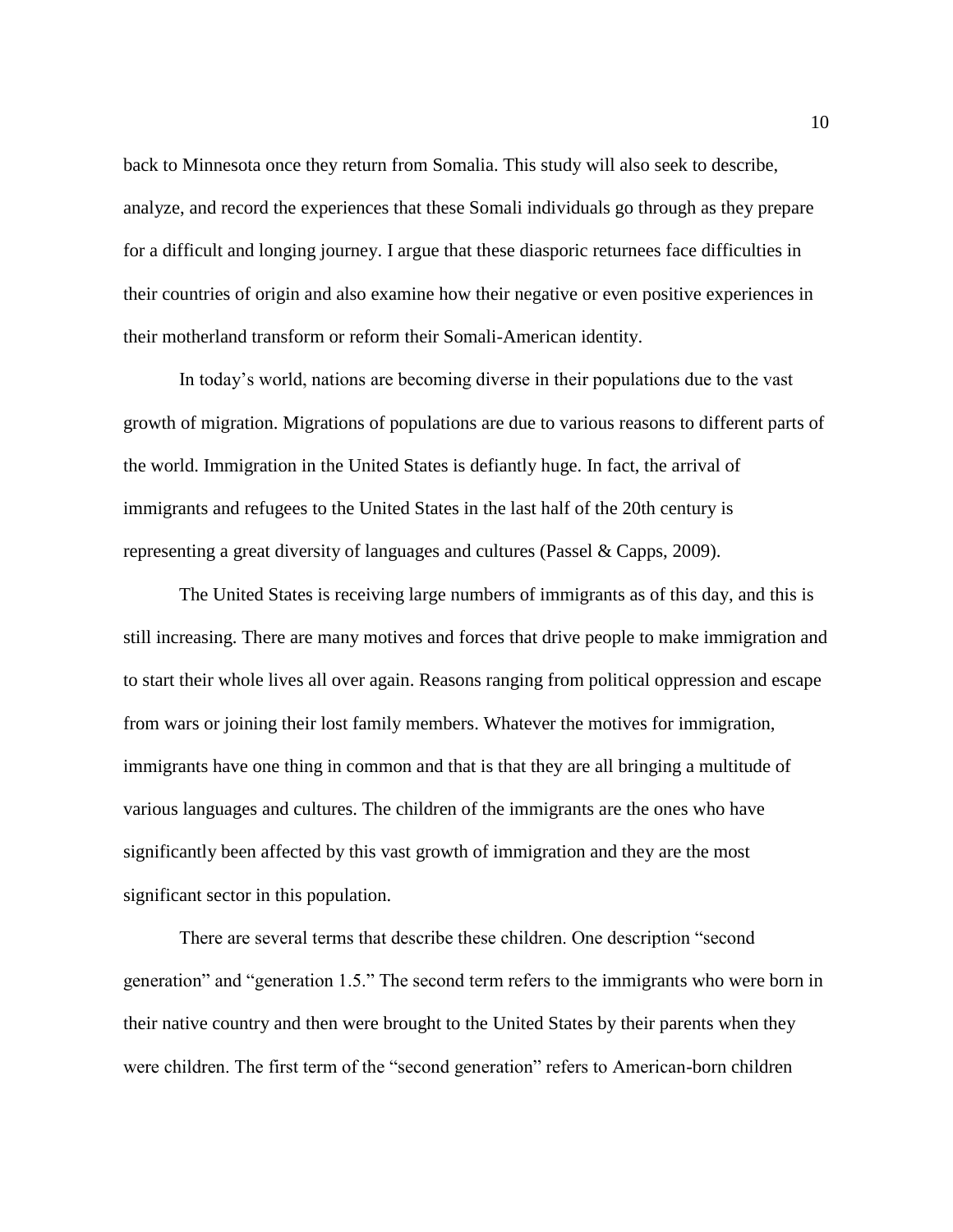back to Minnesota once they return from Somalia. This study will also seek to describe, analyze, and record the experiences that these Somali individuals go through as they prepare for a difficult and longing journey. I argue that these diasporic returnees face difficulties in their countries of origin and also examine how their negative or even positive experiences in their motherland transform or reform their Somali-American identity.

In today's world, nations are becoming diverse in their populations due to the vast growth of migration. Migrations of populations are due to various reasons to different parts of the world. Immigration in the United States is defiantly huge. In fact, the arrival of immigrants and refugees to the United States in the last half of the 20th century is representing a great diversity of languages and cultures (Passel & Capps, 2009).

The United States is receiving large numbers of immigrants as of this day, and this is still increasing. There are many motives and forces that drive people to make immigration and to start their whole lives all over again. Reasons ranging from political oppression and escape from wars or joining their lost family members. Whatever the motives for immigration, immigrants have one thing in common and that is that they are all bringing a multitude of various languages and cultures. The children of the immigrants are the ones who have significantly been affected by this vast growth of immigration and they are the most significant sector in this population.

There are several terms that describe these children. One description "second generation" and "generation 1.5." The second term refers to the immigrants who were born in their native country and then were brought to the United States by their parents when they were children. The first term of the "second generation" refers to American-born children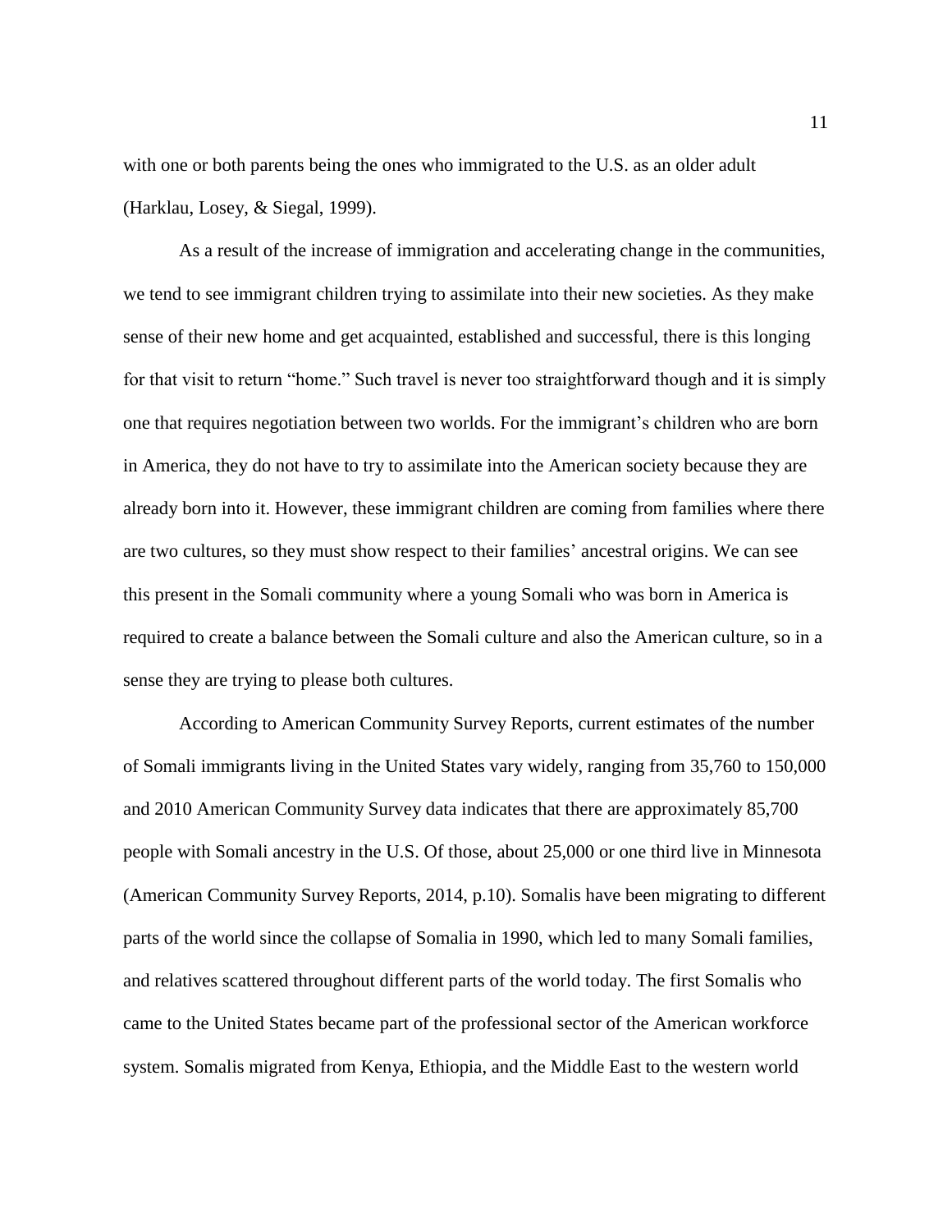with one or both parents being the ones who immigrated to the U.S. as an older adult (Harklau, Losey, & Siegal, 1999).

As a result of the increase of immigration and accelerating change in the communities, we tend to see immigrant children trying to assimilate into their new societies. As they make sense of their new home and get acquainted, established and successful, there is this longing for that visit to return "home." Such travel is never too straightforward though and it is simply one that requires negotiation between two worlds. For the immigrant's children who are born in America, they do not have to try to assimilate into the American society because they are already born into it. However, these immigrant children are coming from families where there are two cultures, so they must show respect to their families' ancestral origins. We can see this present in the Somali community where a young Somali who was born in America is required to create a balance between the Somali culture and also the American culture, so in a sense they are trying to please both cultures.

According to American Community Survey Reports, current estimates of the number of Somali immigrants living in the United States vary widely, ranging from 35,760 to 150,000 and 2010 American Community Survey data indicates that there are approximately 85,700 people with Somali ancestry in the U.S. Of those, about 25,000 or one third live in Minnesota (American Community Survey Reports, 2014, p.10). Somalis have been migrating to different parts of the world since the collapse of Somalia in 1990, which led to many Somali families, and relatives scattered throughout different parts of the world today. The first Somalis who came to the United States became part of the professional sector of the American workforce system. Somalis migrated from Kenya, Ethiopia, and the Middle East to the western world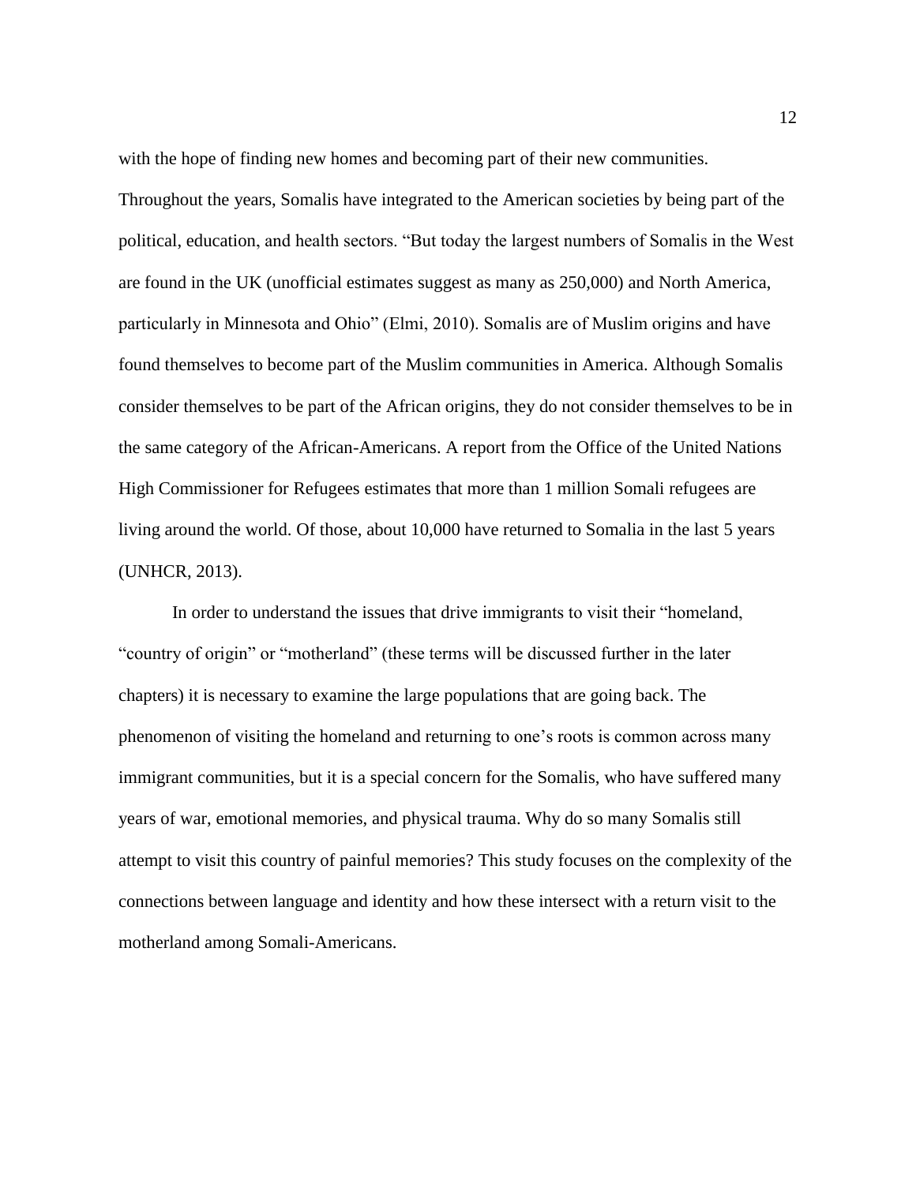with the hope of finding new homes and becoming part of their new communities. Throughout the years, Somalis have integrated to the American societies by being part of the political, education, and health sectors. “But today the largest numbers of Somalis in the West are found in the UK (unofficial estimates suggest as many as 250,000) and North America, particularly in Minnesota and Ohio” (Elmi, 2010). Somalis are of Muslim origins and have found themselves to become part of the Muslim communities in America. Although Somalis consider themselves to be part of the African origins, they do not consider themselves to be in the same category of the African-Americans. A report from the Office of the United Nations High Commissioner for Refugees estimates that more than 1 million Somali refugees are living around the world. Of those, about 10,000 have returned to Somalia in the last 5 years (UNHCR, 2013).

In order to understand the issues that drive immigrants to visit their “homeland, “country of origin” or “motherland” (these terms will be discussed further in the later chapters) it is necessary to examine the large populations that are going back. The phenomenon of visiting the homeland and returning to one’s roots is common across many immigrant communities, but it is a special concern for the Somalis, who have suffered many years of war, emotional memories, and physical trauma. Why do so many Somalis still attempt to visit this country of painful memories? This study focuses on the complexity of the connections between language and identity and how these intersect with a return visit to the motherland among Somali-Americans.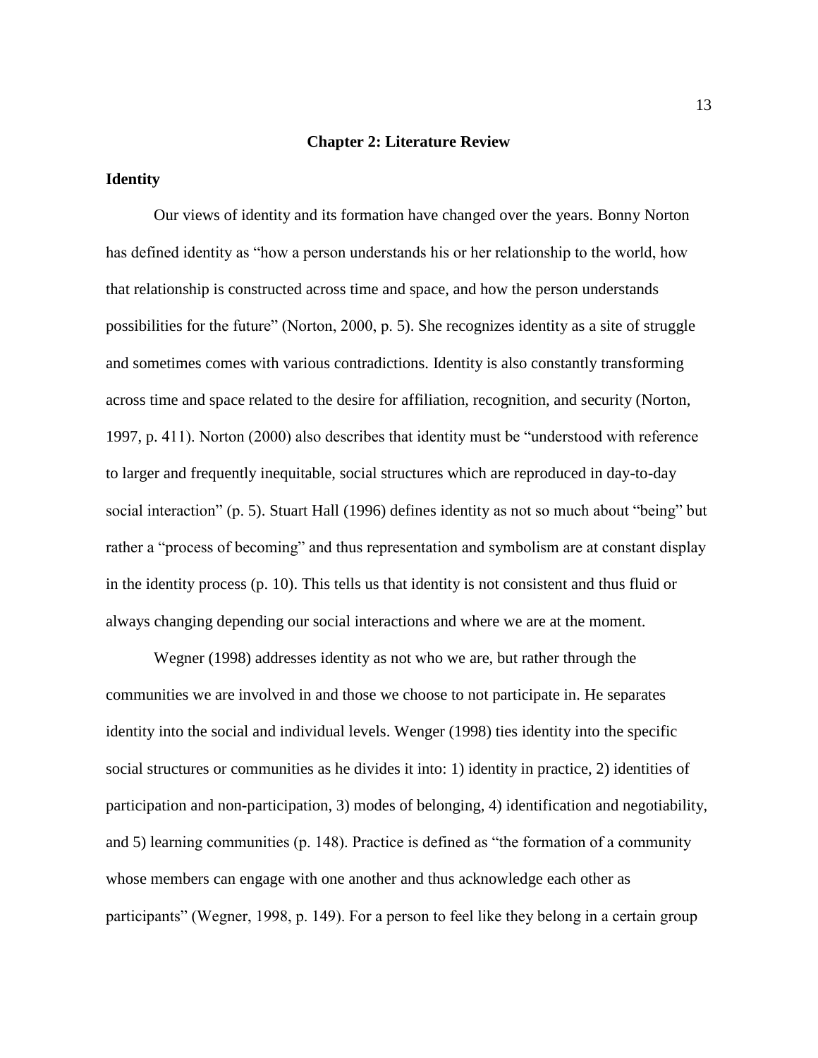# Chapter 2: Literature Review

## Identity

Our views of identity and its formation have changed over the years. Bonny Norton has defined identity as "how a person understands his or her relationship to the world, how that relationship is constructed across time and space, and how the person understands possibilities for the future" (Norton, 2000, p. 5). She recognizes identity as a site of struggle and sometimes comes with various contradictions. Identity is also constantly transforming across time and space related to the desire for affiliation, recognition, and security (Norton, 1997, p. 411). Norton (2000) also describes that identity must be "understood with reference to larger and frequently inequitable, social structures which are reproduced in day-to-day social interaction" (p. 5). Stuart Hall (1996) defines identity as not so much about "being" but rather a "process of becoming" and thus representation and symbolism are at constant display in the identity process (p. 10). This tells us that identity is not consistent and thus fluid or always changing depending our social interactions and where we are at the moment.

Wegner (1998) addresses identity as not who we are, but rather through the communities we are involved in and those we choose to not participate in. He separates identity into the social and individual levels. Wenger (1998) ties identity into the specific social structures or communities as he divides it into: 1) identity in practice, 2) identities of participation and non-participation, 3) modes of belonging, 4) identification and negotiability, and 5) learning communities (p. 148). Practice is defined as "the formation of a community whose members can engage with one another and thus acknowledge each other as participants" (Wegner, 1998, p. 149). For a person to feel like they belong in a certain group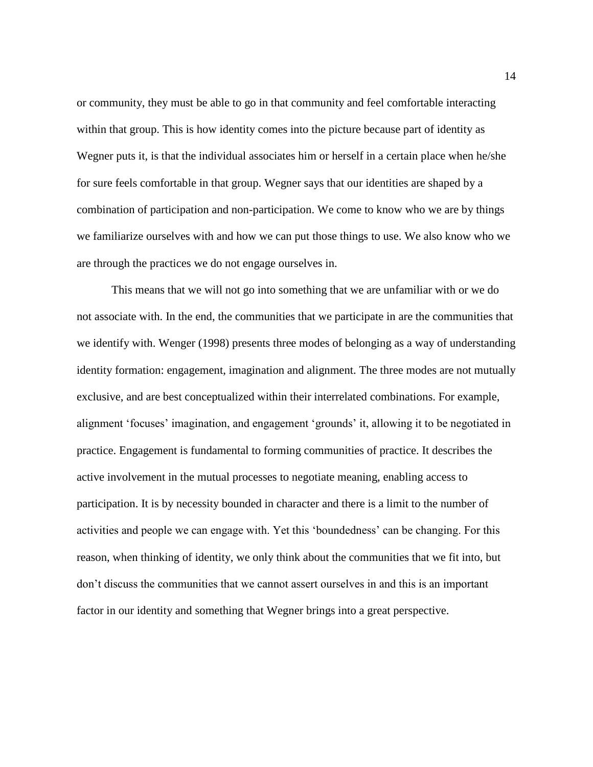or community, they must be able to go in that community and feel comfortable interacting within that group. This is how identity comes into the picture because part of identity as Wegner puts it, is that the individual associates him or herself in a certain place when he/she for sure feels comfortable in that group. Wegner says that our identities are shaped by a combination of participation and non-participation. We come to know who we are by things we familiarize ourselves with and how we can put those things to use. We also know who we are through the practices we do not engage ourselves in.

This means that we will not go into something that we are unfamiliar with or we do not associate with. In the end, the communities that we participate in are the communities that we identify with. Wenger (1998) presents three modes of belonging as a way of understanding identity formation: engagement, imagination and alignment. The three modes are not mutually exclusive, and are best conceptualized within their interrelated combinations. For example, alignment 'focuses' imagination, and engagement 'grounds' it, allowing it to be negotiated in practice. Engagement is fundamental to forming communities of practice. It describes the active involvement in the mutual processes to negotiate meaning, enabling access to participation. It is by necessity bounded in character and there is a limit to the number of activities and people we can engage with. Yet this 'boundedness' can be changing. For this reason, when thinking of identity, we only think about the communities that we fit into, but don't discuss the communities that we cannot assert ourselves in and this is an important factor in our identity and something that Wegner brings into a great perspective.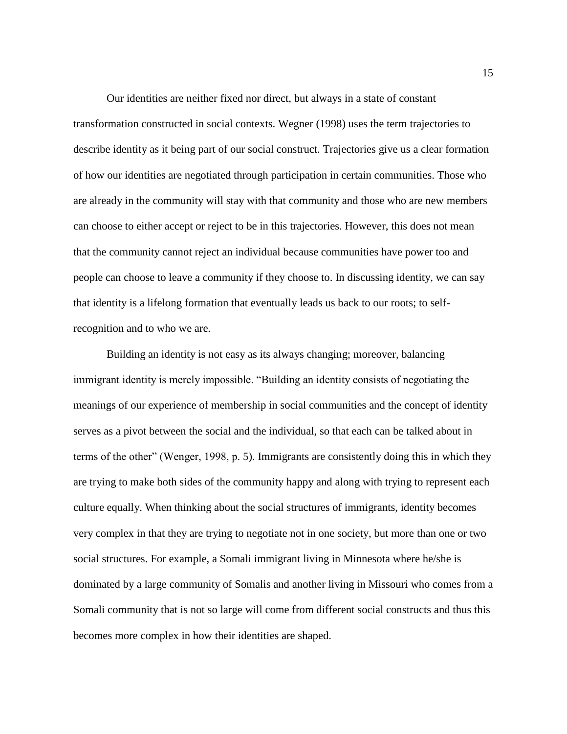Our identities are neither fixed nor direct, but always in a state of constant transformation constructed in social contexts. Wegner (1998) uses the term trajectories to describe identity as it being part of our social construct. Trajectories give us a clear formation of how our identities are negotiated through participation in certain communities. Those who are already in the community will stay with that community and those who are new members can choose to either accept or reject to be in this trajectories. However, this does not mean that the community cannot reject an individual because communities have power too and people can choose to leave a community if they choose to. In discussing identity, we can say that identity is a lifelong formation that eventually leads us back to our roots; to self-recognition and to who we are.

Building an identity is not easy as its always changing; moreover, balancing immigrant identity is merely impossible. "Building an identity consists of negotiating the meanings of our experience of membership in social communities and the concept of identity serves as a pivot between the social and the individual, so that each can be talked about in terms of the other" (Wenger, 1998, p. 5). Immigrants are consistently doing this in which they are trying to make both sides of the community happy and along with trying to represent each culture equally. When thinking about the social structures of immigrants, identity becomes very complex in that they are trying to negotiate not in one society, but more than one or two social structures. For example, a Somali immigrant living in Minnesota where he/she is dominated by a large community of Somalis and another living in Missouri who comes from a Somali community that is not so large will come from different social constructs and thus this becomes more complex in how their identities are shaped.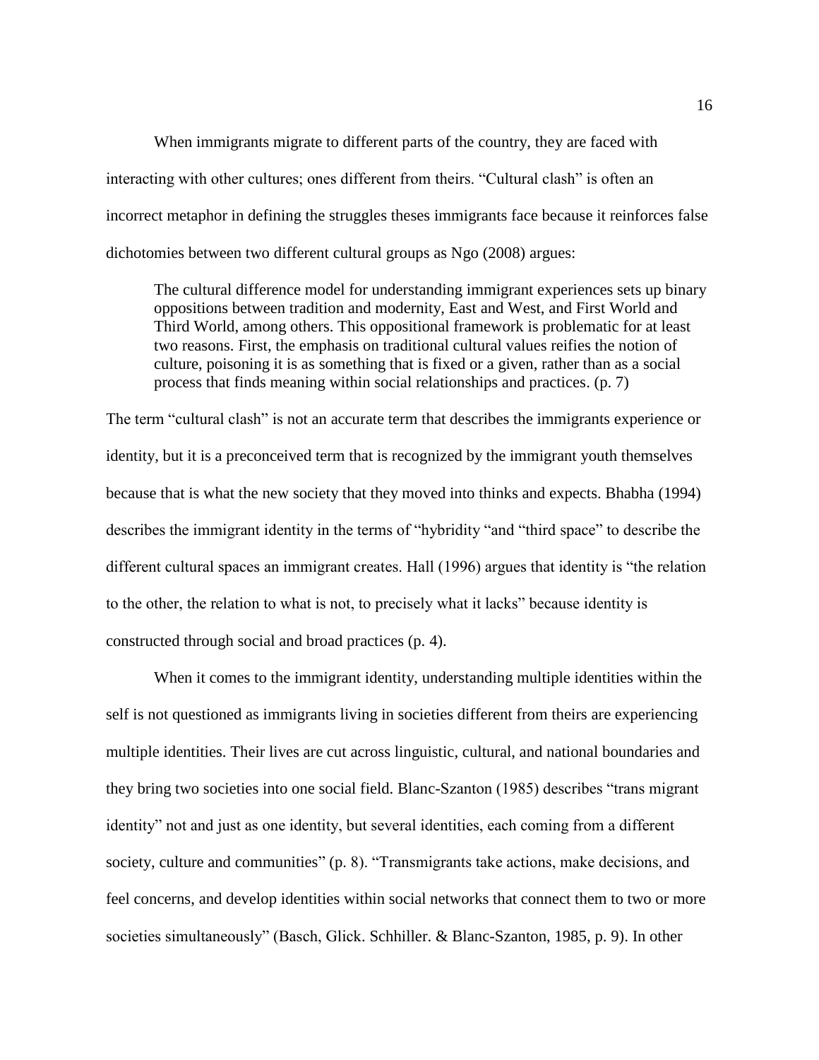When immigrants migrate to different parts of the country, they are faced with interacting with other cultures; ones different from theirs. “Cultural clash” is often an incorrect metaphor in defining the struggles theses immigrants face because it reinforces false dichotomies between two different cultural groups as Ngo (2008) argues:

> The cultural difference model for understanding immigrant experiences sets up binary oppositions between tradition and modernity, East and West, and First World and Third World, among others. This oppositional framework is problematic for at least two reasons. First, the emphasis on traditional cultural values reifies the notion of culture, poisoning it is as something that is fixed or a given, rather than as a social process that finds meaning within social relationships and practices. (p. 7)

The term “cultural clash” is not an accurate term that describes the immigrants experience or identity, but it is a preconceived term that is recognized by the immigrant youth themselves because that is what the new society that they moved into thinks and expects. Bhabha (1994) describes the immigrant identity in the terms of “hybridity “and “third space” to describe the different cultural spaces an immigrant creates. Hall (1996) argues that identity is “the relation to the other, the relation to what is not, to precisely what it lacks” because identity is constructed through social and broad practices (p. 4).

When it comes to the immigrant identity, understanding multiple identities within the self is not questioned as immigrants living in societies different from theirs are experiencing multiple identities. Their lives are cut across linguistic, cultural, and national boundaries and they bring two societies into one social field. Blanc-Szanton (1985) describes “trans migrant identity” not and just as one identity, but several identities, each coming from a different society, culture and communities” (p. 8). “Transmigrants take actions, make decisions, and feel concerns, and develop identities within social networks that connect them to two or more societies simultaneously” (Basch, Glick. Schhiller. & Blanc-Szanton, 1985, p. 9). In other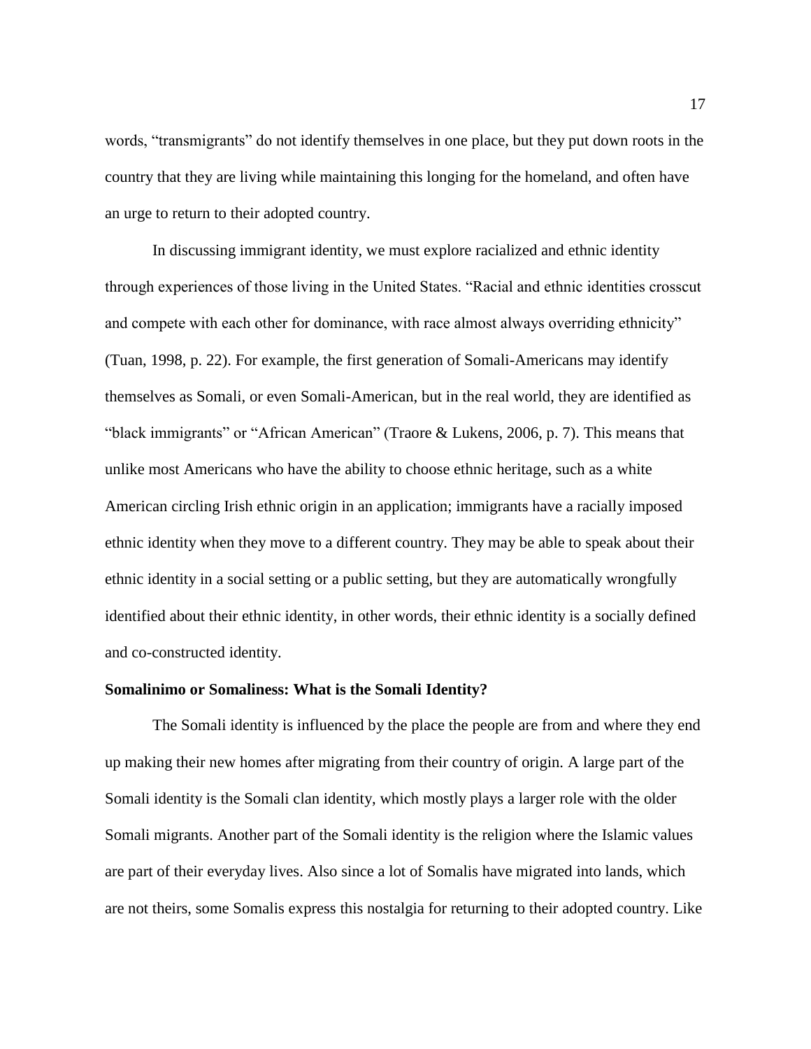words, "transmigrants" do not identify themselves in one place, but they put down roots in the country that they are living while maintaining this longing for the homeland, and often have an urge to return to their adopted country.

In discussing immigrant identity, we must explore racialized and ethnic identity through experiences of those living in the United States. "Racial and ethnic identities crosscut and compete with each other for dominance, with race almost always overriding ethnicity" (Tuan, 1998, p. 22). For example, the first generation of Somali-Americans may identify themselves as Somali, or even Somali-American, but in the real world, they are identified as "black immigrants" or "African American" (Traore & Lukens, 2006, p. 7). This means that unlike most Americans who have the ability to choose ethnic heritage, such as a white American circling Irish ethnic origin in an application; immigrants have a racially imposed ethnic identity when they move to a different country. They may be able to speak about their ethnic identity in a social setting or a public setting, but they are automatically wrongfully identified about their ethnic identity, in other words, their ethnic identity is a socially defined and co-constructed identity.

**Somalinimo or Somaliness: What is the Somali Identity?**

The Somali identity is influenced by the place the people are from and where they end up making their new homes after migrating from their country of origin. A large part of the Somali identity is the Somali clan identity, which mostly plays a larger role with the older Somali migrants. Another part of the Somali identity is the religion where the Islamic values are part of their everyday lives. Also since a lot of Somalis have migrated into lands, which are not theirs, some Somalis express this nostalgia for returning to their adopted country. Like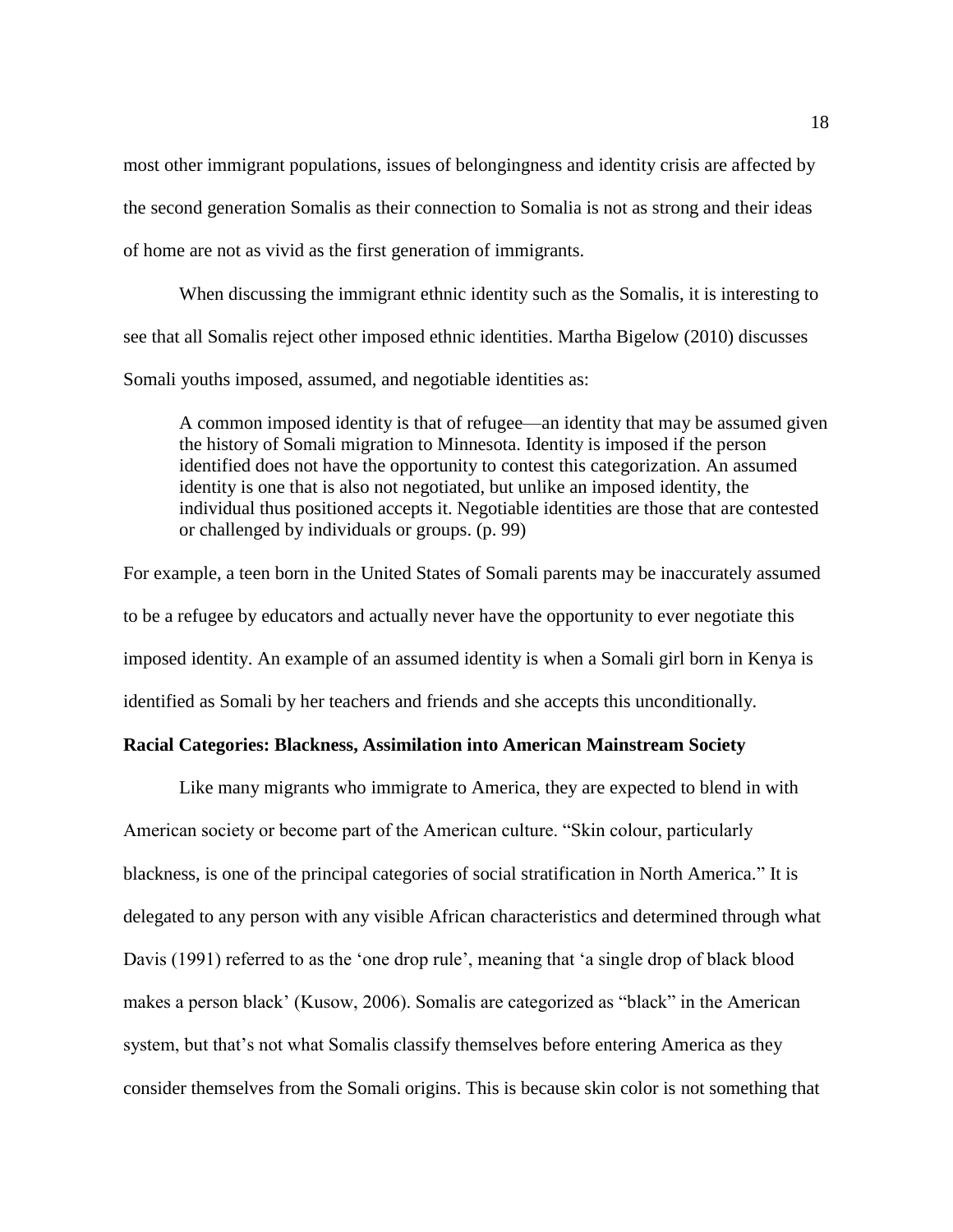most other immigrant populations, issues of belongingness and identity crisis are affected by the second generation Somalis as their connection to Somalia is not as strong and their ideas of home are not as vivid as the first generation of immigrants.

When discussing the immigrant ethnic identity such as the Somalis, it is interesting to see that all Somalis reject other imposed ethnic identities. Martha Bigelow (2010) discusses Somali youths imposed, assumed, and negotiable identities as:

> A common imposed identity is that of refugee—an identity that may be assumed given the history of Somali migration to Minnesota. Identity is imposed if the person identified does not have the opportunity to contest this categorization. An assumed identity is one that is also not negotiated, but unlike an imposed identity, the individual thus positioned accepts it. Negotiable identities are those that are contested or challenged by individuals or groups. (p. 99)

For example, a teen born in the United States of Somali parents may be inaccurately assumed to be a refugee by educators and actually never have the opportunity to ever negotiate this imposed identity. An example of an assumed identity is when a Somali girl born in Kenya is identified as Somali by her teachers and friends and she accepts this unconditionally.

**Racial Categories: Blackness, Assimilation into American Mainstream Society**

Like many migrants who immigrate to America, they are expected to blend in with American society or become part of the American culture. "Skin colour, particularly blackness, is one of the principal categories of social stratification in North America." It is delegated to any person with any visible African characteristics and determined through what Davis (1991) referred to as the 'one drop rule', meaning that 'a single drop of black blood makes a person black' (Kusow, 2006). Somalis are categorized as "black" in the American system, but that's not what Somalis classify themselves before entering America as they consider themselves from the Somali origins. This is because skin color is not something that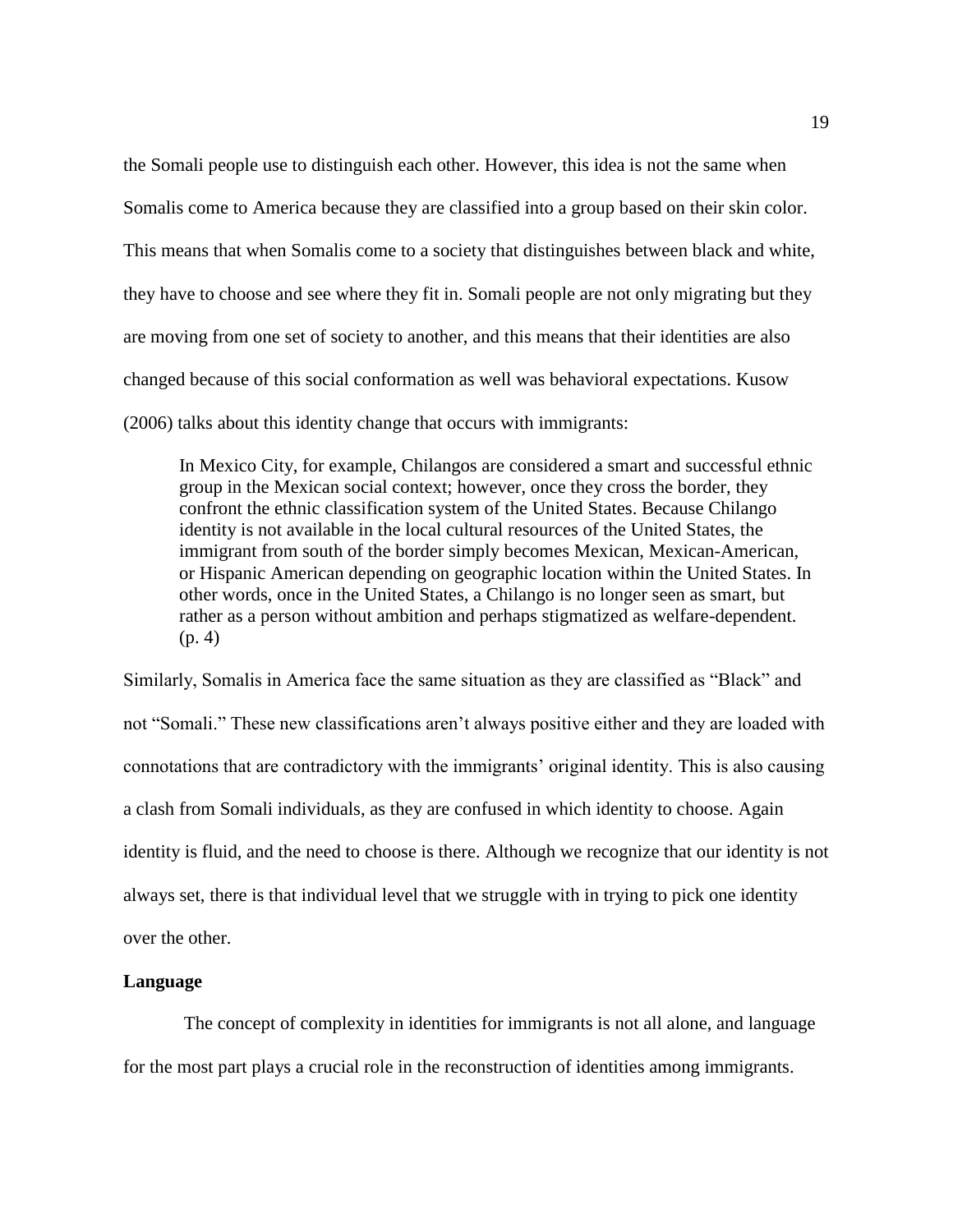the Somali people use to distinguish each other. However, this idea is not the same when Somalis come to America because they are classified into a group based on their skin color. This means that when Somalis come to a society that distinguishes between black and white, they have to choose and see where they fit in. Somali people are not only migrating but they are moving from one set of society to another, and this means that their identities are also changed because of this social conformation as well was behavioral expectations. Kusow (2006) talks about this identity change that occurs with immigrants:

> In Mexico City, for example, Chilangos are considered a smart and successful ethnic group in the Mexican social context; however, once they cross the border, they confront the ethnic classification system of the United States. Because Chilango identity is not available in the local cultural resources of the United States, the immigrant from south of the border simply becomes Mexican, Mexican-American, or Hispanic American depending on geographic location within the United States. In other words, once in the United States, a Chilango is no longer seen as smart, but rather as a person without ambition and perhaps stigmatized as welfare-dependent. (p. 4)

Similarly, Somalis in America face the same situation as they are classified as "Black" and not "Somali." These new classifications aren't always positive either and they are loaded with connotations that are contradictory with the immigrants' original identity. This is also causing a clash from Somali individuals, as they are confused in which identity to choose. Again identity is fluid, and the need to choose is there. Although we recognize that our identity is not always set, there is that individual level that we struggle with in trying to pick one identity over the other.

**Language**

The concept of complexity in identities for immigrants is not all alone, and language for the most part plays a crucial role in the reconstruction of identities among immigrants.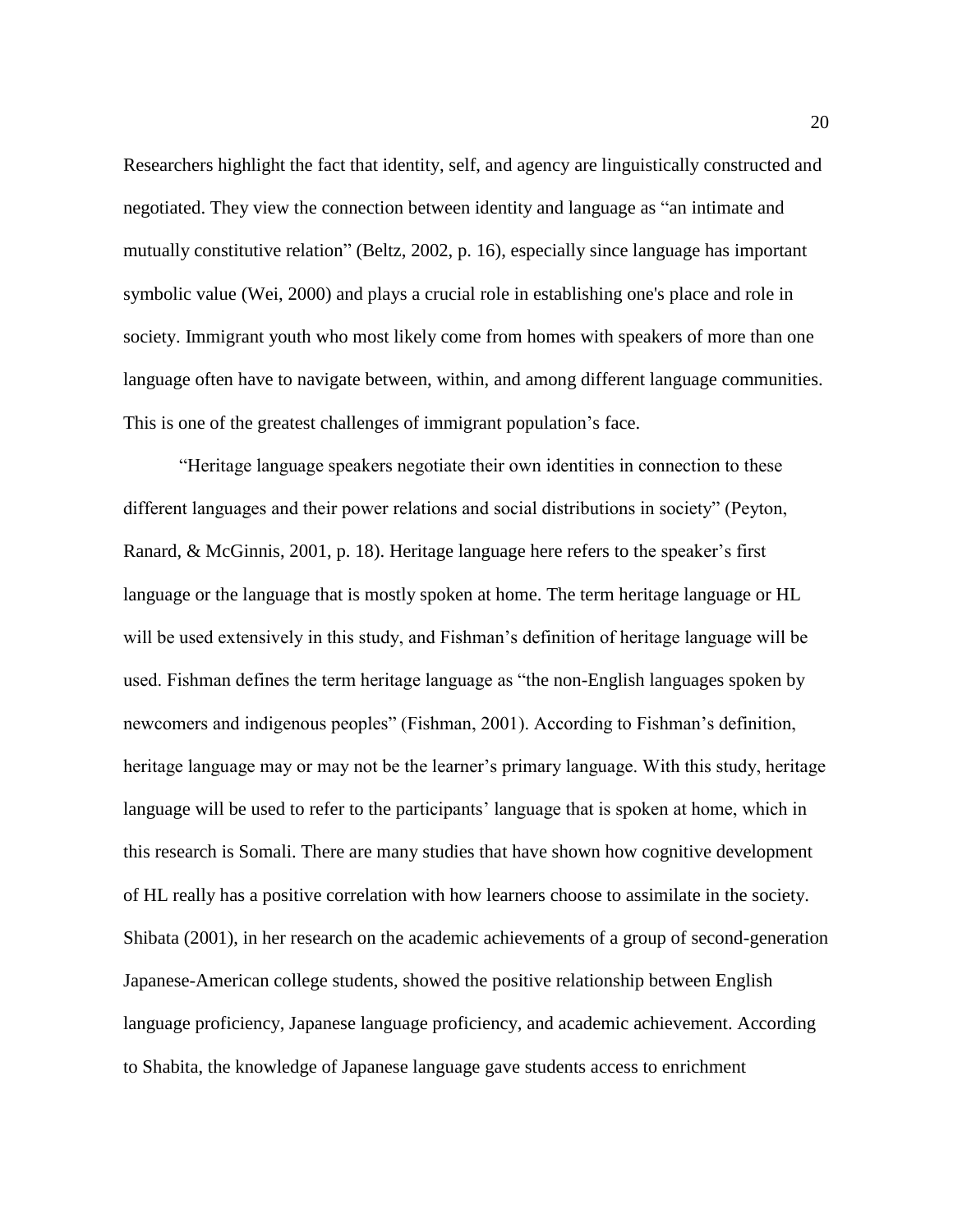Researchers highlight the fact that identity, self, and agency are linguistically constructed and negotiated. They view the connection between identity and language as "an intimate and mutually constitutive relation" (Beltz, 2002, p. 16), especially since language has important symbolic value (Wei, 2000) and plays a crucial role in establishing one's place and role in society. Immigrant youth who most likely come from homes with speakers of more than one language often have to navigate between, within, and among different language communities. This is one of the greatest challenges of immigrant population's face.

"Heritage language speakers negotiate their own identities in connection to these different languages and their power relations and social distributions in society" (Peyton, Ranard, & McGinnis, 2001, p. 18). Heritage language here refers to the speaker's first language or the language that is mostly spoken at home. The term heritage language or HL will be used extensively in this study, and Fishman's definition of heritage language will be used. Fishman defines the term heritage language as "the non-English languages spoken by newcomers and indigenous peoples" (Fishman, 2001). According to Fishman's definition, heritage language may or may not be the learner's primary language. With this study, heritage language will be used to refer to the participants' language that is spoken at home, which in this research is Somali. There are many studies that have shown how cognitive development of HL really has a positive correlation with how learners choose to assimilate in the society. Shibata (2001), in her research on the academic achievements of a group of second-generation Japanese-American college students, showed the positive relationship between English language proficiency, Japanese language proficiency, and academic achievement. According to Shabita, the knowledge of Japanese language gave students access to enrichment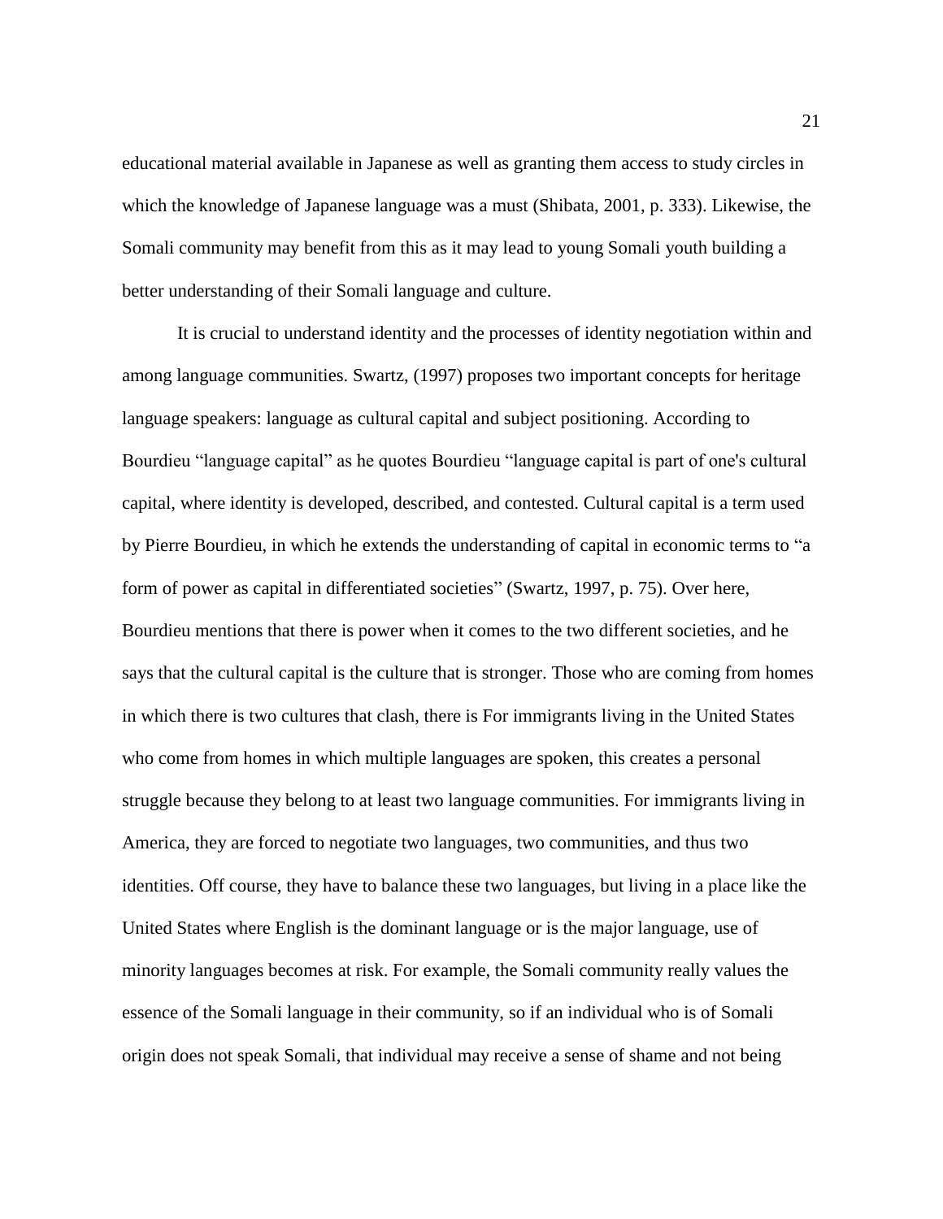educational material available in Japanese as well as granting them access to study circles in which the knowledge of Japanese language was a must (Shibata, 2001, p. 333). Likewise, the Somali community may benefit from this as it may lead to young Somali youth building a better understanding of their Somali language and culture.

It is crucial to understand identity and the processes of identity negotiation within and among language communities. Swartz, (1997) proposes two important concepts for heritage language speakers: language as cultural capital and subject positioning. According to Bourdieu "language capital" as he quotes Bourdieu "language capital is part of one's cultural capital, where identity is developed, described, and contested. Cultural capital is a term used by Pierre Bourdieu, in which he extends the understanding of capital in economic terms to "a form of power as capital in differentiated societies" (Swartz, 1997, p. 75). Over here, Bourdieu mentions that there is power when it comes to the two different societies, and he says that the cultural capital is the culture that is stronger. Those who are coming from homes in which there is two cultures that clash, there is For immigrants living in the United States who come from homes in which multiple languages are spoken, this creates a personal struggle because they belong to at least two language communities. For immigrants living in America, they are forced to negotiate two languages, two communities, and thus two identities. Off course, they have to balance these two languages, but living in a place like the United States where English is the dominant language or is the major language, use of minority languages becomes at risk. For example, the Somali community really values the essence of the Somali language in their community, so if an individual who is of Somali origin does not speak Somali, that individual may receive a sense of shame and not being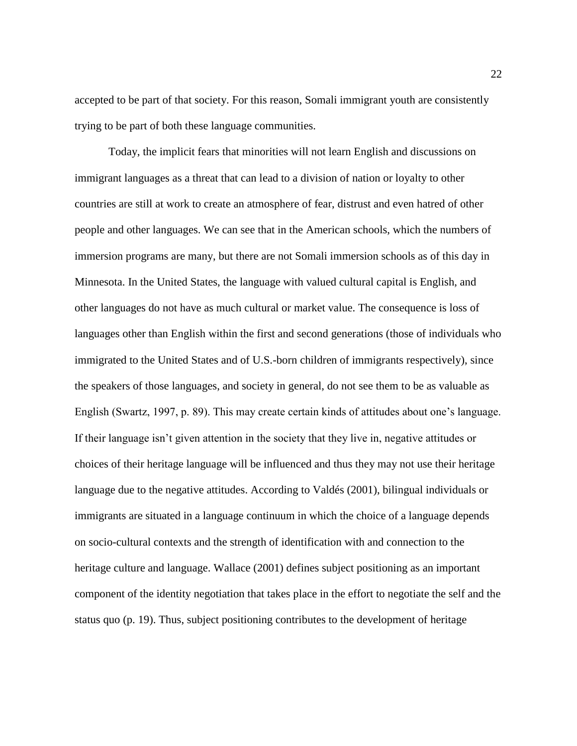accepted to be part of that society. For this reason, Somali immigrant youth are consistently trying to be part of both these language communities.

Today, the implicit fears that minorities will not learn English and discussions on immigrant languages as a threat that can lead to a division of nation or loyalty to other countries are still at work to create an atmosphere of fear, distrust and even hatred of other people and other languages. We can see that in the American schools, which the numbers of immersion programs are many, but there are not Somali immersion schools as of this day in Minnesota. In the United States, the language with valued cultural capital is English, and other languages do not have as much cultural or market value. The consequence is loss of languages other than English within the first and second generations (those of individuals who immigrated to the United States and of U.S.-born children of immigrants respectively), since the speakers of those languages, and society in general, do not see them to be as valuable as English (Swartz, 1997, p. 89). This may create certain kinds of attitudes about one's language. If their language isn't given attention in the society that they live in, negative attitudes or choices of their heritage language will be influenced and thus they may not use their heritage language due to the negative attitudes. According to Valdés (2001), bilingual individuals or immigrants are situated in a language continuum in which the choice of a language depends on socio-cultural contexts and the strength of identification with and connection to the heritage culture and language. Wallace (2001) defines subject positioning as an important component of the identity negotiation that takes place in the effort to negotiate the self and the status quo (p. 19). Thus, subject positioning contributes to the development of heritage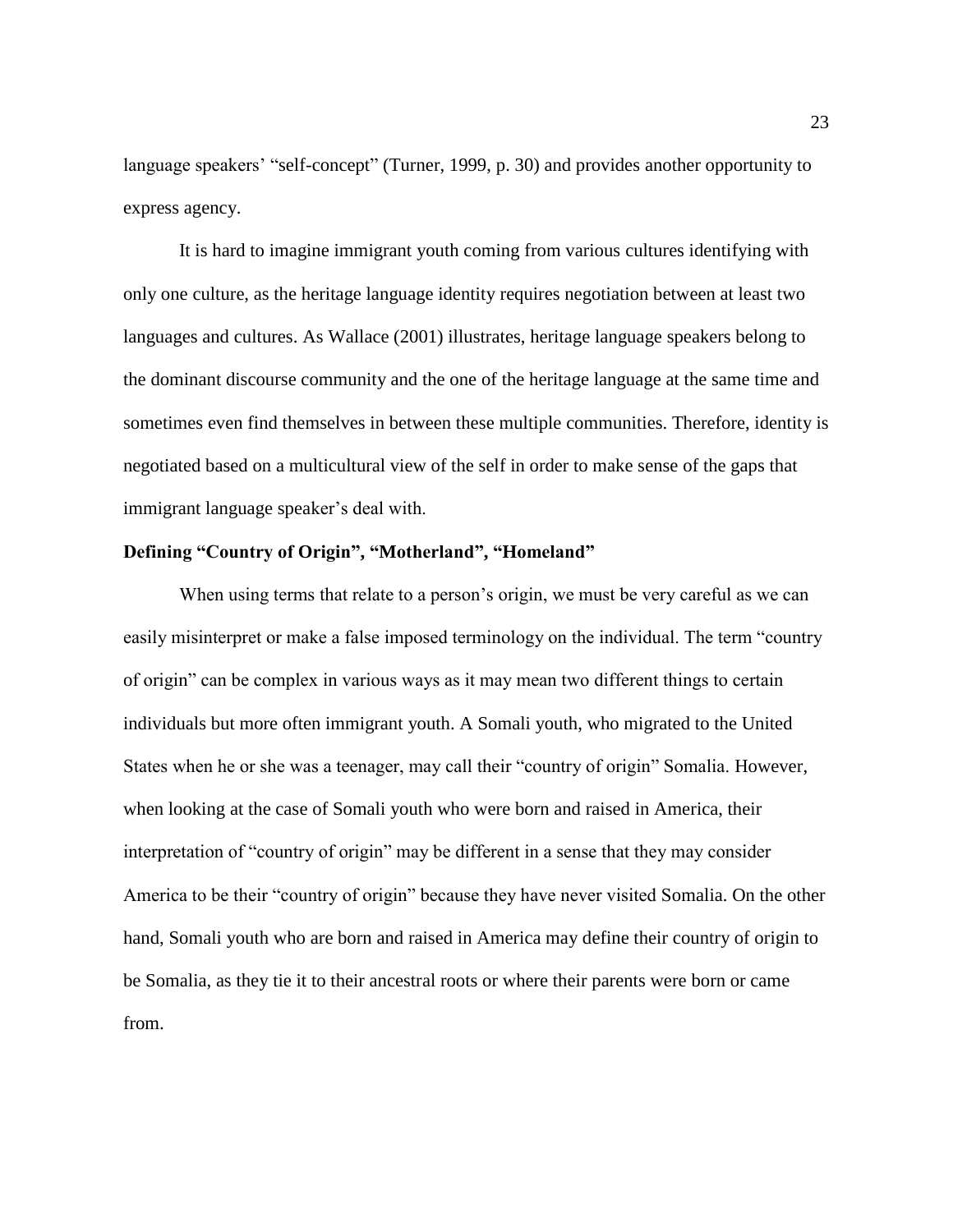language speakers' "self-concept" (Turner, 1999, p. 30) and provides another opportunity to express agency.

It is hard to imagine immigrant youth coming from various cultures identifying with only one culture, as the heritage language identity requires negotiation between at least two languages and cultures. As Wallace (2001) illustrates, heritage language speakers belong to the dominant discourse community and the one of the heritage language at the same time and sometimes even find themselves in between these multiple communities. Therefore, identity is negotiated based on a multicultural view of the self in order to make sense of the gaps that immigrant language speaker's deal with.

## Defining "Country of Origin", "Motherland", "Homeland"

When using terms that relate to a person's origin, we must be very careful as we can easily misinterpret or make a false imposed terminology on the individual. The term "country of origin" can be complex in various ways as it may mean two different things to certain individuals but more often immigrant youth. A Somali youth, who migrated to the United States when he or she was a teenager, may call their "country of origin" Somalia. However, when looking at the case of Somali youth who were born and raised in America, their interpretation of "country of origin" may be different in a sense that they may consider America to be their "country of origin" because they have never visited Somalia. On the other hand, Somali youth who are born and raised in America may define their country of origin to be Somalia, as they tie it to their ancestral roots or where their parents were born or came from.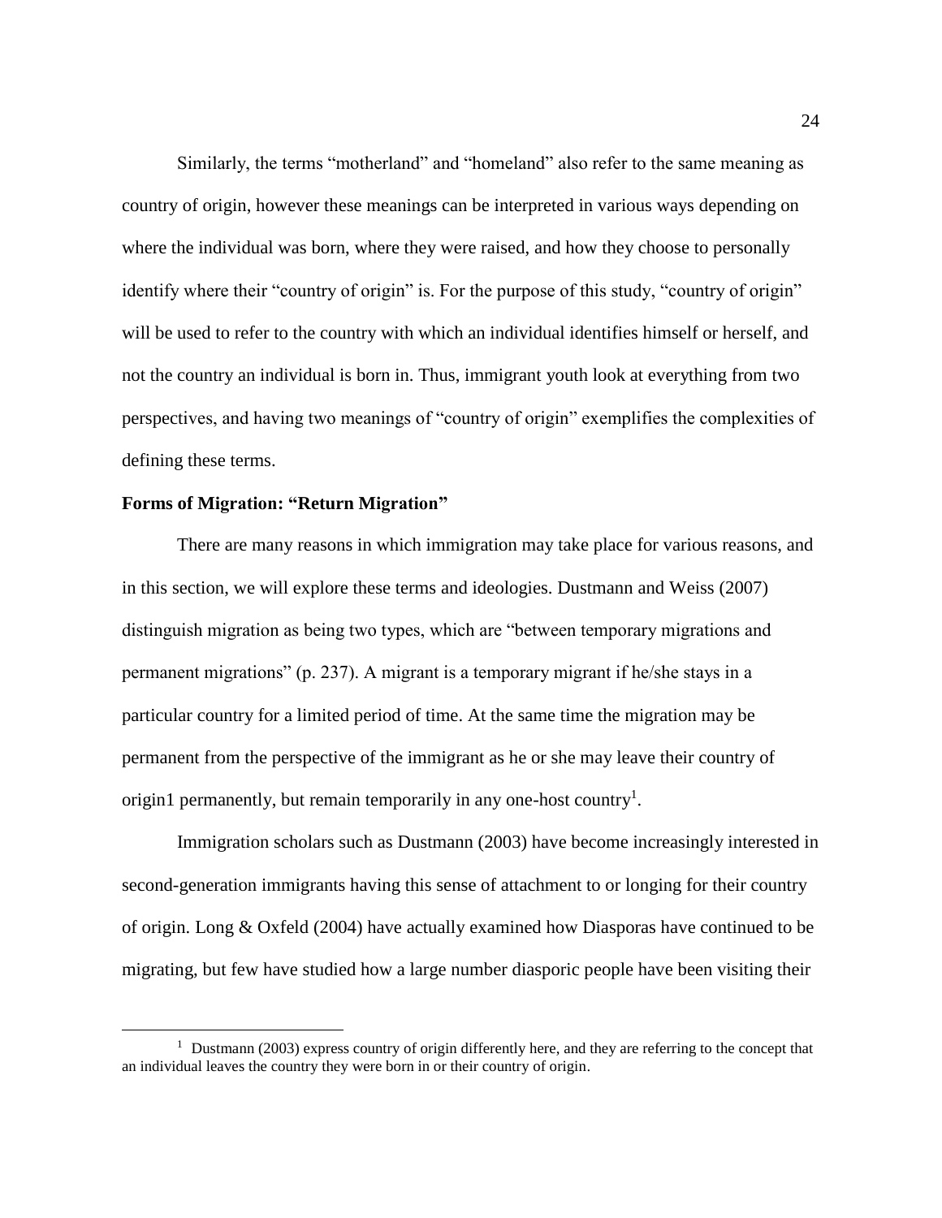Similarly, the terms “motherland” and “homeland” also refer to the same meaning as country of origin, however these meanings can be interpreted in various ways depending on where the individual was born, where they were raised, and how they choose to personally identify where their “country of origin” is. For the purpose of this study, “country of origin” will be used to refer to the country with which an individual identifies himself or herself, and not the country an individual is born in. Thus, immigrant youth look at everything from two perspectives, and having two meanings of “country of origin” exemplifies the complexities of defining these terms.

**Forms of Migration: “Return Migration”**

There are many reasons in which immigration may take place for various reasons, and in this section, we will explore these terms and ideologies. Dustmann and Weiss (2007) distinguish migration as being two types, which are “between temporary migrations and permanent migrations” (p. 237). A migrant is a temporary migrant if he/she stays in a particular country for a limited period of time. At the same time the migration may be permanent from the perspective of the immigrant as he or she may leave their country of origin1 permanently, but remain temporarily in any one-host country[1].

Immigration scholars such as Dustmann (2003) have become increasingly interested in second-generation immigrants having this sense of attachment to or longing for their country of origin. Long & Oxfeld (2004) have actually examined how Diasporas have continued to be migrating, but few have studied how a large number diasporic people have been visiting their

[1] Dustmann (2003) express country of origin differently here, and they are referring to the concept that an individual leaves the country they were born in or their country of origin.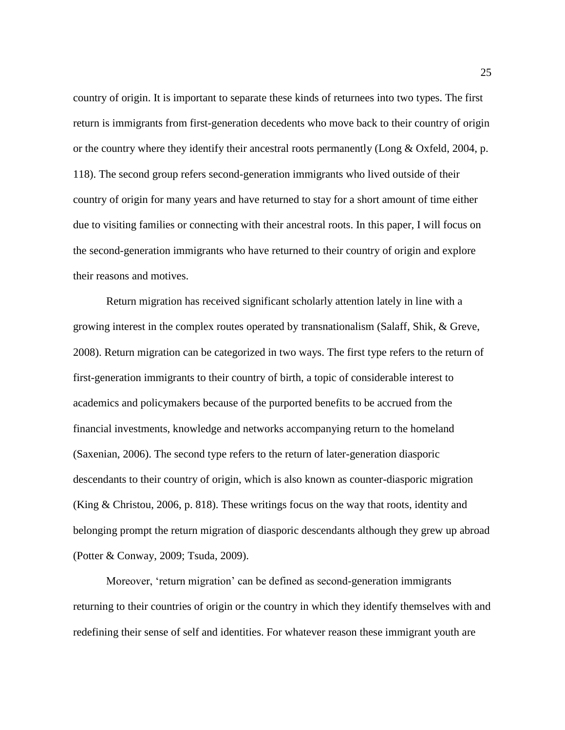country of origin. It is important to separate these kinds of returnees into two types. The first return is immigrants from first-generation decedents who move back to their country of origin or the country where they identify their ancestral roots permanently (Long & Oxfeld, 2004, p. 118). The second group refers second-generation immigrants who lived outside of their country of origin for many years and have returned to stay for a short amount of time either due to visiting families or connecting with their ancestral roots. In this paper, I will focus on the second-generation immigrants who have returned to their country of origin and explore their reasons and motives.

Return migration has received significant scholarly attention lately in line with a growing interest in the complex routes operated by transnationalism (Salaff, Shik, & Greve, 2008). Return migration can be categorized in two ways. The first type refers to the return of first-generation immigrants to their country of birth, a topic of considerable interest to academics and policymakers because of the purported benefits to be accrued from the financial investments, knowledge and networks accompanying return to the homeland (Saxenian, 2006). The second type refers to the return of later-generation diasporic descendants to their country of origin, which is also known as counter-diasporic migration (King & Christou, 2006, p. 818). These writings focus on the way that roots, identity and belonging prompt the return migration of diasporic descendants although they grew up abroad (Potter & Conway, 2009; Tsuda, 2009).

Moreover, 'return migration' can be defined as second-generation immigrants returning to their countries of origin or the country in which they identify themselves with and redefining their sense of self and identities. For whatever reason these immigrant youth are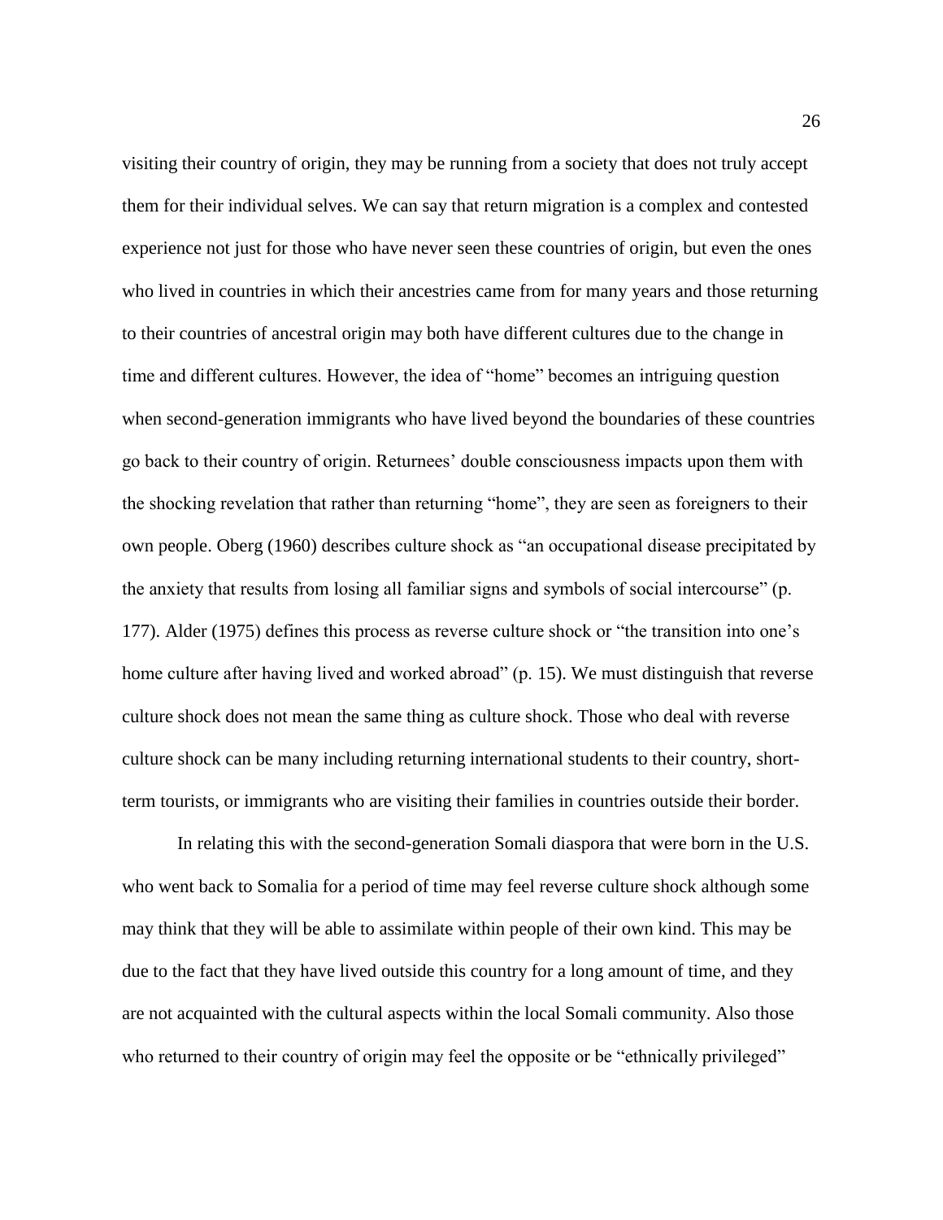visiting their country of origin, they may be running from a society that does not truly accept them for their individual selves. We can say that return migration is a complex and contested experience not just for those who have never seen these countries of origin, but even the ones who lived in countries in which their ancestries came from for many years and those returning to their countries of ancestral origin may both have different cultures due to the change in time and different cultures. However, the idea of "home" becomes an intriguing question when second-generation immigrants who have lived beyond the boundaries of these countries go back to their country of origin. Returnees' double consciousness impacts upon them with the shocking revelation that rather than returning "home", they are seen as foreigners to their own people. Oberg (1960) describes culture shock as "an occupational disease precipitated by the anxiety that results from losing all familiar signs and symbols of social intercourse" (p. 177). Alder (1975) defines this process as reverse culture shock or "the transition into one's home culture after having lived and worked abroad" (p. 15). We must distinguish that reverse culture shock does not mean the same thing as culture shock. Those who deal with reverse culture shock can be many including returning international students to their country, short-term tourists, or immigrants who are visiting their families in countries outside their border.

In relating this with the second-generation Somali diaspora that were born in the U.S. who went back to Somalia for a period of time may feel reverse culture shock although some may think that they will be able to assimilate within people of their own kind. This may be due to the fact that they have lived outside this country for a long amount of time, and they are not acquainted with the cultural aspects within the local Somali community. Also those who returned to their country of origin may feel the opposite or be "ethnically privileged"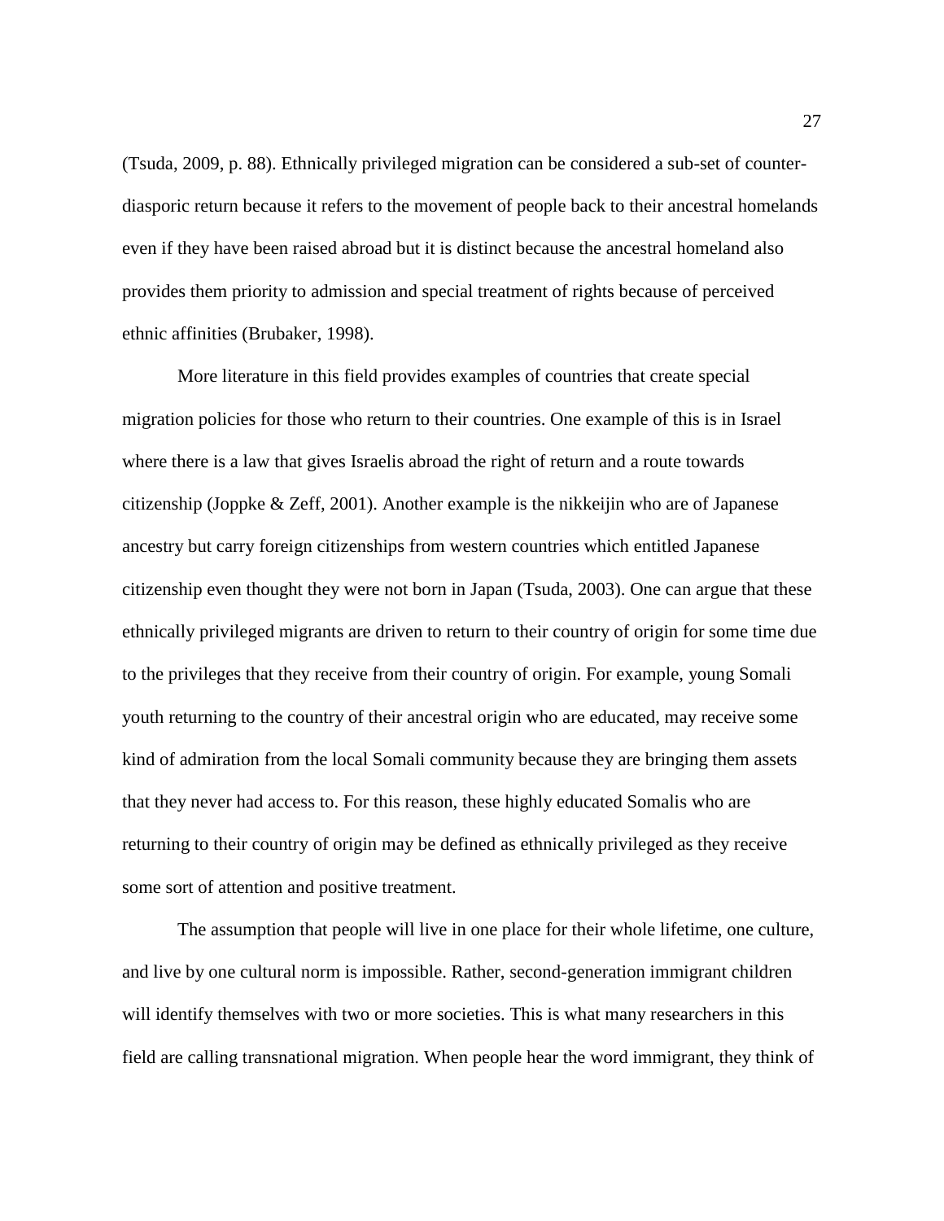(Tsuda, 2009, p. 88). Ethnically privileged migration can be considered a sub-set of counter-diasporic return because it refers to the movement of people back to their ancestral homelands even if they have been raised abroad but it is distinct because the ancestral homeland also provides them priority to admission and special treatment of rights because of perceived ethnic affinities (Brubaker, 1998).

More literature in this field provides examples of countries that create special migration policies for those who return to their countries. One example of this is in Israel where there is a law that gives Israelis abroad the right of return and a route towards citizenship (Joppke & Zeff, 2001). Another example is the nikkeijin who are of Japanese ancestry but carry foreign citizenships from western countries which entitled Japanese citizenship even thought they were not born in Japan (Tsuda, 2003). One can argue that these ethnically privileged migrants are driven to return to their country of origin for some time due to the privileges that they receive from their country of origin. For example, young Somali youth returning to the country of their ancestral origin who are educated, may receive some kind of admiration from the local Somali community because they are bringing them assets that they never had access to. For this reason, these highly educated Somalis who are returning to their country of origin may be defined as ethnically privileged as they receive some sort of attention and positive treatment.

The assumption that people will live in one place for their whole lifetime, one culture, and live by one cultural norm is impossible. Rather, second-generation immigrant children will identify themselves with two or more societies. This is what many researchers in this field are calling transnational migration. When people hear the word immigrant, they think of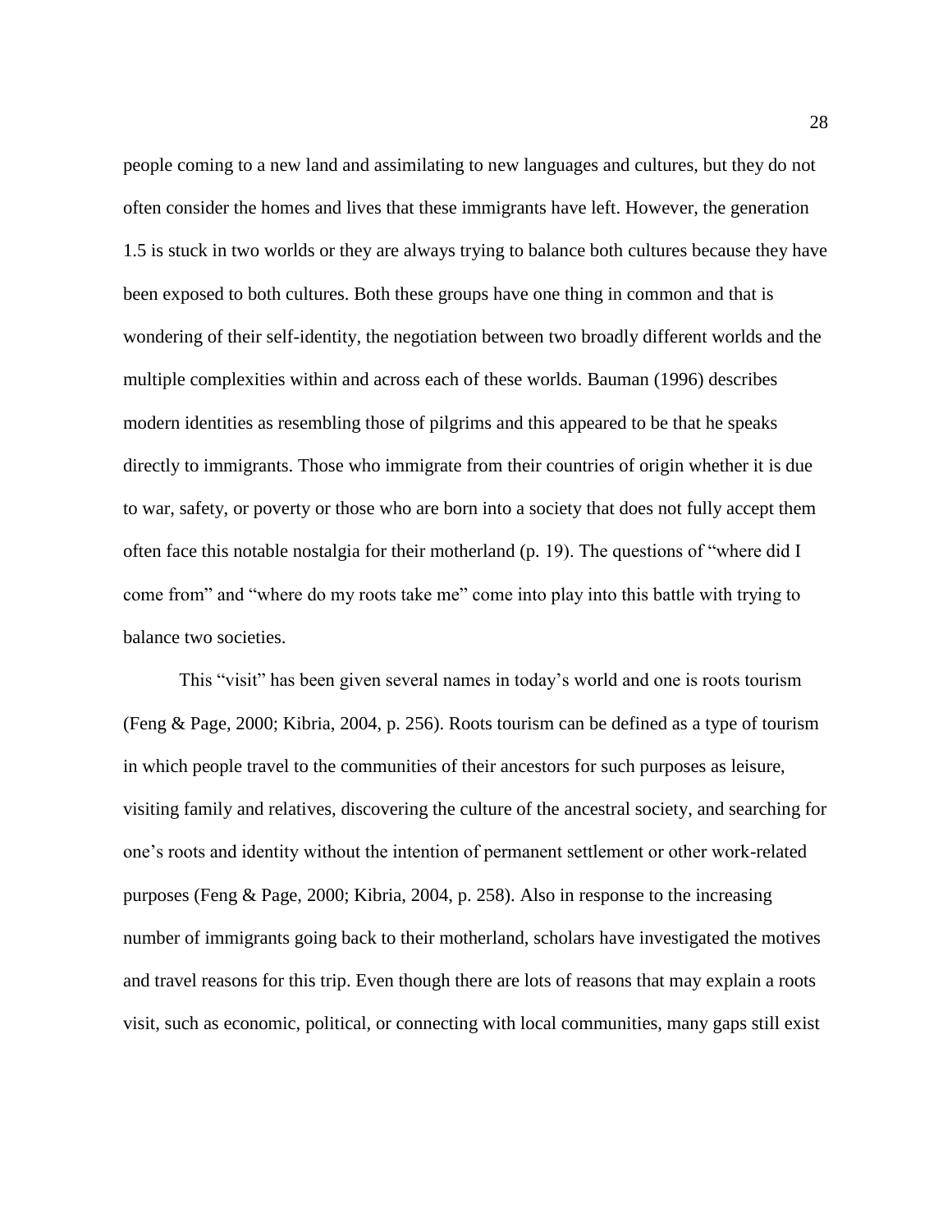people coming to a new land and assimilating to new languages and cultures, but they do not often consider the homes and lives that these immigrants have left. However, the generation 1.5 is stuck in two worlds or they are always trying to balance both cultures because they have been exposed to both cultures. Both these groups have one thing in common and that is wondering of their self-identity, the negotiation between two broadly different worlds and the multiple complexities within and across each of these worlds. Bauman (1996) describes modern identities as resembling those of pilgrims and this appeared to be that he speaks directly to immigrants. Those who immigrate from their countries of origin whether it is due to war, safety, or poverty or those who are born into a society that does not fully accept them often face this notable nostalgia for their motherland (p. 19). The questions of "where did I come from" and "where do my roots take me" come into play into this battle with trying to balance two societies.

This "visit" has been given several names in today's world and one is roots tourism (Feng & Page, 2000; Kibria, 2004, p. 256). Roots tourism can be defined as a type of tourism in which people travel to the communities of their ancestors for such purposes as leisure, visiting family and relatives, discovering the culture of the ancestral society, and searching for one's roots and identity without the intention of permanent settlement or other work-related purposes (Feng & Page, 2000; Kibria, 2004, p. 258). Also in response to the increasing number of immigrants going back to their motherland, scholars have investigated the motives and travel reasons for this trip. Even though there are lots of reasons that may explain a roots visit, such as economic, political, or connecting with local communities, many gaps still exist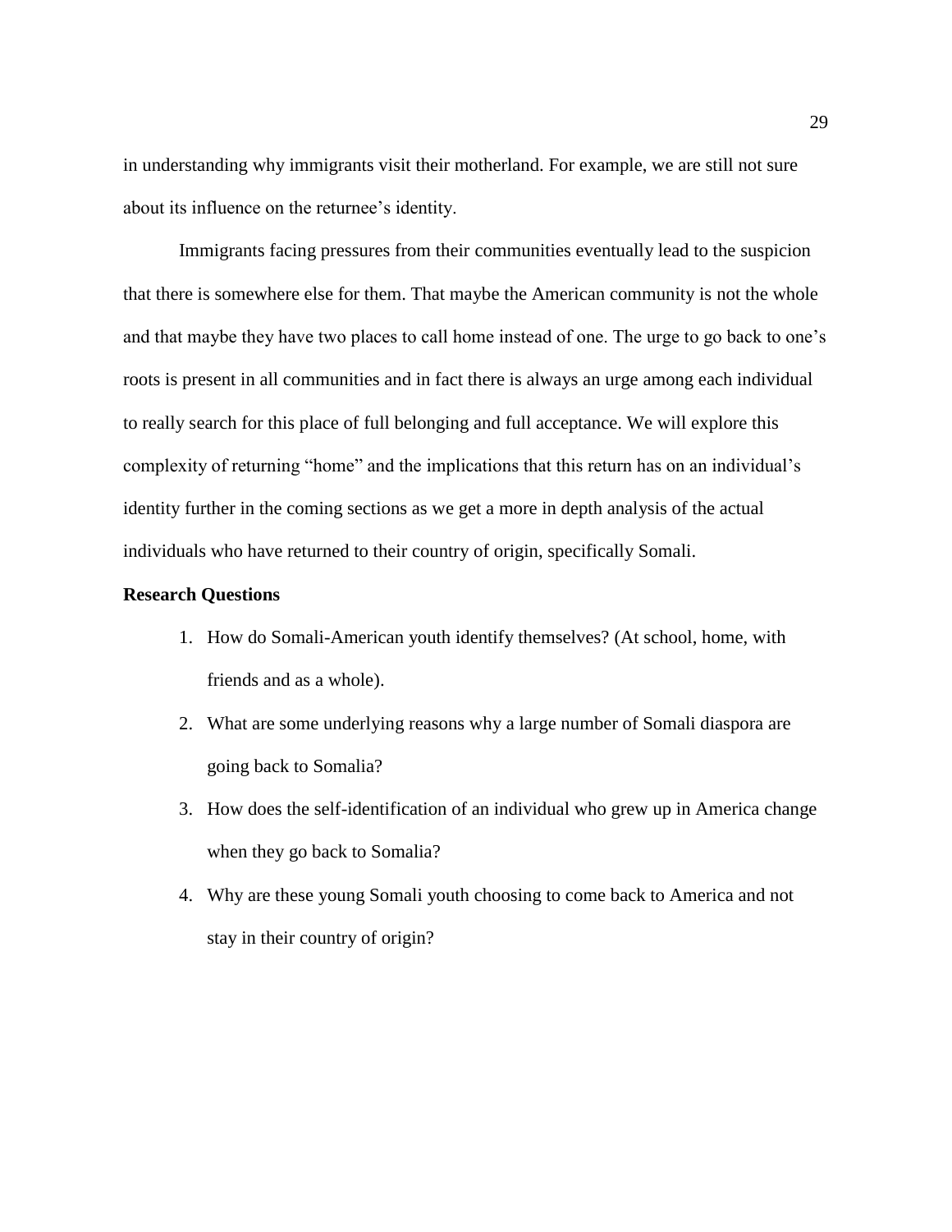in understanding why immigrants visit their motherland. For example, we are still not sure about its influence on the returnee's identity.

Immigrants facing pressures from their communities eventually lead to the suspicion that there is somewhere else for them. That maybe the American community is not the whole and that maybe they have two places to call home instead of one. The urge to go back to one's roots is present in all communities and in fact there is always an urge among each individual to really search for this place of full belonging and full acceptance. We will explore this complexity of returning "home" and the implications that this return has on an individual's identity further in the coming sections as we get a more in depth analysis of the actual individuals who have returned to their country of origin, specifically Somali.

**Research Questions**

1. How do Somali-American youth identify themselves? (At school, home, with friends and as a whole).
2. What are some underlying reasons why a large number of Somali diaspora are going back to Somalia?
3. How does the self-identification of an individual who grew up in America change when they go back to Somalia?
4. Why are these young Somali youth choosing to come back to America and not stay in their country of origin?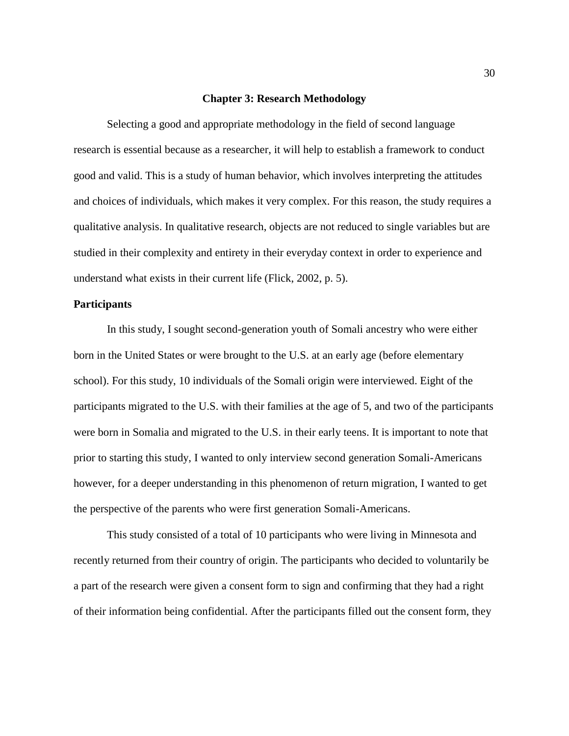# Chapter 3: Research Methodology

Selecting a good and appropriate methodology in the field of second language research is essential because as a researcher, it will help to establish a framework to conduct good and valid. This is a study of human behavior, which involves interpreting the attitudes and choices of individuals, which makes it very complex. For this reason, the study requires a qualitative analysis. In qualitative research, objects are not reduced to single variables but are studied in their complexity and entirety in their everyday context in order to experience and understand what exists in their current life (Flick, 2002, p. 5).

## Participants

In this study, I sought second-generation youth of Somali ancestry who were either born in the United States or were brought to the U.S. at an early age (before elementary school). For this study, 10 individuals of the Somali origin were interviewed. Eight of the participants migrated to the U.S. with their families at the age of 5, and two of the participants were born in Somalia and migrated to the U.S. in their early teens. It is important to note that prior to starting this study, I wanted to only interview second generation Somali-Americans however, for a deeper understanding in this phenomenon of return migration, I wanted to get the perspective of the parents who were first generation Somali-Americans.

This study consisted of a total of 10 participants who were living in Minnesota and recently returned from their country of origin. The participants who decided to voluntarily be a part of the research were given a consent form to sign and confirming that they had a right of their information being confidential. After the participants filled out the consent form, they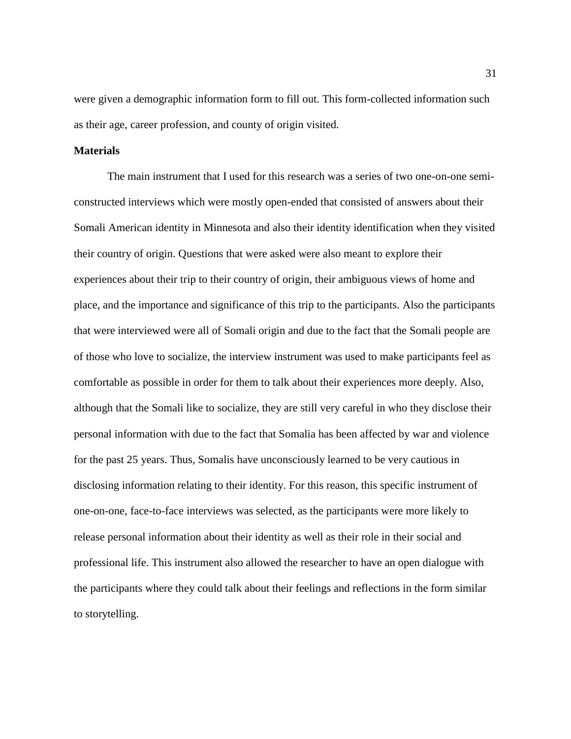were given a demographic information form to fill out. This form-collected information such as their age, career profession, and county of origin visited.

**Materials**

The main instrument that I used for this research was a series of two one-on-one semi-constructed interviews which were mostly open-ended that consisted of answers about their Somali American identity in Minnesota and also their identity identification when they visited their country of origin. Questions that were asked were also meant to explore their experiences about their trip to their country of origin, their ambiguous views of home and place, and the importance and significance of this trip to the participants. Also the participants that were interviewed were all of Somali origin and due to the fact that the Somali people are of those who love to socialize, the interview instrument was used to make participants feel as comfortable as possible in order for them to talk about their experiences more deeply. Also, although that the Somali like to socialize, they are still very careful in who they disclose their personal information with due to the fact that Somalia has been affected by war and violence for the past 25 years. Thus, Somalis have unconsciously learned to be very cautious in disclosing information relating to their identity. For this reason, this specific instrument of one-on-one, face-to-face interviews was selected, as the participants were more likely to release personal information about their identity as well as their role in their social and professional life. This instrument also allowed the researcher to have an open dialogue with the participants where they could talk about their feelings and reflections in the form similar to storytelling.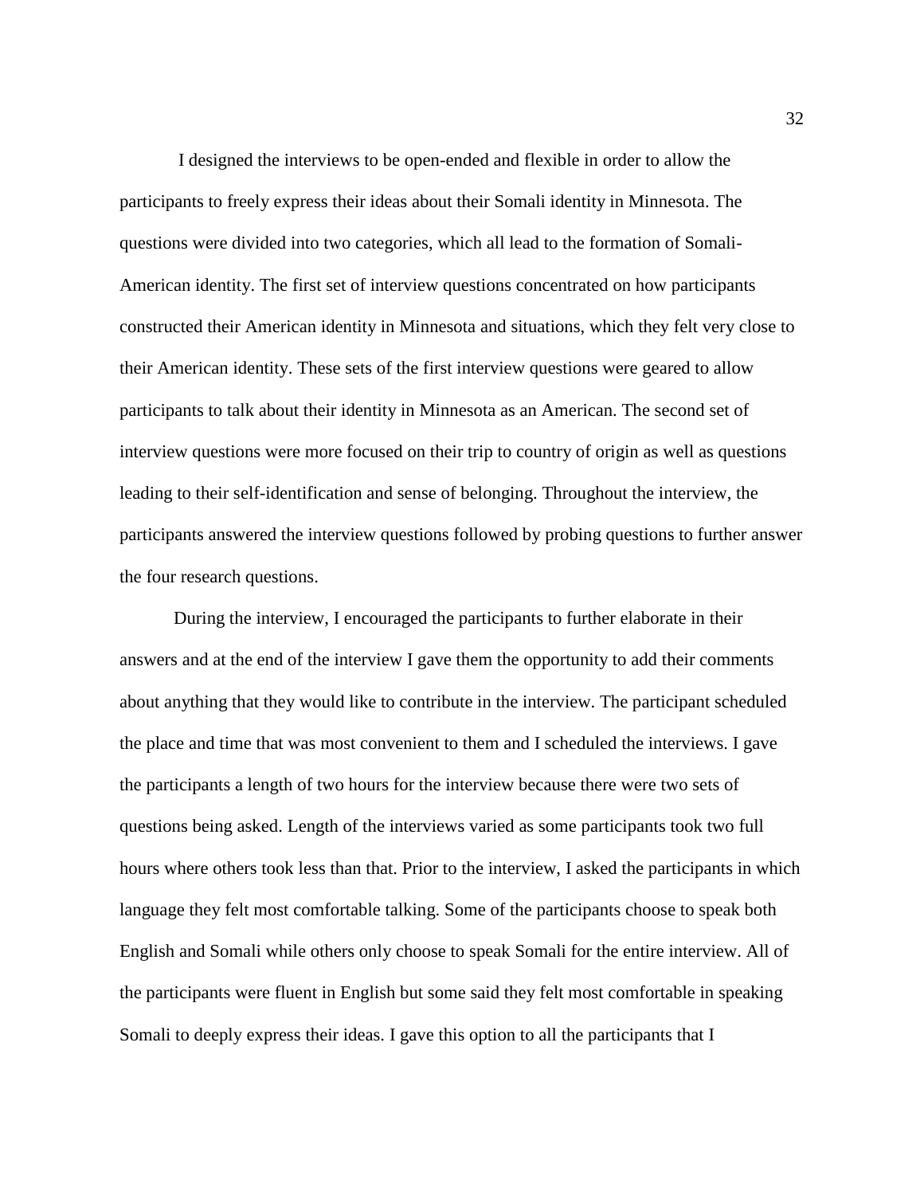I designed the interviews to be open-ended and flexible in order to allow the participants to freely express their ideas about their Somali identity in Minnesota. The questions were divided into two categories, which all lead to the formation of Somali-American identity. The first set of interview questions concentrated on how participants constructed their American identity in Minnesota and situations, which they felt very close to their American identity. These sets of the first interview questions were geared to allow participants to talk about their identity in Minnesota as an American. The second set of interview questions were more focused on their trip to country of origin as well as questions leading to their self-identification and sense of belonging. Throughout the interview, the participants answered the interview questions followed by probing questions to further answer the four research questions.

During the interview, I encouraged the participants to further elaborate in their answers and at the end of the interview I gave them the opportunity to add their comments about anything that they would like to contribute in the interview. The participant scheduled the place and time that was most convenient to them and I scheduled the interviews. I gave the participants a length of two hours for the interview because there were two sets of questions being asked. Length of the interviews varied as some participants took two full hours where others took less than that. Prior to the interview, I asked the participants in which language they felt most comfortable talking. Some of the participants choose to speak both English and Somali while others only choose to speak Somali for the entire interview. All of the participants were fluent in English but some said they felt most comfortable in speaking Somali to deeply express their ideas. I gave this option to all the participants that I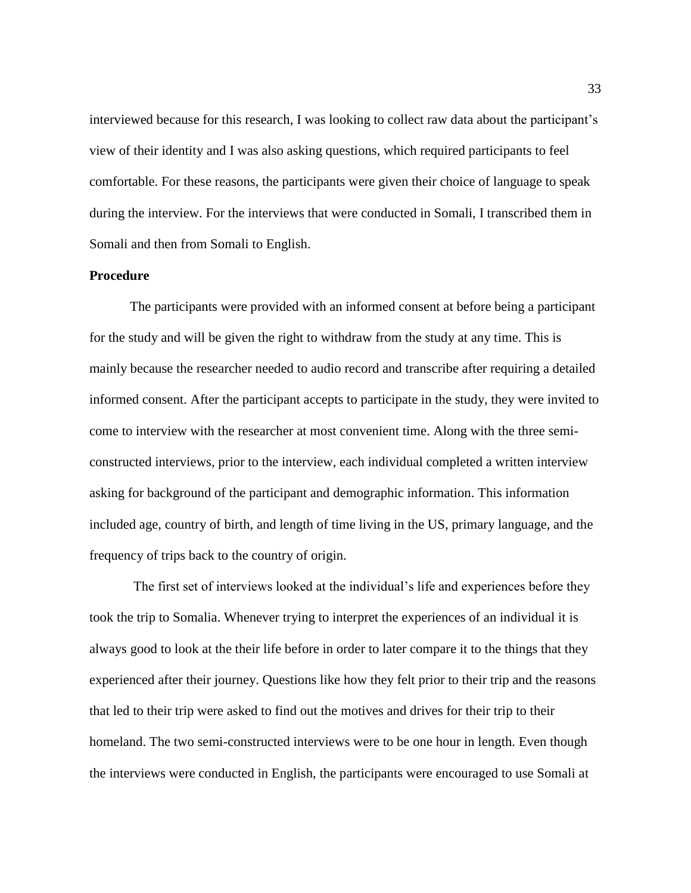interviewed because for this research, I was looking to collect raw data about the participant's view of their identity and I was also asking questions, which required participants to feel comfortable. For these reasons, the participants were given their choice of language to speak during the interview. For the interviews that were conducted in Somali, I transcribed them in Somali and then from Somali to English.

**Procedure**

The participants were provided with an informed consent at before being a participant for the study and will be given the right to withdraw from the study at any time. This is mainly because the researcher needed to audio record and transcribe after requiring a detailed informed consent. After the participant accepts to participate in the study, they were invited to come to interview with the researcher at most convenient time. Along with the three semi-constructed interviews, prior to the interview, each individual completed a written interview asking for background of the participant and demographic information. This information included age, country of birth, and length of time living in the US, primary language, and the frequency of trips back to the country of origin.

The first set of interviews looked at the individual's life and experiences before they took the trip to Somalia. Whenever trying to interpret the experiences of an individual it is always good to look at the their life before in order to later compare it to the things that they experienced after their journey. Questions like how they felt prior to their trip and the reasons that led to their trip were asked to find out the motives and drives for their trip to their homeland. The two semi-constructed interviews were to be one hour in length. Even though the interviews were conducted in English, the participants were encouraged to use Somali at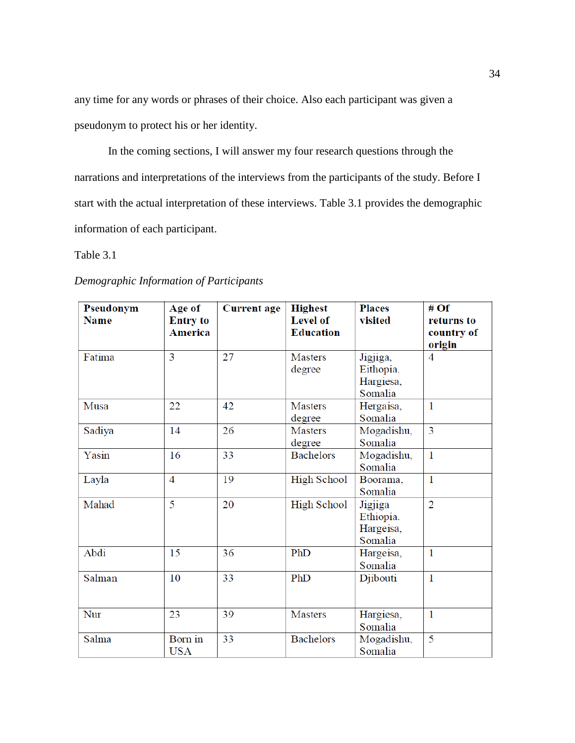any time for any words or phrases of their choice. Also each participant was given a pseudonym to protect his or her identity.

In the coming sections, I will answer my four research questions through the narrations and interpretations of the interviews from the participants of the study. Before I start with the actual interpretation of these interviews. Table 3.1 provides the demographic information of each participant.

Table 3.1

*Demographic Information of Participants*

| **Pseudonym Name** | **Age of Entry to America** | **Current age** | **Highest Level of Education** | **Places visited** | **# Of returns to country of origin** |
|---|---|---|---|---|---|
| Fatima | 3 | 27 | Masters degree | Jigjiga, Eithopia. Hargiesa, Somalia | 4 |
| Musa | 22 | 42 | Masters degree | Hergaisa, Somalia | 1 |
| Sadiya | 14 | 26 | Masters degree | Mogadishu, Somalia | 3 |
| Yasin | 16 | 33 | Bachelors | Mogadishu, Somalia | 1 |
| Layla | 4 | 19 | High School | Boorama, Somalia | 1 |
| Mahad | 5 | 20 | High School | Jigjiga Ethiopia. Hargeisa, Somalia | 2 |
| Abdi | 15 | 36 | PhD | Hargeisa, Somalia | 1 |
| Salman | 10 | 33 | PhD | Djibouti | 1 |
| Nur | 23 | 39 | Masters | Hargiesa, Somalia | 1 |
| Salma | Born in USA | 33 | Bachelors | Mogadishu, Somalia | 5 |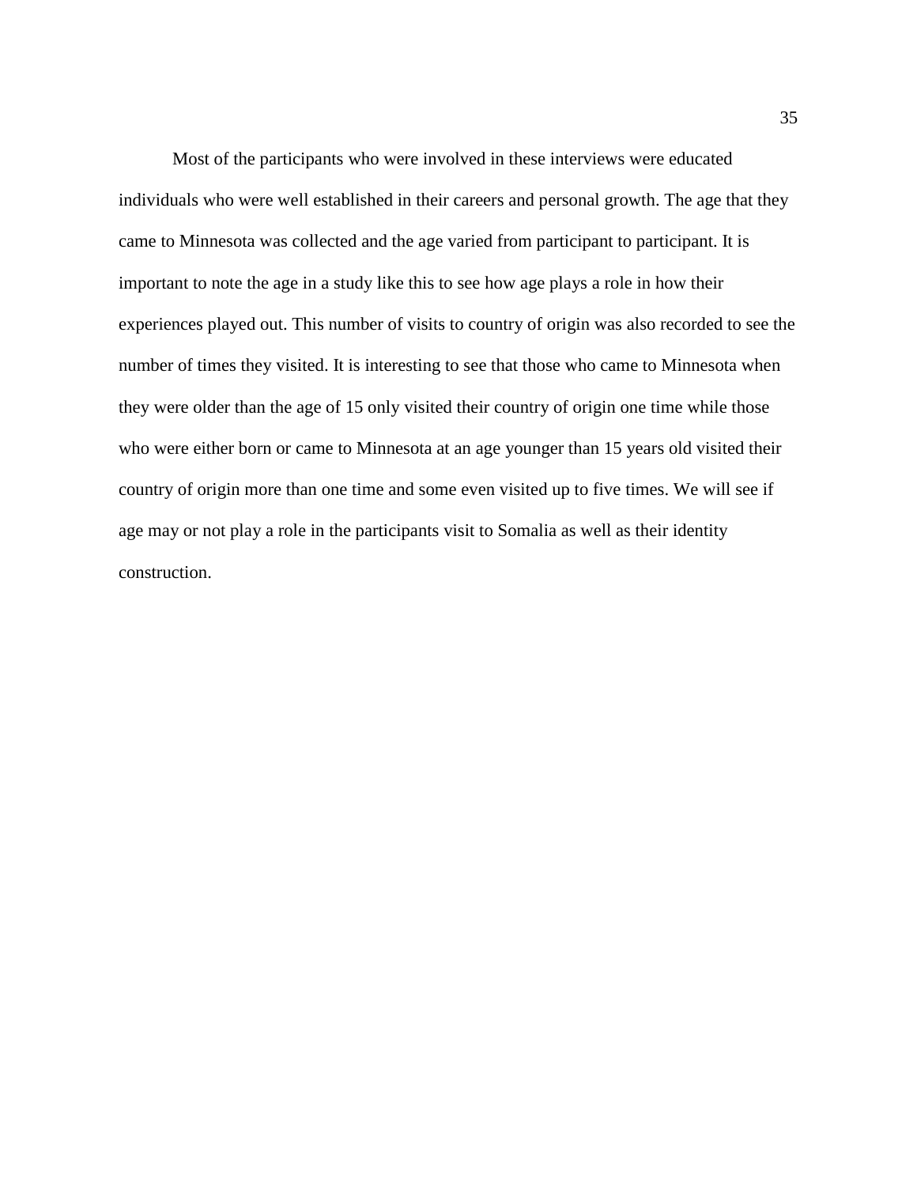Most of the participants who were involved in these interviews were educated individuals who were well established in their careers and personal growth. The age that they came to Minnesota was collected and the age varied from participant to participant. It is important to note the age in a study like this to see how age plays a role in how their experiences played out. This number of visits to country of origin was also recorded to see the number of times they visited. It is interesting to see that those who came to Minnesota when they were older than the age of 15 only visited their country of origin one time while those who were either born or came to Minnesota at an age younger than 15 years old visited their country of origin more than one time and some even visited up to five times. We will see if age may or not play a role in the participants visit to Somalia as well as their identity construction.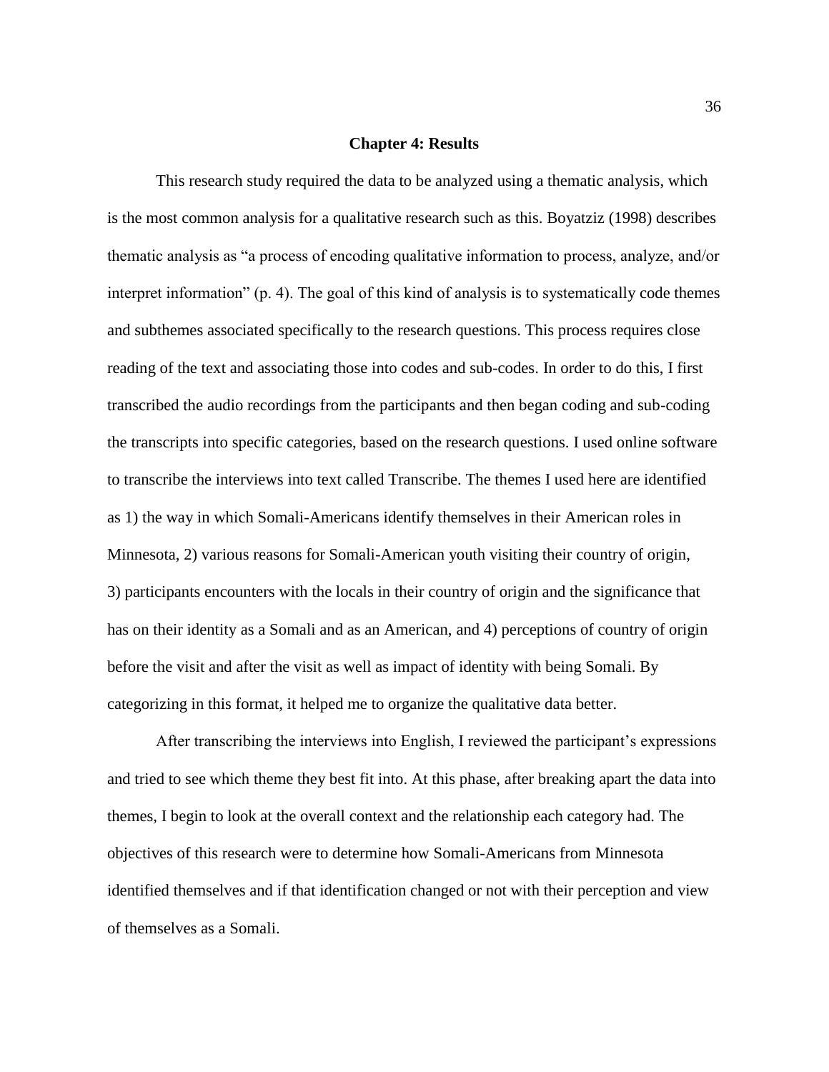# Chapter 4: Results

This research study required the data to be analyzed using a thematic analysis, which is the most common analysis for a qualitative research such as this. Boyatziz (1998) describes thematic analysis as "a process of encoding qualitative information to process, analyze, and/or interpret information" (p. 4). The goal of this kind of analysis is to systematically code themes and subthemes associated specifically to the research questions. This process requires close reading of the text and associating those into codes and sub-codes. In order to do this, I first transcribed the audio recordings from the participants and then began coding and sub-coding the transcripts into specific categories, based on the research questions. I used online software to transcribe the interviews into text called Transcribe. The themes I used here are identified as 1) the way in which Somali-Americans identify themselves in their American roles in Minnesota, 2) various reasons for Somali-American youth visiting their country of origin, 3) participants encounters with the locals in their country of origin and the significance that has on their identity as a Somali and as an American, and 4) perceptions of country of origin before the visit and after the visit as well as impact of identity with being Somali. By categorizing in this format, it helped me to organize the qualitative data better.

After transcribing the interviews into English, I reviewed the participant's expressions and tried to see which theme they best fit into. At this phase, after breaking apart the data into themes, I begin to look at the overall context and the relationship each category had. The objectives of this research were to determine how Somali-Americans from Minnesota identified themselves and if that identification changed or not with their perception and view of themselves as a Somali.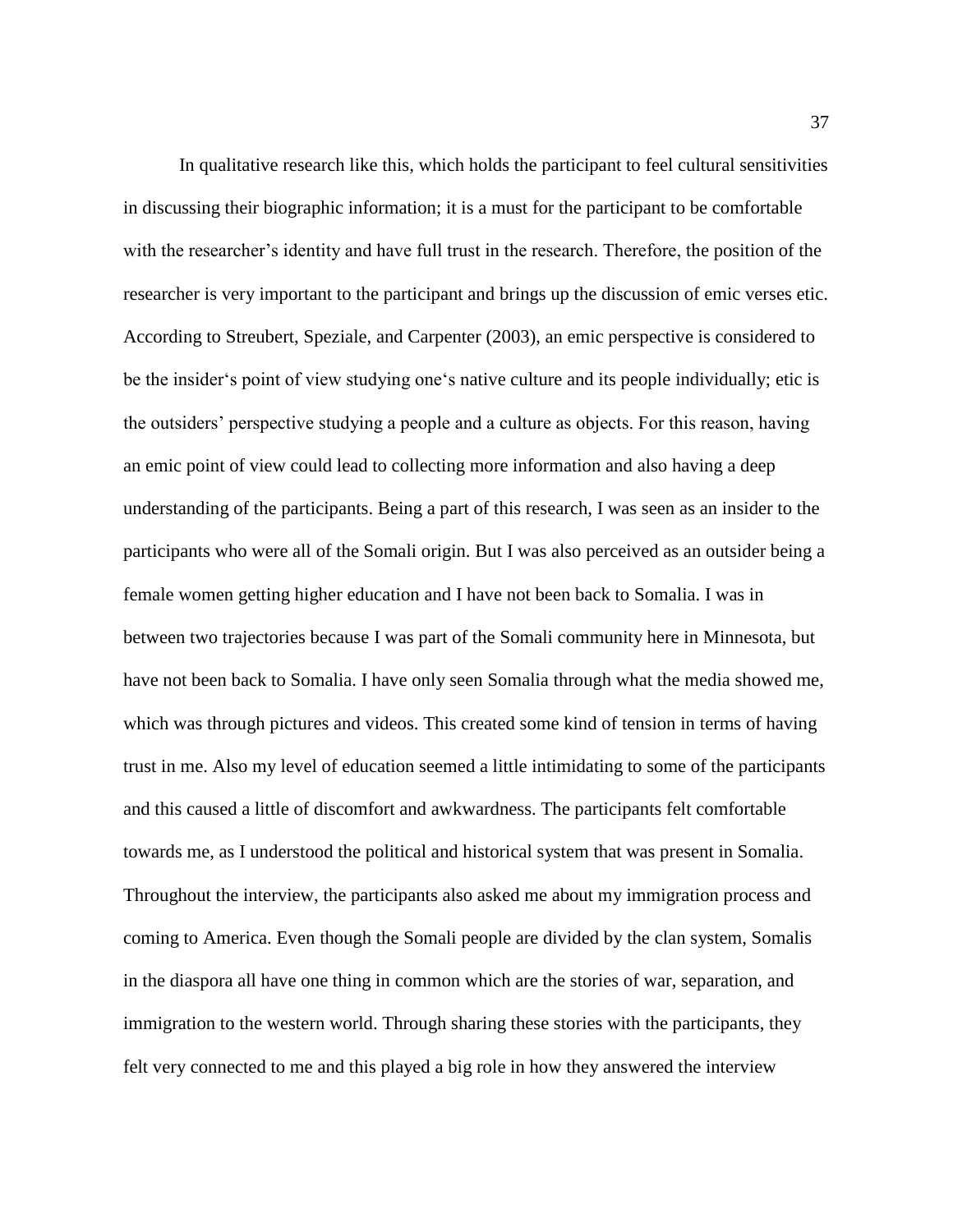In qualitative research like this, which holds the participant to feel cultural sensitivities in discussing their biographic information; it is a must for the participant to be comfortable with the researcher's identity and have full trust in the research. Therefore, the position of the researcher is very important to the participant and brings up the discussion of emic verses etic. According to Streubert, Speziale, and Carpenter (2003), an emic perspective is considered to be the insider's point of view studying one's native culture and its people individually; etic is the outsiders' perspective studying a people and a culture as objects. For this reason, having an emic point of view could lead to collecting more information and also having a deep understanding of the participants. Being a part of this research, I was seen as an insider to the participants who were all of the Somali origin. But I was also perceived as an outsider being a female women getting higher education and I have not been back to Somalia. I was in between two trajectories because I was part of the Somali community here in Minnesota, but have not been back to Somalia. I have only seen Somalia through what the media showed me, which was through pictures and videos. This created some kind of tension in terms of having trust in me. Also my level of education seemed a little intimidating to some of the participants and this caused a little of discomfort and awkwardness. The participants felt comfortable towards me, as I understood the political and historical system that was present in Somalia. Throughout the interview, the participants also asked me about my immigration process and coming to America. Even though the Somali people are divided by the clan system, Somalis in the diaspora all have one thing in common which are the stories of war, separation, and immigration to the western world. Through sharing these stories with the participants, they felt very connected to me and this played a big role in how they answered the interview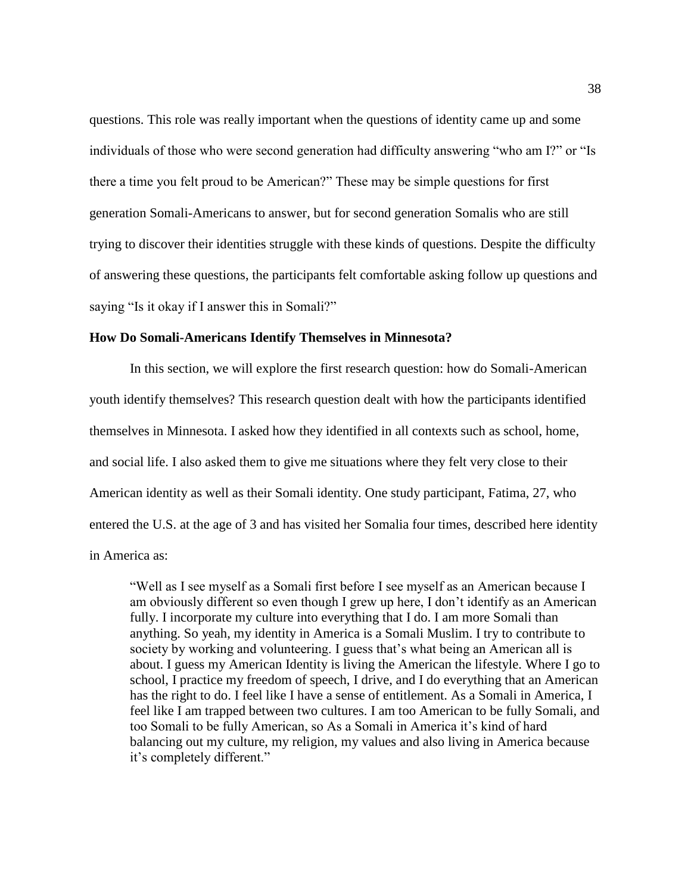questions. This role was really important when the questions of identity came up and some individuals of those who were second generation had difficulty answering "who am I?" or "Is there a time you felt proud to be American?" These may be simple questions for first generation Somali-Americans to answer, but for second generation Somalis who are still trying to discover their identities struggle with these kinds of questions. Despite the difficulty of answering these questions, the participants felt comfortable asking follow up questions and saying "Is it okay if I answer this in Somali?"

**How Do Somali-Americans Identify Themselves in Minnesota?**

In this section, we will explore the first research question: how do Somali-American youth identify themselves? This research question dealt with how the participants identified themselves in Minnesota. I asked how they identified in all contexts such as school, home, and social life. I also asked them to give me situations where they felt very close to their American identity as well as their Somali identity. One study participant, Fatima, 27, who entered the U.S. at the age of 3 and has visited her Somalia four times, described here identity in America as:

> "Well as I see myself as a Somali first before I see myself as an American because I am obviously different so even though I grew up here, I don't identify as an American fully. I incorporate my culture into everything that I do. I am more Somali than anything. So yeah, my identity in America is a Somali Muslim. I try to contribute to society by working and volunteering. I guess that's what being an American all is about. I guess my American Identity is living the American the lifestyle. Where I go to school, I practice my freedom of speech, I drive, and I do everything that an American has the right to do. I feel like I have a sense of entitlement. As a Somali in America, I feel like I am trapped between two cultures. I am too American to be fully Somali, and too Somali to be fully American, so As a Somali in America it's kind of hard balancing out my culture, my religion, my values and also living in America because it's completely different."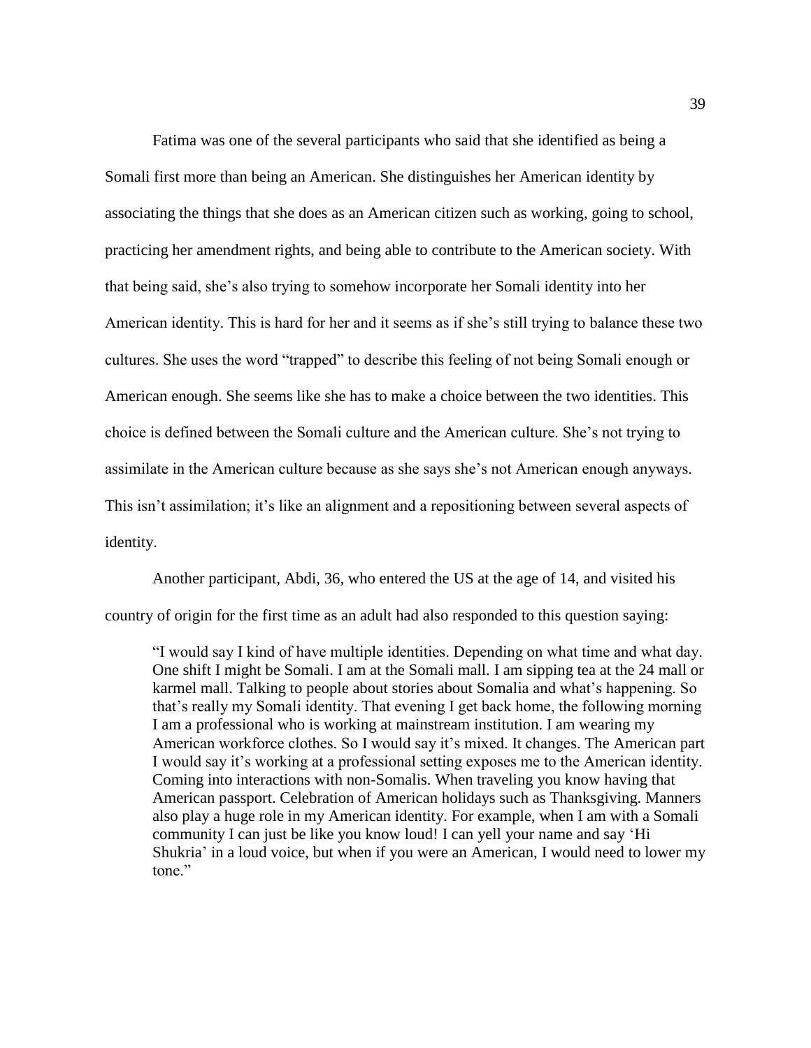Fatima was one of the several participants who said that she identified as being a Somali first more than being an American. She distinguishes her American identity by associating the things that she does as an American citizen such as working, going to school, practicing her amendment rights, and being able to contribute to the American society. With that being said, she's also trying to somehow incorporate her Somali identity into her American identity. This is hard for her and it seems as if she's still trying to balance these two cultures. She uses the word "trapped" to describe this feeling of not being Somali enough or American enough. She seems like she has to make a choice between the two identities. This choice is defined between the Somali culture and the American culture. She's not trying to assimilate in the American culture because as she says she's not American enough anyways. This isn't assimilation; it's like an alignment and a repositioning between several aspects of identity.

Another participant, Abdi, 36, who entered the US at the age of 14, and visited his country of origin for the first time as an adult had also responded to this question saying:

> "I would say I kind of have multiple identities. Depending on what time and what day. One shift I might be Somali. I am at the Somali mall. I am sipping tea at the 24 mall or karmel mall. Talking to people about stories about Somalia and what's happening. So that's really my Somali identity. That evening I get back home, the following morning I am a professional who is working at mainstream institution. I am wearing my American workforce clothes. So I would say it's mixed. It changes. The American part I would say it's working at a professional setting exposes me to the American identity. Coming into interactions with non-Somalis. When traveling you know having that American passport. Celebration of American holidays such as Thanksgiving. Manners also play a huge role in my American identity. For example, when I am with a Somali community I can just be like you know loud! I can yell your name and say 'Hi Shukria' in a loud voice, but when if you were an American, I would need to lower my tone."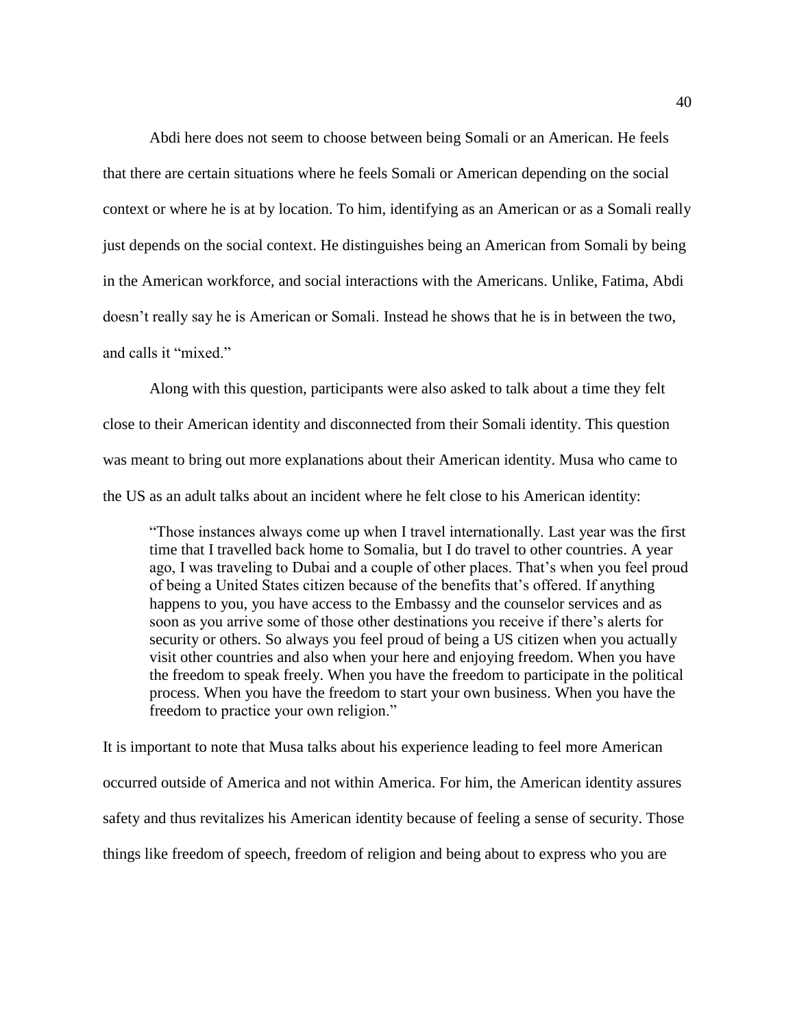Abdi here does not seem to choose between being Somali or an American. He feels that there are certain situations where he feels Somali or American depending on the social context or where he is at by location. To him, identifying as an American or as a Somali really just depends on the social context. He distinguishes being an American from Somali by being in the American workforce, and social interactions with the Americans. Unlike, Fatima, Abdi doesn't really say he is American or Somali. Instead he shows that he is in between the two, and calls it "mixed."

Along with this question, participants were also asked to talk about a time they felt close to their American identity and disconnected from their Somali identity. This question was meant to bring out more explanations about their American identity. Musa who came to the US as an adult talks about an incident where he felt close to his American identity:

> "Those instances always come up when I travel internationally. Last year was the first time that I travelled back home to Somalia, but I do travel to other countries. A year ago, I was traveling to Dubai and a couple of other places. That's when you feel proud of being a United States citizen because of the benefits that's offered. If anything happens to you, you have access to the Embassy and the counselor services and as soon as you arrive some of those other destinations you receive if there's alerts for security or others. So always you feel proud of being a US citizen when you actually visit other countries and also when your here and enjoying freedom. When you have the freedom to speak freely. When you have the freedom to participate in the political process. When you have the freedom to start your own business. When you have the freedom to practice your own religion."

It is important to note that Musa talks about his experience leading to feel more American occurred outside of America and not within America. For him, the American identity assures safety and thus revitalizes his American identity because of feeling a sense of security. Those things like freedom of speech, freedom of religion and being about to express who you are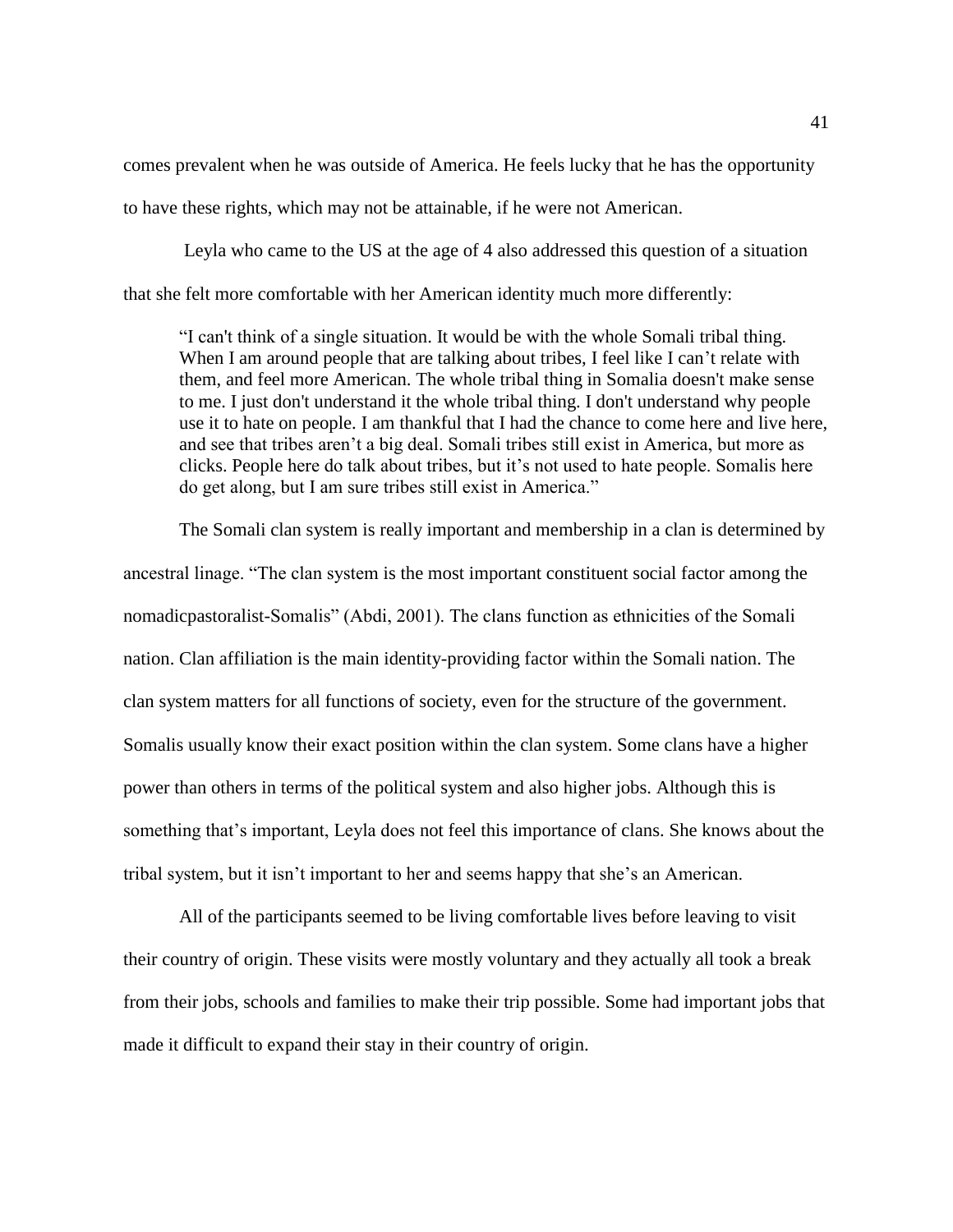comes prevalent when he was outside of America. He feels lucky that he has the opportunity to have these rights, which may not be attainable, if he were not American.

Leyla who came to the US at the age of 4 also addressed this question of a situation that she felt more comfortable with her American identity much more differently:

> "I can't think of a single situation. It would be with the whole Somali tribal thing. When I am around people that are talking about tribes, I feel like I can't relate with them, and feel more American. The whole tribal thing in Somalia doesn't make sense to me. I just don't understand it the whole tribal thing. I don't understand why people use it to hate on people. I am thankful that I had the chance to come here and live here, and see that tribes aren't a big deal. Somali tribes still exist in America, but more as clicks. People here do talk about tribes, but it's not used to hate people. Somalis here do get along, but I am sure tribes still exist in America."

The Somali clan system is really important and membership in a clan is determined by ancestral linage. "The clan system is the most important constituent social factor among the nomadicpastoralist-Somalis" (Abdi, 2001). The clans function as ethnicities of the Somali nation. Clan affiliation is the main identity-providing factor within the Somali nation. The clan system matters for all functions of society, even for the structure of the government. Somalis usually know their exact position within the clan system. Some clans have a higher power than others in terms of the political system and also higher jobs. Although this is something that's important, Leyla does not feel this importance of clans. She knows about the tribal system, but it isn't important to her and seems happy that she's an American.

All of the participants seemed to be living comfortable lives before leaving to visit their country of origin. These visits were mostly voluntary and they actually all took a break from their jobs, schools and families to make their trip possible. Some had important jobs that made it difficult to expand their stay in their country of origin.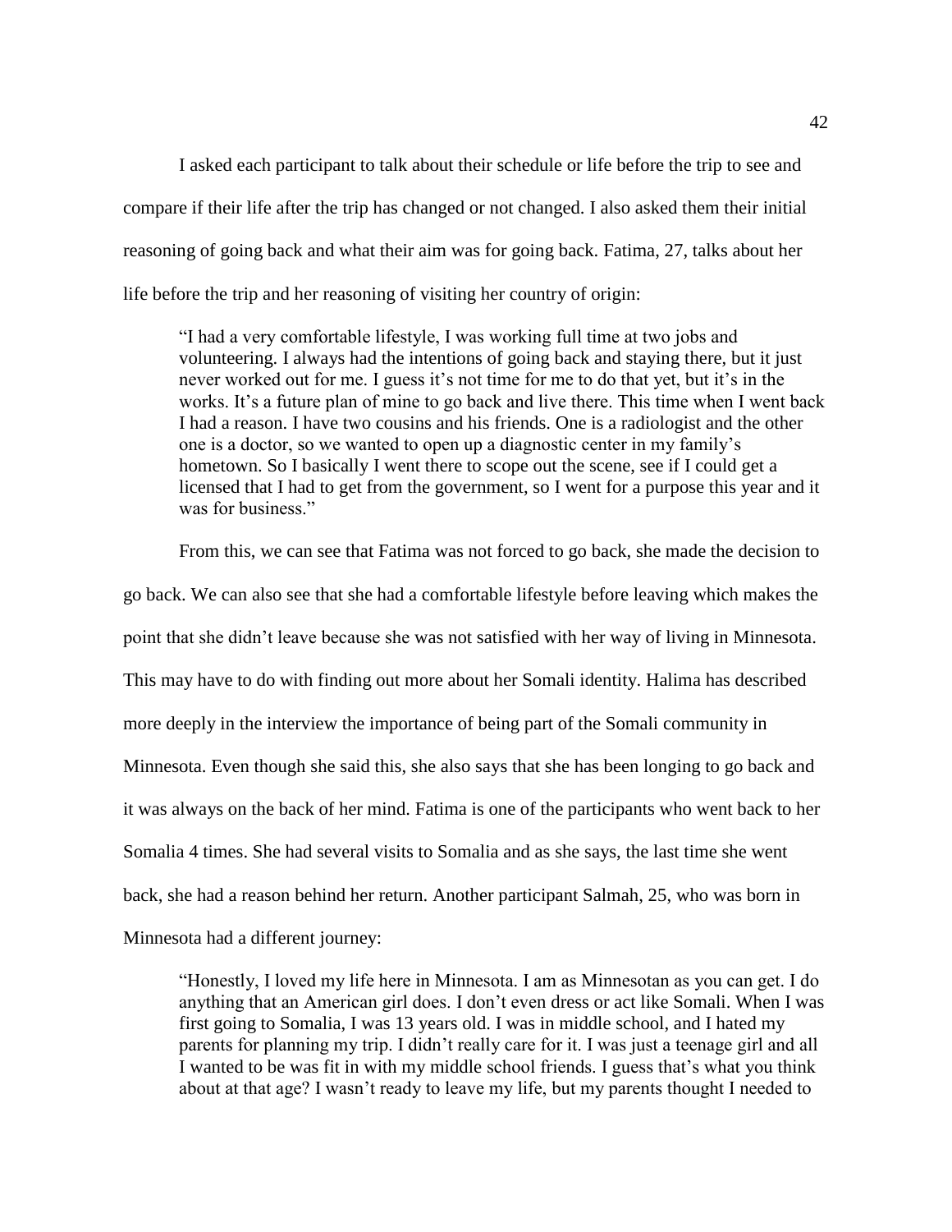I asked each participant to talk about their schedule or life before the trip to see and compare if their life after the trip has changed or not changed. I also asked them their initial reasoning of going back and what their aim was for going back. Fatima, 27, talks about her life before the trip and her reasoning of visiting her country of origin:

> "I had a very comfortable lifestyle, I was working full time at two jobs and volunteering. I always had the intentions of going back and staying there, but it just never worked out for me. I guess it's not time for me to do that yet, but it's in the works. It's a future plan of mine to go back and live there. This time when I went back I had a reason. I have two cousins and his friends. One is a radiologist and the other one is a doctor, so we wanted to open up a diagnostic center in my family's hometown. So I basically I went there to scope out the scene, see if I could get a licensed that I had to get from the government, so I went for a purpose this year and it was for business."

From this, we can see that Fatima was not forced to go back, she made the decision to go back. We can also see that she had a comfortable lifestyle before leaving which makes the point that she didn't leave because she was not satisfied with her way of living in Minnesota. This may have to do with finding out more about her Somali identity. Halima has described more deeply in the interview the importance of being part of the Somali community in Minnesota. Even though she said this, she also says that she has been longing to go back and it was always on the back of her mind. Fatima is one of the participants who went back to her Somalia 4 times. She had several visits to Somalia and as she says, the last time she went back, she had a reason behind her return. Another participant Salmah, 25, who was born in Minnesota had a different journey:

> "Honestly, I loved my life here in Minnesota. I am as Minnesotan as you can get. I do anything that an American girl does. I don't even dress or act like Somali. When I was first going to Somalia, I was 13 years old. I was in middle school, and I hated my parents for planning my trip. I didn't really care for it. I was just a teenage girl and all I wanted to be was fit in with my middle school friends. I guess that's what you think about at that age? I wasn't ready to leave my life, but my parents thought I needed to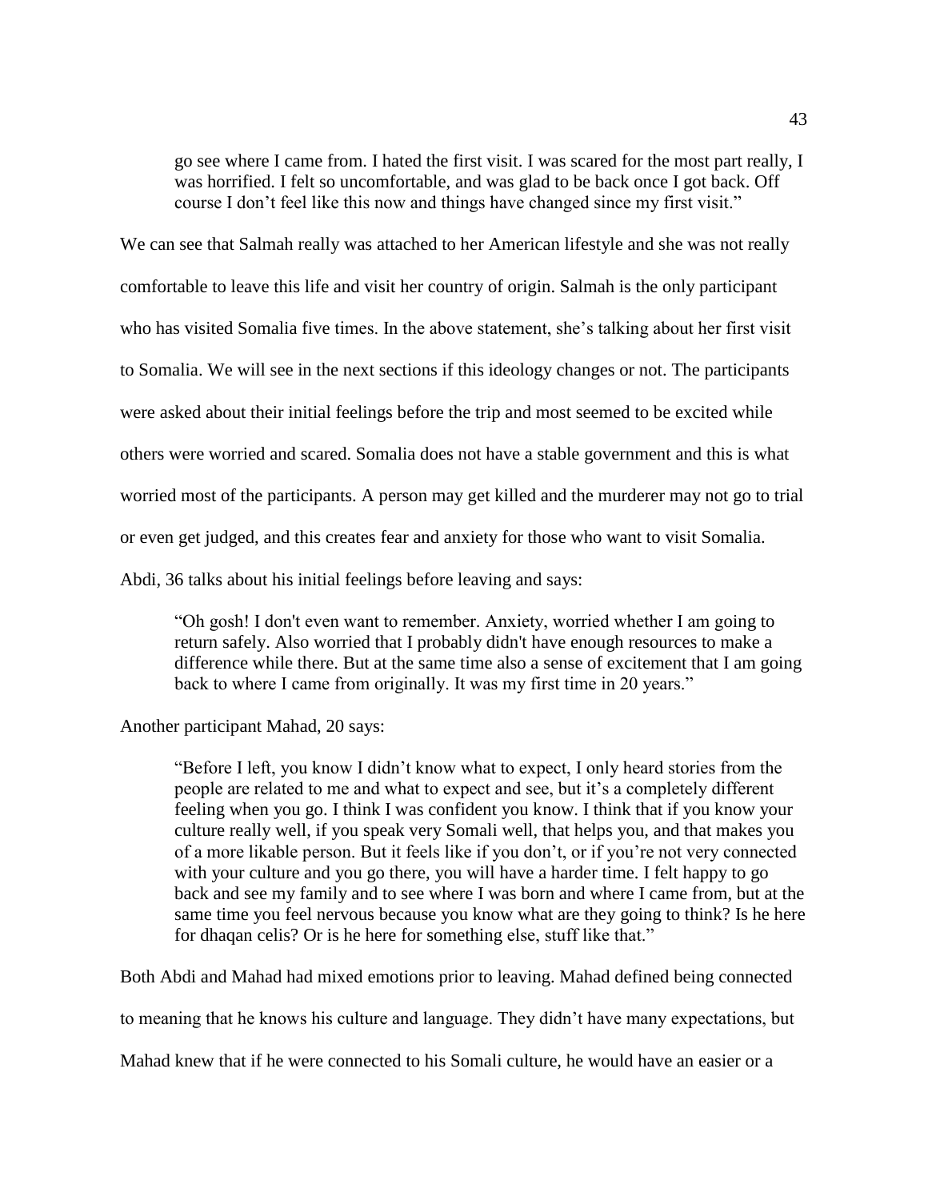> go see where I came from. I hated the first visit. I was scared for the most part really, I was horrified. I felt so uncomfortable, and was glad to be back once I got back. Off course I don't feel like this now and things have changed since my first visit."

We can see that Salmah really was attached to her American lifestyle and she was not really comfortable to leave this life and visit her country of origin. Salmah is the only participant who has visited Somalia five times. In the above statement, she's talking about her first visit to Somalia. We will see in the next sections if this ideology changes or not. The participants were asked about their initial feelings before the trip and most seemed to be excited while others were worried and scared. Somalia does not have a stable government and this is what worried most of the participants. A person may get killed and the murderer may not go to trial or even get judged, and this creates fear and anxiety for those who want to visit Somalia. Abdi, 36 talks about his initial feelings before leaving and says:

> "Oh gosh! I don't even want to remember. Anxiety, worried whether I am going to return safely. Also worried that I probably didn't have enough resources to make a difference while there. But at the same time also a sense of excitement that I am going back to where I came from originally. It was my first time in 20 years."

Another participant Mahad, 20 says:

> "Before I left, you know I didn't know what to expect, I only heard stories from the people are related to me and what to expect and see, but it's a completely different feeling when you go. I think I was confident you know. I think that if you know your culture really well, if you speak very Somali well, that helps you, and that makes you of a more likable person. But it feels like if you don't, or if you're not very connected with your culture and you go there, you will have a harder time. I felt happy to go back and see my family and to see where I was born and where I came from, but at the same time you feel nervous because you know what are they going to think? Is he here for dhaqan celis? Or is he here for something else, stuff like that."

Both Abdi and Mahad had mixed emotions prior to leaving. Mahad defined being connected to meaning that he knows his culture and language. They didn't have many expectations, but Mahad knew that if he were connected to his Somali culture, he would have an easier or a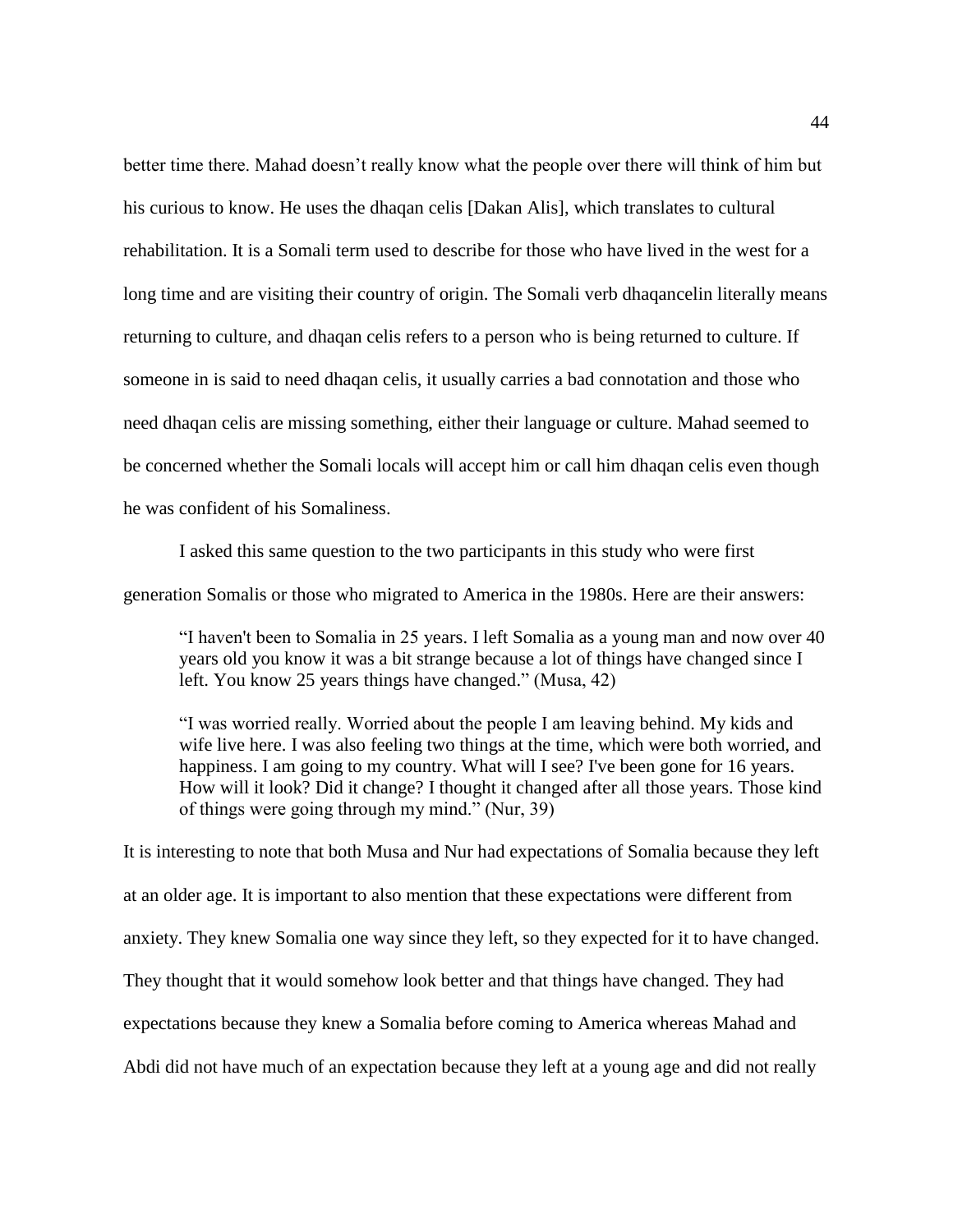better time there. Mahad doesn't really know what the people over there will think of him but his curious to know. He uses the dhaqan celis [Dakan Alis], which translates to cultural rehabilitation. It is a Somali term used to describe for those who have lived in the west for a long time and are visiting their country of origin. The Somali verb dhaqancelin literally means returning to culture, and dhaqan celis refers to a person who is being returned to culture. If someone in is said to need dhaqan celis, it usually carries a bad connotation and those who need dhaqan celis are missing something, either their language or culture. Mahad seemed to be concerned whether the Somali locals will accept him or call him dhaqan celis even though he was confident of his Somaliness.

I asked this same question to the two participants in this study who were first generation Somalis or those who migrated to America in the 1980s. Here are their answers:

> "I haven't been to Somalia in 25 years. I left Somalia as a young man and now over 40 years old you know it was a bit strange because a lot of things have changed since I left. You know 25 years things have changed." (Musa, 42)

> "I was worried really. Worried about the people I am leaving behind. My kids and wife live here. I was also feeling two things at the time, which were both worried, and happiness. I am going to my country. What will I see? I've been gone for 16 years. How will it look? Did it change? I thought it changed after all those years. Those kind of things were going through my mind." (Nur, 39)

It is interesting to note that both Musa and Nur had expectations of Somalia because they left at an older age. It is important to also mention that these expectations were different from anxiety. They knew Somalia one way since they left, so they expected for it to have changed. They thought that it would somehow look better and that things have changed. They had expectations because they knew a Somalia before coming to America whereas Mahad and Abdi did not have much of an expectation because they left at a young age and did not really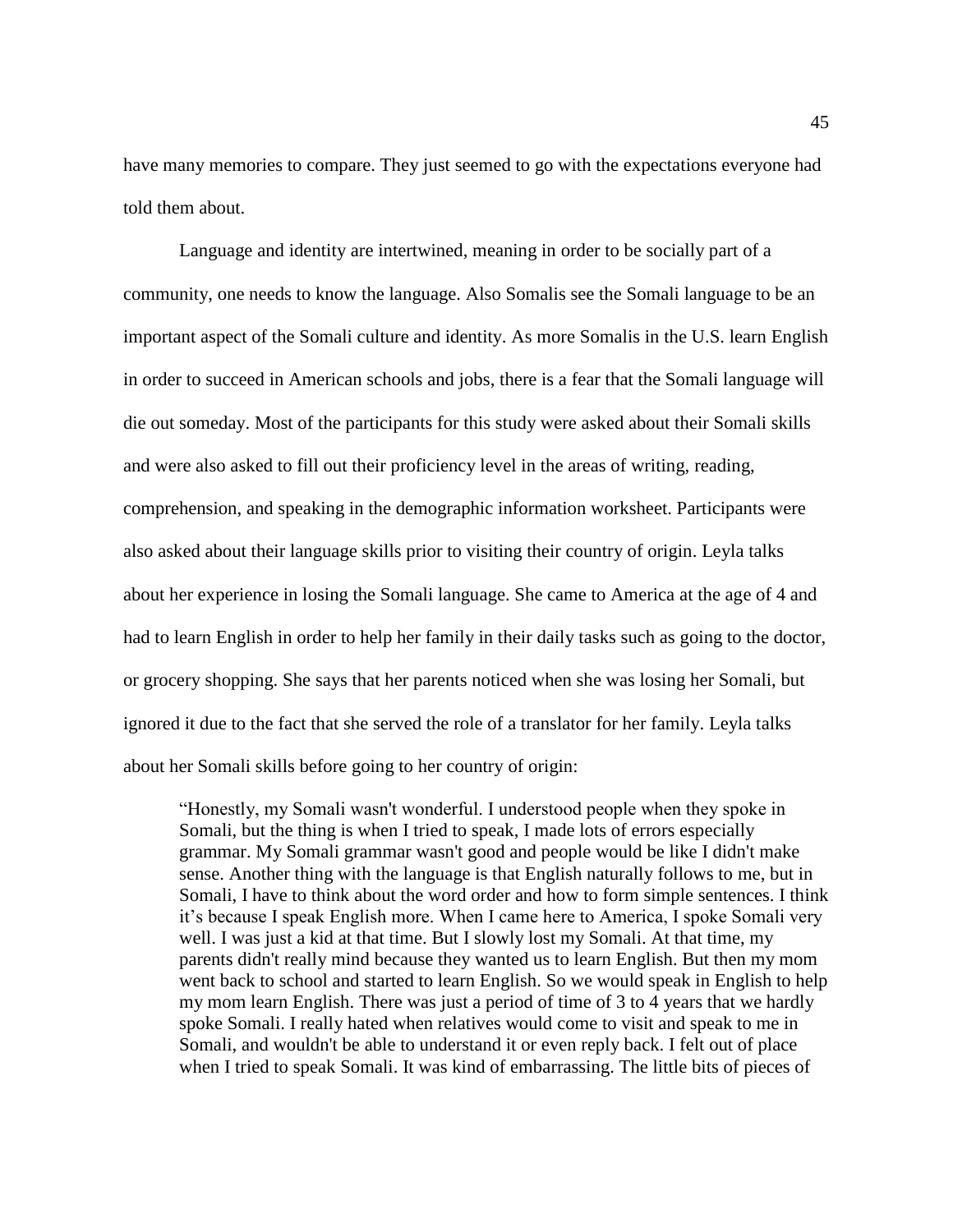have many memories to compare. They just seemed to go with the expectations everyone had told them about.

Language and identity are intertwined, meaning in order to be socially part of a community, one needs to know the language. Also Somalis see the Somali language to be an important aspect of the Somali culture and identity. As more Somalis in the U.S. learn English in order to succeed in American schools and jobs, there is a fear that the Somali language will die out someday. Most of the participants for this study were asked about their Somali skills and were also asked to fill out their proficiency level in the areas of writing, reading, comprehension, and speaking in the demographic information worksheet. Participants were also asked about their language skills prior to visiting their country of origin. Leyla talks about her experience in losing the Somali language. She came to America at the age of 4 and had to learn English in order to help her family in their daily tasks such as going to the doctor, or grocery shopping. She says that her parents noticed when she was losing her Somali, but ignored it due to the fact that she served the role of a translator for her family. Leyla talks about her Somali skills before going to her country of origin:

> "Honestly, my Somali wasn't wonderful. I understood people when they spoke in Somali, but the thing is when I tried to speak, I made lots of errors especially grammar. My Somali grammar wasn't good and people would be like I didn't make sense. Another thing with the language is that English naturally follows to me, but in Somali, I have to think about the word order and how to form simple sentences. I think it's because I speak English more. When I came here to America, I spoke Somali very well. I was just a kid at that time. But I slowly lost my Somali. At that time, my parents didn't really mind because they wanted us to learn English. But then my mom went back to school and started to learn English. So we would speak in English to help my mom learn English. There was just a period of time of 3 to 4 years that we hardly spoke Somali. I really hated when relatives would come to visit and speak to me in Somali, and wouldn't be able to understand it or even reply back. I felt out of place when I tried to speak Somali. It was kind of embarrassing. The little bits of pieces of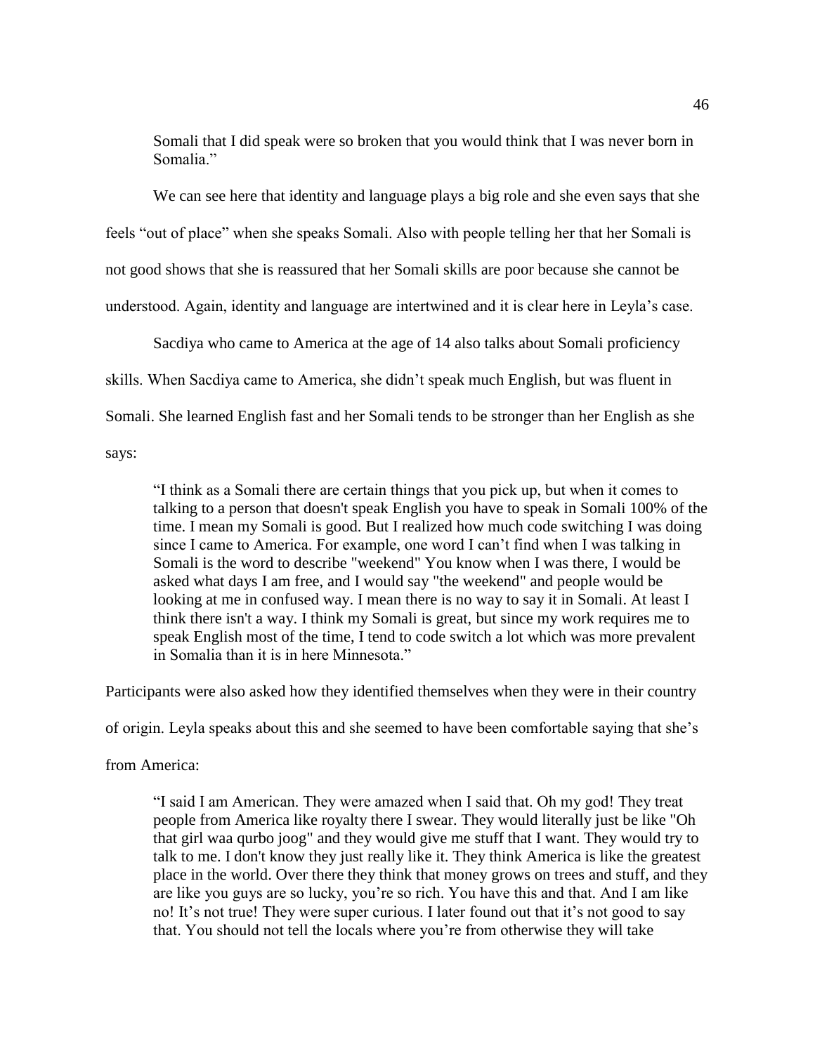> Somali that I did speak were so broken that you would think that I was never born in Somalia."

We can see here that identity and language plays a big role and she even says that she feels "out of place" when she speaks Somali. Also with people telling her that her Somali is not good shows that she is reassured that her Somali skills are poor because she cannot be understood. Again, identity and language are intertwined and it is clear here in Leyla's case.

Sacdiya who came to America at the age of 14 also talks about Somali proficiency skills. When Sacdiya came to America, she didn't speak much English, but was fluent in Somali. She learned English fast and her Somali tends to be stronger than her English as she says:

> "I think as a Somali there are certain things that you pick up, but when it comes to talking to a person that doesn't speak English you have to speak in Somali 100% of the time. I mean my Somali is good. But I realized how much code switching I was doing since I came to America. For example, one word I can't find when I was talking in Somali is the word to describe "weekend" You know when I was there, I would be asked what days I am free, and I would say "the weekend" and people would be looking at me in confused way. I mean there is no way to say it in Somali. At least I think there isn't a way. I think my Somali is great, but since my work requires me to speak English most of the time, I tend to code switch a lot which was more prevalent in Somalia than it is in here Minnesota."

Participants were also asked how they identified themselves when they were in their country of origin. Leyla speaks about this and she seemed to have been comfortable saying that she's from America:

> "I said I am American. They were amazed when I said that. Oh my god! They treat people from America like royalty there I swear. They would literally just be like "Oh that girl waa qurbo joog" and they would give me stuff that I want. They would try to talk to me. I don't know they just really like it. They think America is like the greatest place in the world. Over there they think that money grows on trees and stuff, and they are like you guys are so lucky, you're so rich. You have this and that. And I am like no! It's not true! They were super curious. I later found out that it's not good to say that. You should not tell the locals where you're from otherwise they will take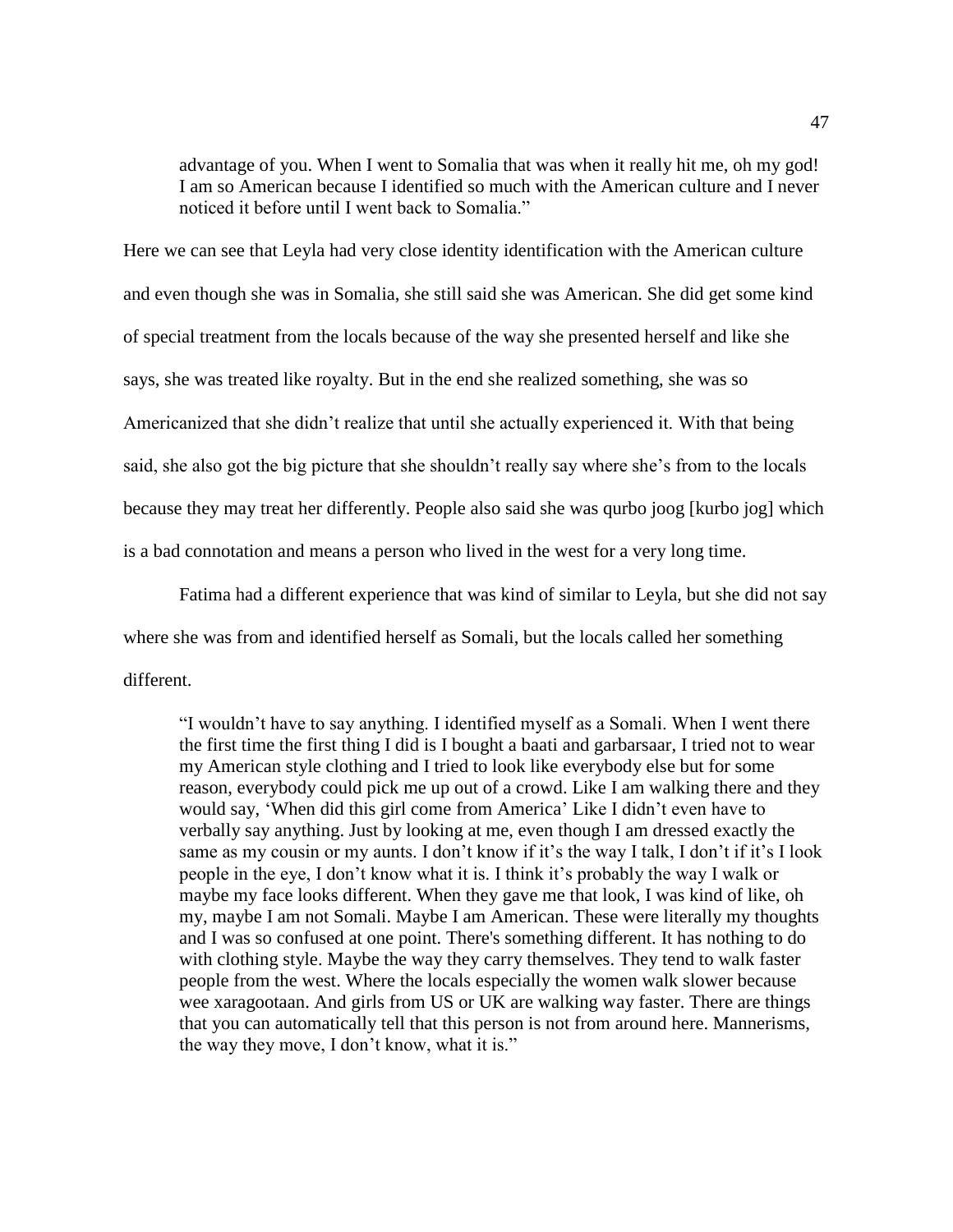> advantage of you. When I went to Somalia that was when it really hit me, oh my god! I am so American because I identified so much with the American culture and I never noticed it before until I went back to Somalia."

Here we can see that Leyla had very close identity identification with the American culture and even though she was in Somalia, she still said she was American. She did get some kind of special treatment from the locals because of the way she presented herself and like she says, she was treated like royalty. But in the end she realized something, she was so Americanized that she didn't realize that until she actually experienced it. With that being said, she also got the big picture that she shouldn't really say where she's from to the locals because they may treat her differently. People also said she was qurbo joog [kurbo jog] which is a bad connotation and means a person who lived in the west for a very long time.

Fatima had a different experience that was kind of similar to Leyla, but she did not say where she was from and identified herself as Somali, but the locals called her something different.

> "I wouldn't have to say anything. I identified myself as a Somali. When I went there the first time the first thing I did is I bought a baati and garbarsaar, I tried not to wear my American style clothing and I tried to look like everybody else but for some reason, everybody could pick me up out of a crowd. Like I am walking there and they would say, 'When did this girl come from America' Like I didn't even have to verbally say anything. Just by looking at me, even though I am dressed exactly the same as my cousin or my aunts. I don't know if it's the way I talk, I don't if it's I look people in the eye, I don't know what it is. I think it's probably the way I walk or maybe my face looks different. When they gave me that look, I was kind of like, oh my, maybe I am not Somali. Maybe I am American. These were literally my thoughts and I was so confused at one point. There's something different. It has nothing to do with clothing style. Maybe the way they carry themselves. They tend to walk faster people from the west. Where the locals especially the women walk slower because wee xaragootaan. And girls from US or UK are walking way faster. There are things that you can automatically tell that this person is not from around here. Mannerisms, the way they move, I don't know, what it is."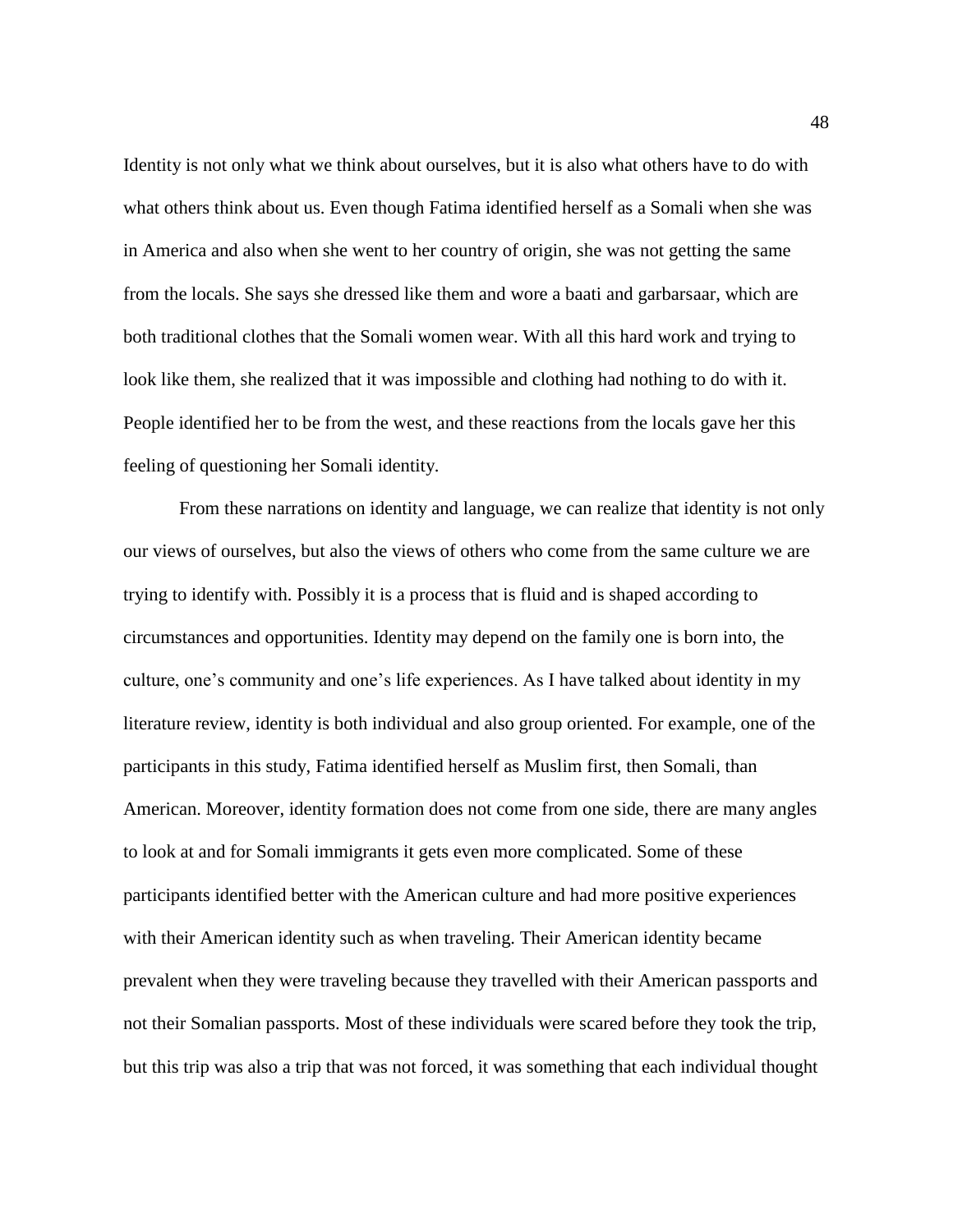Identity is not only what we think about ourselves, but it is also what others have to do with what others think about us. Even though Fatima identified herself as a Somali when she was in America and also when she went to her country of origin, she was not getting the same from the locals. She says she dressed like them and wore a baati and garbarsaar, which are both traditional clothes that the Somali women wear. With all this hard work and trying to look like them, she realized that it was impossible and clothing had nothing to do with it. People identified her to be from the west, and these reactions from the locals gave her this feeling of questioning her Somali identity.

From these narrations on identity and language, we can realize that identity is not only our views of ourselves, but also the views of others who come from the same culture we are trying to identify with. Possibly it is a process that is fluid and is shaped according to circumstances and opportunities. Identity may depend on the family one is born into, the culture, one's community and one's life experiences. As I have talked about identity in my literature review, identity is both individual and also group oriented. For example, one of the participants in this study, Fatima identified herself as Muslim first, then Somali, than American. Moreover, identity formation does not come from one side, there are many angles to look at and for Somali immigrants it gets even more complicated. Some of these participants identified better with the American culture and had more positive experiences with their American identity such as when traveling. Their American identity became prevalent when they were traveling because they travelled with their American passports and not their Somalian passports. Most of these individuals were scared before they took the trip, but this trip was also a trip that was not forced, it was something that each individual thought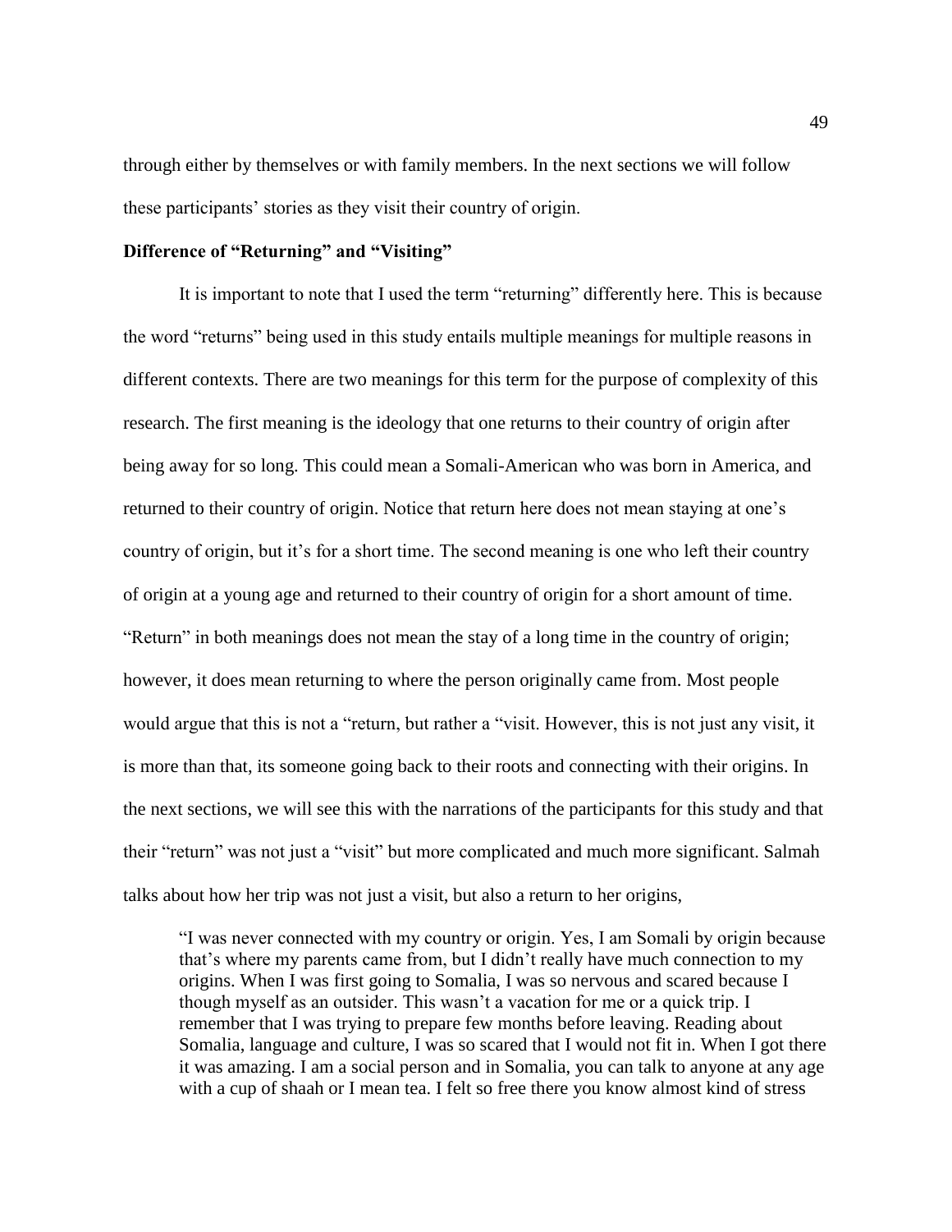through either by themselves or with family members. In the next sections we will follow these participants' stories as they visit their country of origin.

**Difference of "Returning" and "Visiting"**

It is important to note that I used the term "returning" differently here. This is because the word "returns" being used in this study entails multiple meanings for multiple reasons in different contexts. There are two meanings for this term for the purpose of complexity of this research. The first meaning is the ideology that one returns to their country of origin after being away for so long. This could mean a Somali-American who was born in America, and returned to their country of origin. Notice that return here does not mean staying at one's country of origin, but it's for a short time. The second meaning is one who left their country of origin at a young age and returned to their country of origin for a short amount of time. "Return" in both meanings does not mean the stay of a long time in the country of origin; however, it does mean returning to where the person originally came from. Most people would argue that this is not a "return, but rather a "visit. However, this is not just any visit, it is more than that, its someone going back to their roots and connecting with their origins. In the next sections, we will see this with the narrations of the participants for this study and that their "return" was not just a "visit" but more complicated and much more significant. Salmah talks about how her trip was not just a visit, but also a return to her origins,

> "I was never connected with my country or origin. Yes, I am Somali by origin because that's where my parents came from, but I didn't really have much connection to my origins. When I was first going to Somalia, I was so nervous and scared because I though myself as an outsider. This wasn't a vacation for me or a quick trip. I remember that I was trying to prepare few months before leaving. Reading about Somalia, language and culture, I was so scared that I would not fit in. When I got there it was amazing. I am a social person and in Somalia, you can talk to anyone at any age with a cup of shaah or I mean tea. I felt so free there you know almost kind of stress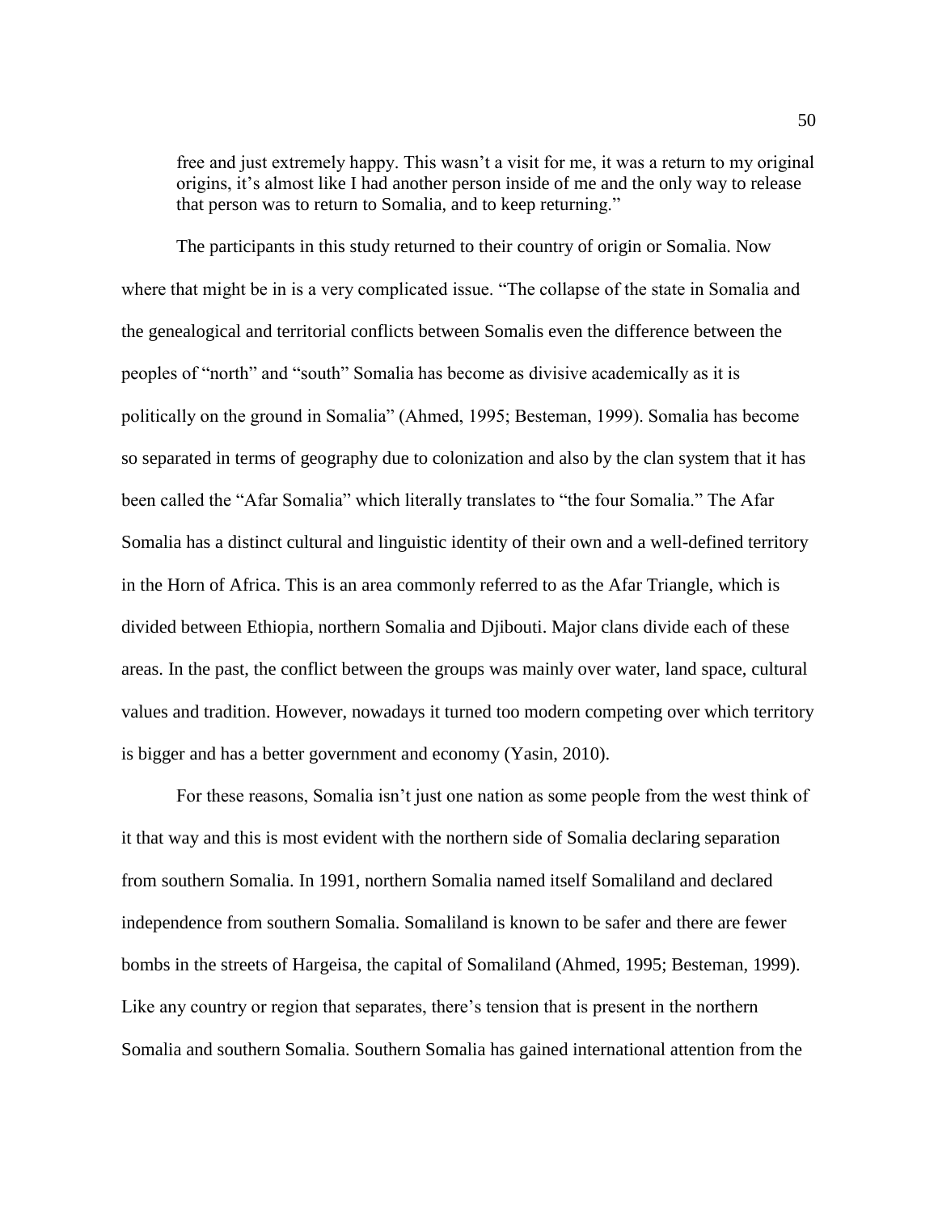free and just extremely happy. This wasn't a visit for me, it was a return to my original origins, it's almost like I had another person inside of me and the only way to release that person was to return to Somalia, and to keep returning."

The participants in this study returned to their country of origin or Somalia. Now where that might be in is a very complicated issue. "The collapse of the state in Somalia and the genealogical and territorial conflicts between Somalis even the difference between the peoples of "north" and "south" Somalia has become as divisive academically as it is politically on the ground in Somalia" (Ahmed, 1995; Besteman, 1999). Somalia has become so separated in terms of geography due to colonization and also by the clan system that it has been called the "Afar Somalia" which literally translates to "the four Somalia." The Afar Somalia has a distinct cultural and linguistic identity of their own and a well-defined territory in the Horn of Africa. This is an area commonly referred to as the Afar Triangle, which is divided between Ethiopia, northern Somalia and Djibouti. Major clans divide each of these areas. In the past, the conflict between the groups was mainly over water, land space, cultural values and tradition. However, nowadays it turned too modern competing over which territory is bigger and has a better government and economy (Yasin, 2010).

For these reasons, Somalia isn't just one nation as some people from the west think of it that way and this is most evident with the northern side of Somalia declaring separation from southern Somalia. In 1991, northern Somalia named itself Somaliland and declared independence from southern Somalia. Somaliland is known to be safer and there are fewer bombs in the streets of Hargeisa, the capital of Somaliland (Ahmed, 1995; Besteman, 1999). Like any country or region that separates, there's tension that is present in the northern Somalia and southern Somalia. Southern Somalia has gained international attention from the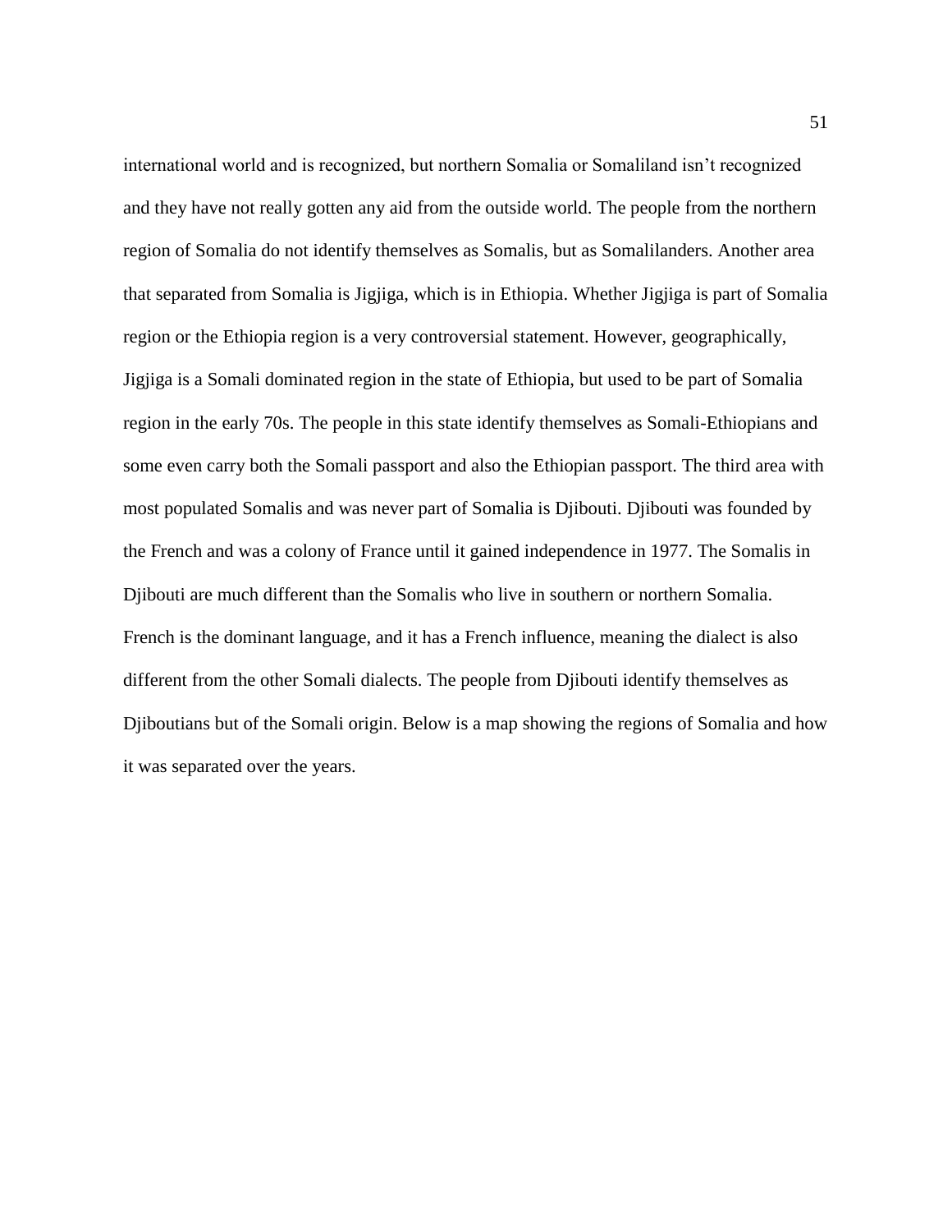international world and is recognized, but northern Somalia or Somaliland isn’t recognized and they have not really gotten any aid from the outside world. The people from the northern region of Somalia do not identify themselves as Somalis, but as Somalilanders. Another area that separated from Somalia is Jigjiga, which is in Ethiopia. Whether Jigjiga is part of Somalia region or the Ethiopia region is a very controversial statement. However, geographically, Jigjiga is a Somali dominated region in the state of Ethiopia, but used to be part of Somalia region in the early 70s. The people in this state identify themselves as Somali-Ethiopians and some even carry both the Somali passport and also the Ethiopian passport. The third area with most populated Somalis and was never part of Somalia is Djibouti. Djibouti was founded by the French and was a colony of France until it gained independence in 1977. The Somalis in Djibouti are much different than the Somalis who live in southern or northern Somalia. French is the dominant language, and it has a French influence, meaning the dialect is also different from the other Somali dialects. The people from Djibouti identify themselves as Djiboutians but of the Somali origin. Below is a map showing the regions of Somalia and how it was separated over the years.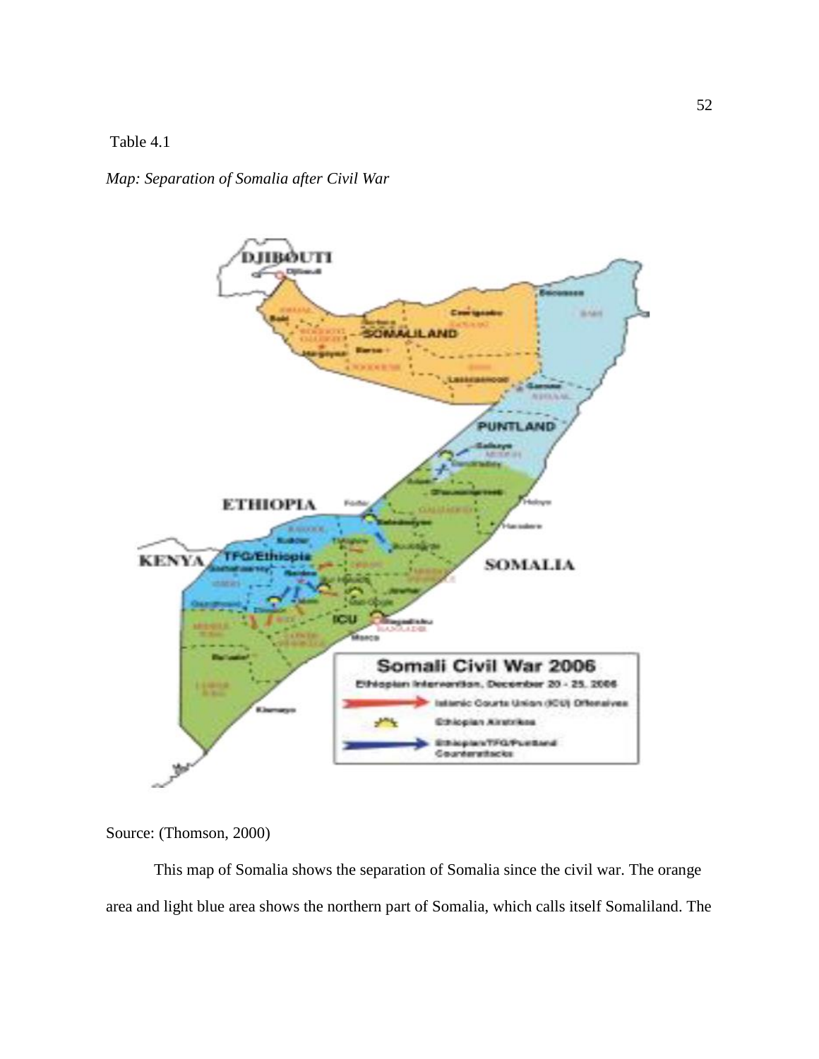Table 4.1

*Map: Separation of Somalia after Civil War*

Source: (Thomson, 2000)

This map of Somalia shows the separation of Somalia since the civil war. The orange area and light blue area shows the northern part of Somalia, which calls itself Somaliland. The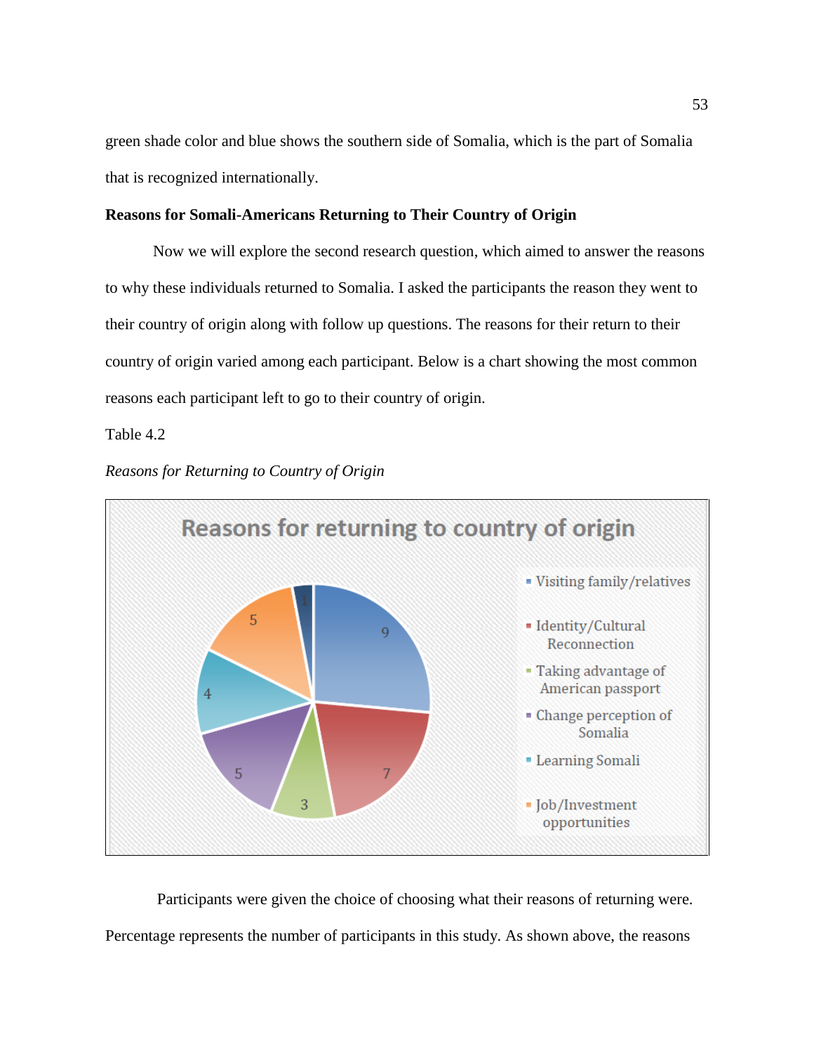green shade color and blue shows the southern side of Somalia, which is the part of Somalia that is recognized internationally.

**Reasons for Somali-Americans Returning to Their Country of Origin**

Now we will explore the second research question, which aimed to answer the reasons to why these individuals returned to Somalia. I asked the participants the reason they went to their country of origin along with follow up questions. The reasons for their return to their country of origin varied among each participant. Below is a chart showing the most common reasons each participant left to go to their country of origin.

Table 4.2

*Reasons for Returning to Country of Origin*

| Reasons for returning to country of origin | Count |
|---|---|
| Visiting family/relatives | 9 |
| Identity/Cultural Reconnection | 7 |
| Taking advantage of American passport | 3 |
| Change perception of Somalia | 5 |
| Learning Somali | 4 |
| Job/Investment opportunities | 5 |
| (unlabeled) | 1 |

Participants were given the choice of choosing what their reasons of returning were. Percentage represents the number of participants in this study. As shown above, the reasons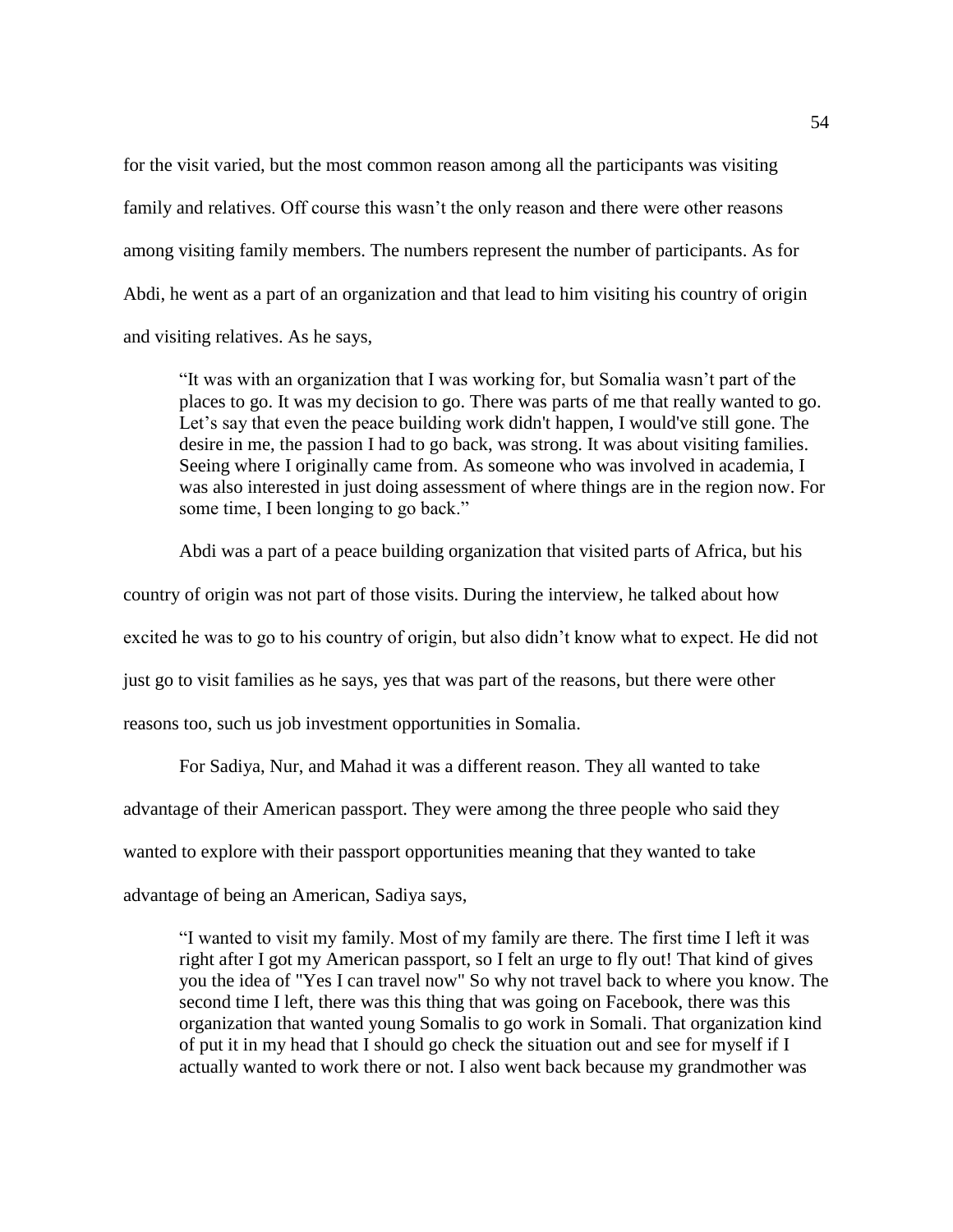for the visit varied, but the most common reason among all the participants was visiting family and relatives. Off course this wasn't the only reason and there were other reasons among visiting family members. The numbers represent the number of participants. As for Abdi, he went as a part of an organization and that lead to him visiting his country of origin and visiting relatives. As he says,

> "It was with an organization that I was working for, but Somalia wasn't part of the places to go. It was my decision to go. There was parts of me that really wanted to go. Let's say that even the peace building work didn't happen, I would've still gone. The desire in me, the passion I had to go back, was strong. It was about visiting families. Seeing where I originally came from. As someone who was involved in academia, I was also interested in just doing assessment of where things are in the region now. For some time, I been longing to go back."

Abdi was a part of a peace building organization that visited parts of Africa, but his country of origin was not part of those visits. During the interview, he talked about how excited he was to go to his country of origin, but also didn't know what to expect. He did not just go to visit families as he says, yes that was part of the reasons, but there were other reasons too, such us job investment opportunities in Somalia.

For Sadiya, Nur, and Mahad it was a different reason. They all wanted to take advantage of their American passport. They were among the three people who said they wanted to explore with their passport opportunities meaning that they wanted to take advantage of being an American, Sadiya says,

> "I wanted to visit my family. Most of my family are there. The first time I left it was right after I got my American passport, so I felt an urge to fly out! That kind of gives you the idea of "Yes I can travel now" So why not travel back to where you know. The second time I left, there was this thing that was going on Facebook, there was this organization that wanted young Somalis to go work in Somali. That organization kind of put it in my head that I should go check the situation out and see for myself if I actually wanted to work there or not. I also went back because my grandmother was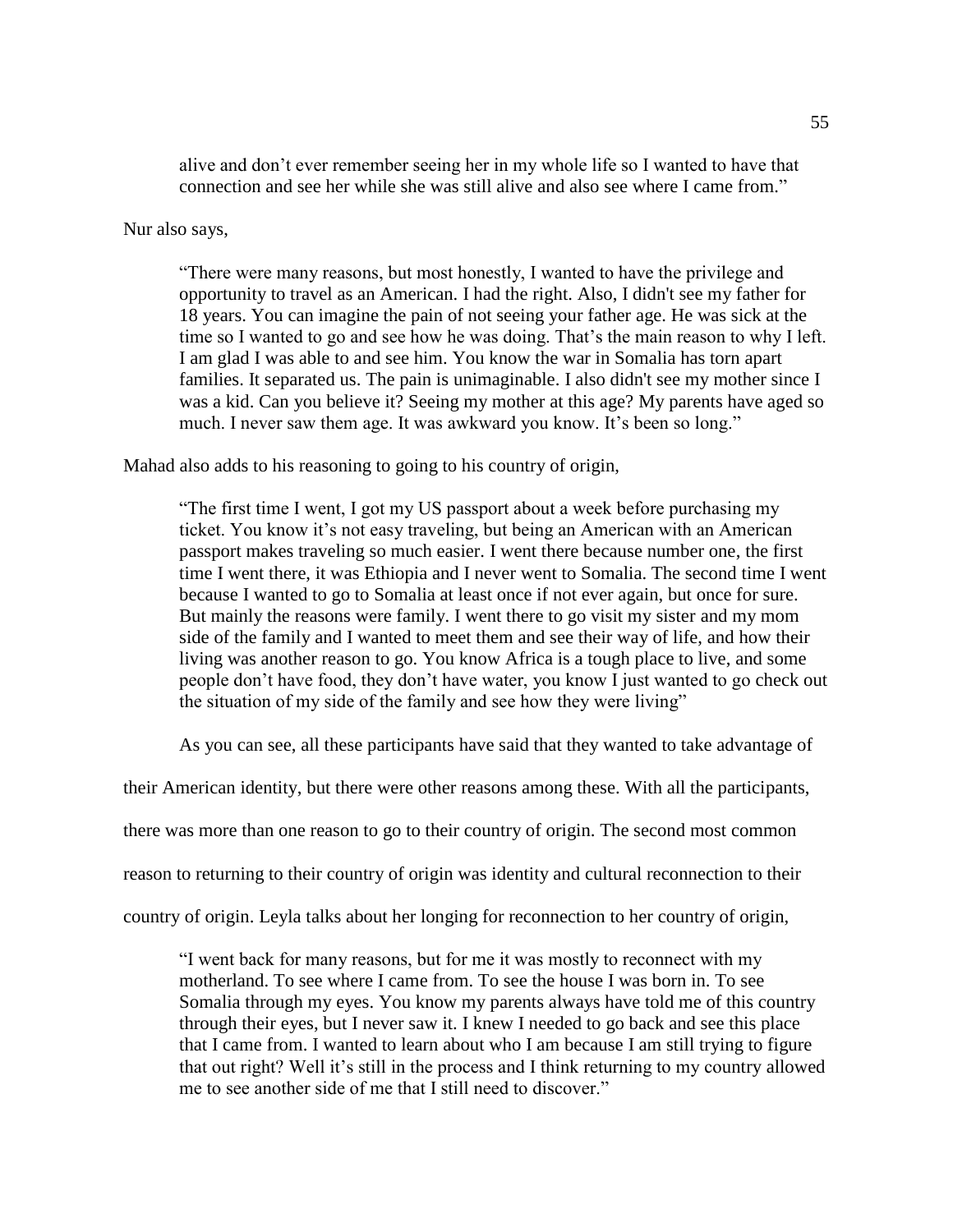> alive and don't ever remember seeing her in my whole life so I wanted to have that connection and see her while she was still alive and also see where I came from."

Nur also says,

> "There were many reasons, but most honestly, I wanted to have the privilege and opportunity to travel as an American. I had the right. Also, I didn't see my father for 18 years. You can imagine the pain of not seeing your father age. He was sick at the time so I wanted to go and see how he was doing. That's the main reason to why I left. I am glad I was able to and see him. You know the war in Somalia has torn apart families. It separated us. The pain is unimaginable. I also didn't see my mother since I was a kid. Can you believe it? Seeing my mother at this age? My parents have aged so much. I never saw them age. It was awkward you know. It's been so long."

Mahad also adds to his reasoning to going to his country of origin,

> "The first time I went, I got my US passport about a week before purchasing my ticket. You know it's not easy traveling, but being an American with an American passport makes traveling so much easier. I went there because number one, the first time I went there, it was Ethiopia and I never went to Somalia. The second time I went because I wanted to go to Somalia at least once if not ever again, but once for sure. But mainly the reasons were family. I went there to go visit my sister and my mom side of the family and I wanted to meet them and see their way of life, and how their living was another reason to go. You know Africa is a tough place to live, and some people don't have food, they don't have water, you know I just wanted to go check out the situation of my side of the family and see how they were living"

As you can see, all these participants have said that they wanted to take advantage of their American identity, but there were other reasons among these. With all the participants, there was more than one reason to go to their country of origin. The second most common reason to returning to their country of origin was identity and cultural reconnection to their country of origin. Leyla talks about her longing for reconnection to her country of origin,

> "I went back for many reasons, but for me it was mostly to reconnect with my motherland. To see where I came from. To see the house I was born in. To see Somalia through my eyes. You know my parents always have told me of this country through their eyes, but I never saw it. I knew I needed to go back and see this place that I came from. I wanted to learn about who I am because I am still trying to figure that out right? Well it's still in the process and I think returning to my country allowed me to see another side of me that I still need to discover."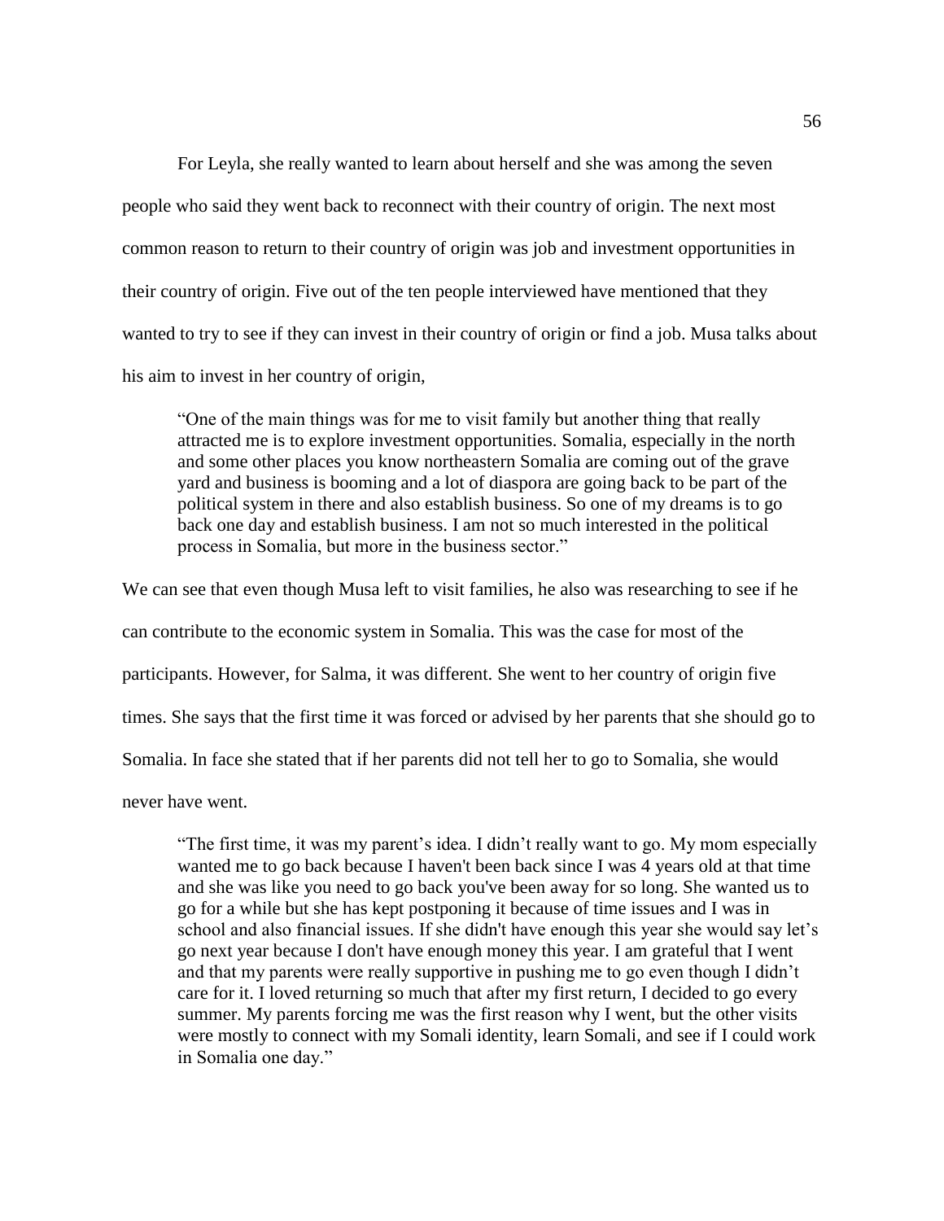For Leyla, she really wanted to learn about herself and she was among the seven people who said they went back to reconnect with their country of origin. The next most common reason to return to their country of origin was job and investment opportunities in their country of origin. Five out of the ten people interviewed have mentioned that they wanted to try to see if they can invest in their country of origin or find a job. Musa talks about his aim to invest in her country of origin,

> "One of the main things was for me to visit family but another thing that really attracted me is to explore investment opportunities. Somalia, especially in the north and some other places you know northeastern Somalia are coming out of the grave yard and business is booming and a lot of diaspora are going back to be part of the political system in there and also establish business. So one of my dreams is to go back one day and establish business. I am not so much interested in the political process in Somalia, but more in the business sector."

We can see that even though Musa left to visit families, he also was researching to see if he can contribute to the economic system in Somalia. This was the case for most of the participants. However, for Salma, it was different. She went to her country of origin five times. She says that the first time it was forced or advised by her parents that she should go to Somalia. In face she stated that if her parents did not tell her to go to Somalia, she would never have went.

> "The first time, it was my parent's idea. I didn't really want to go. My mom especially wanted me to go back because I haven't been back since I was 4 years old at that time and she was like you need to go back you've been away for so long. She wanted us to go for a while but she has kept postponing it because of time issues and I was in school and also financial issues. If she didn't have enough this year she would say let's go next year because I don't have enough money this year. I am grateful that I went and that my parents were really supportive in pushing me to go even though I didn't care for it. I loved returning so much that after my first return, I decided to go every summer. My parents forcing me was the first reason why I went, but the other visits were mostly to connect with my Somali identity, learn Somali, and see if I could work in Somalia one day."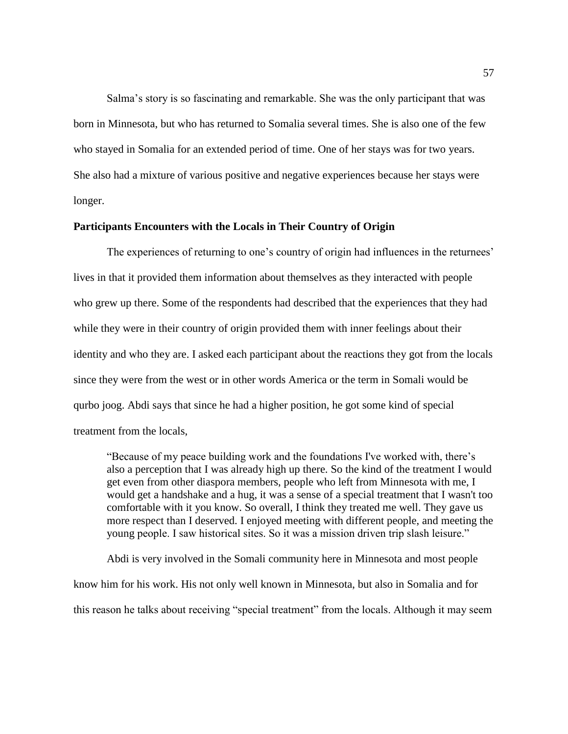Salma's story is so fascinating and remarkable. She was the only participant that was born in Minnesota, but who has returned to Somalia several times. She is also one of the few who stayed in Somalia for an extended period of time. One of her stays was for two years. She also had a mixture of various positive and negative experiences because her stays were longer.

**Participants Encounters with the Locals in Their Country of Origin**

The experiences of returning to one's country of origin had influences in the returnees' lives in that it provided them information about themselves as they interacted with people who grew up there. Some of the respondents had described that the experiences that they had while they were in their country of origin provided them with inner feelings about their identity and who they are. I asked each participant about the reactions they got from the locals since they were from the west or in other words America or the term in Somali would be qurbo joog. Abdi says that since he had a higher position, he got some kind of special treatment from the locals,

> "Because of my peace building work and the foundations I've worked with, there's also a perception that I was already high up there. So the kind of the treatment I would get even from other diaspora members, people who left from Minnesota with me, I would get a handshake and a hug, it was a sense of a special treatment that I wasn't too comfortable with it you know. So overall, I think they treated me well. They gave us more respect than I deserved. I enjoyed meeting with different people, and meeting the young people. I saw historical sites. So it was a mission driven trip slash leisure."

Abdi is very involved in the Somali community here in Minnesota and most people know him for his work. His not only well known in Minnesota, but also in Somalia and for this reason he talks about receiving "special treatment" from the locals. Although it may seem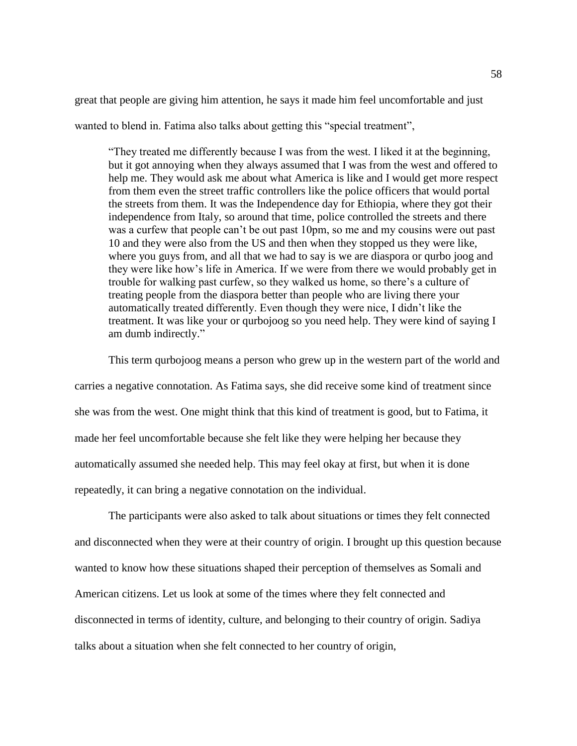great that people are giving him attention, he says it made him feel uncomfortable and just wanted to blend in. Fatima also talks about getting this "special treatment",

> "They treated me differently because I was from the west. I liked it at the beginning, but it got annoying when they always assumed that I was from the west and offered to help me. They would ask me about what America is like and I would get more respect from them even the street traffic controllers like the police officers that would portal the streets from them. It was the Independence day for Ethiopia, where they got their independence from Italy, so around that time, police controlled the streets and there was a curfew that people can't be out past 10pm, so me and my cousins were out past 10 and they were also from the US and then when they stopped us they were like, where you guys from, and all that we had to say is we are diaspora or qurbo joog and they were like how's life in America. If we were from there we would probably get in trouble for walking past curfew, so they walked us home, so there's a culture of treating people from the diaspora better than people who are living there your automatically treated differently. Even though they were nice, I didn't like the treatment. It was like your or qurbojoog so you need help. They were kind of saying I am dumb indirectly."

This term qurbojoog means a person who grew up in the western part of the world and carries a negative connotation. As Fatima says, she did receive some kind of treatment since she was from the west. One might think that this kind of treatment is good, but to Fatima, it made her feel uncomfortable because she felt like they were helping her because they automatically assumed she needed help. This may feel okay at first, but when it is done repeatedly, it can bring a negative connotation on the individual.

The participants were also asked to talk about situations or times they felt connected and disconnected when they were at their country of origin. I brought up this question because wanted to know how these situations shaped their perception of themselves as Somali and American citizens. Let us look at some of the times where they felt connected and disconnected in terms of identity, culture, and belonging to their country of origin. Sadiya talks about a situation when she felt connected to her country of origin,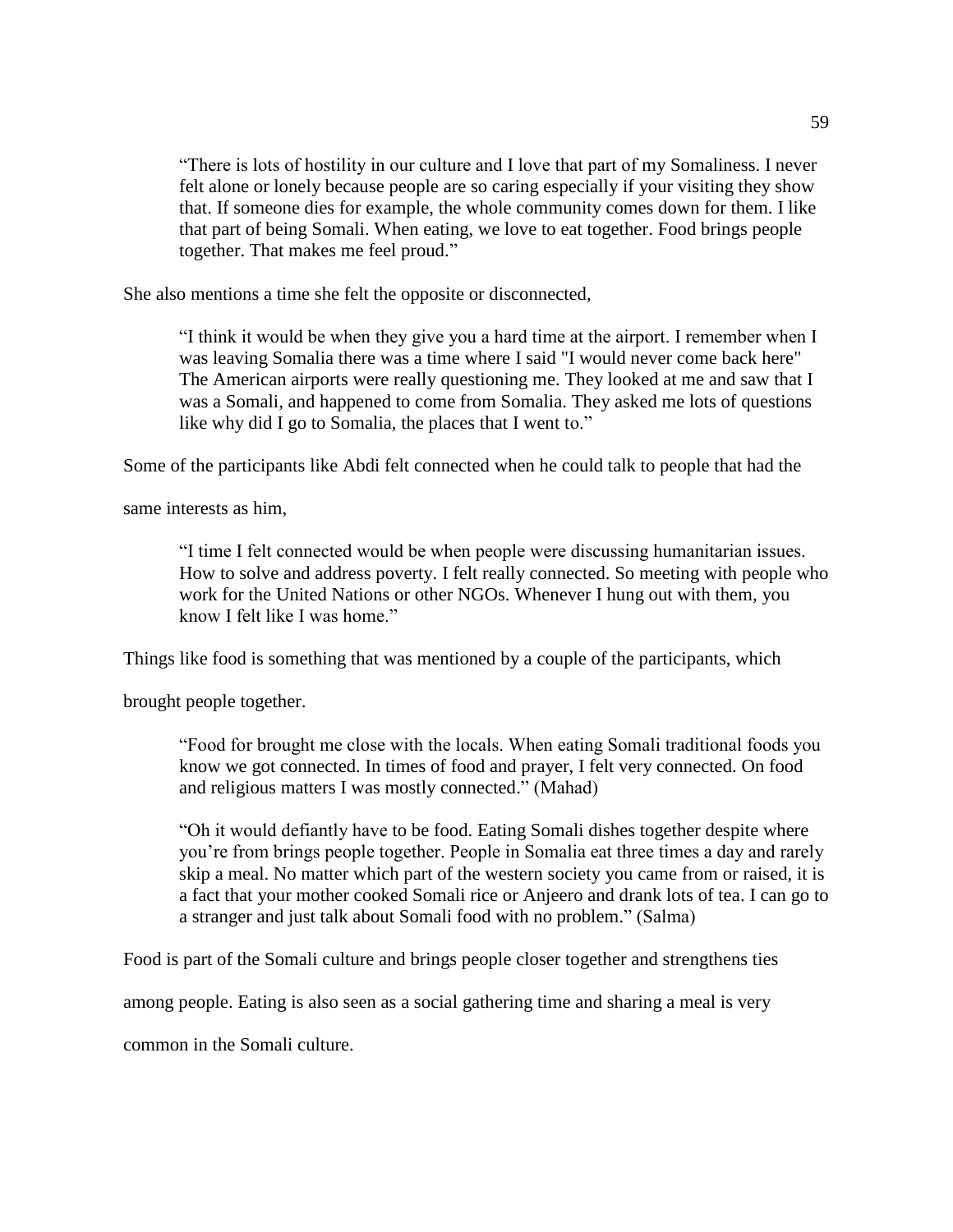> "There is lots of hostility in our culture and I love that part of my Somaliness. I never felt alone or lonely because people are so caring especially if your visiting they show that. If someone dies for example, the whole community comes down for them. I like that part of being Somali. When eating, we love to eat together. Food brings people together. That makes me feel proud."

She also mentions a time she felt the opposite or disconnected,

> "I think it would be when they give you a hard time at the airport. I remember when I was leaving Somalia there was a time where I said "I would never come back here" The American airports were really questioning me. They looked at me and saw that I was a Somali, and happened to come from Somalia. They asked me lots of questions like why did I go to Somalia, the places that I went to."

Some of the participants like Abdi felt connected when he could talk to people that had the same interests as him,

> "I time I felt connected would be when people were discussing humanitarian issues. How to solve and address poverty. I felt really connected. So meeting with people who work for the United Nations or other NGOs. Whenever I hung out with them, you know I felt like I was home."

Things like food is something that was mentioned by a couple of the participants, which brought people together.

> "Food for brought me close with the locals. When eating Somali traditional foods you know we got connected. In times of food and prayer, I felt very connected. On food and religious matters I was mostly connected." (Mahad)

> "Oh it would defiantly have to be food. Eating Somali dishes together despite where you're from brings people together. People in Somalia eat three times a day and rarely skip a meal. No matter which part of the western society you came from or raised, it is a fact that your mother cooked Somali rice or Anjeero and drank lots of tea. I can go to a stranger and just talk about Somali food with no problem." (Salma)

Food is part of the Somali culture and brings people closer together and strengthens ties among people. Eating is also seen as a social gathering time and sharing a meal is very common in the Somali culture.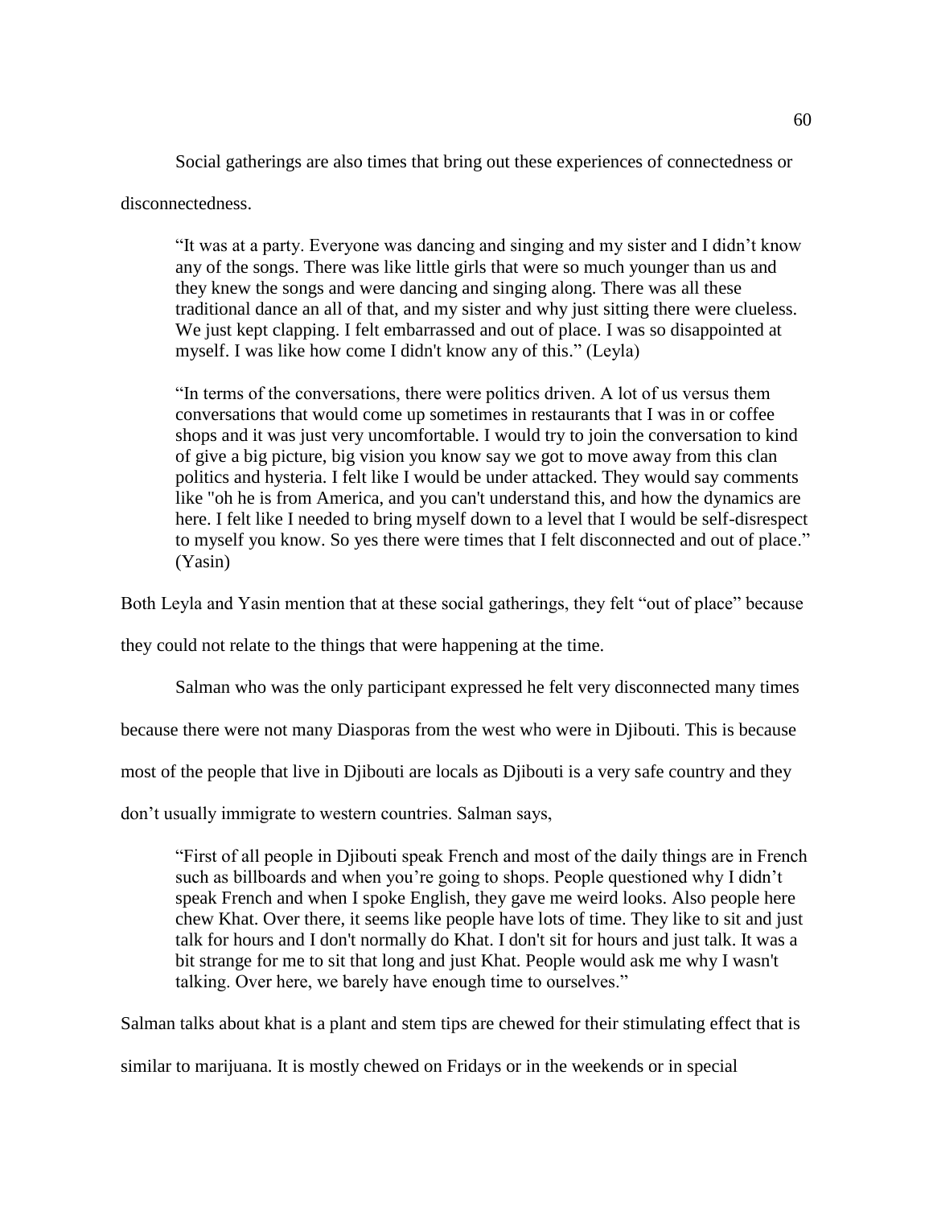Social gatherings are also times that bring out these experiences of connectedness or disconnectedness.

> "It was at a party. Everyone was dancing and singing and my sister and I didn't know any of the songs. There was like little girls that were so much younger than us and they knew the songs and were dancing and singing along. There was all these traditional dance an all of that, and my sister and why just sitting there were clueless. We just kept clapping. I felt embarrassed and out of place. I was so disappointed at myself. I was like how come I didn't know any of this." (Leyla)

> "In terms of the conversations, there were politics driven. A lot of us versus them conversations that would come up sometimes in restaurants that I was in or coffee shops and it was just very uncomfortable. I would try to join the conversation to kind of give a big picture, big vision you know say we got to move away from this clan politics and hysteria. I felt like I would be under attacked. They would say comments like "oh he is from America, and you can't understand this, and how the dynamics are here. I felt like I needed to bring myself down to a level that I would be self-disrespect to myself you know. So yes there were times that I felt disconnected and out of place." (Yasin)

Both Leyla and Yasin mention that at these social gatherings, they felt "out of place" because they could not relate to the things that were happening at the time.

Salman who was the only participant expressed he felt very disconnected many times because there were not many Diasporas from the west who were in Djibouti. This is because most of the people that live in Djibouti are locals as Djibouti is a very safe country and they don't usually immigrate to western countries. Salman says,

> "First of all people in Djibouti speak French and most of the daily things are in French such as billboards and when you're going to shops. People questioned why I didn't speak French and when I spoke English, they gave me weird looks. Also people here chew Khat. Over there, it seems like people have lots of time. They like to sit and just talk for hours and I don't normally do Khat. I don't sit for hours and just talk. It was a bit strange for me to sit that long and just Khat. People would ask me why I wasn't talking. Over here, we barely have enough time to ourselves."

Salman talks about khat is a plant and stem tips are chewed for their stimulating effect that is similar to marijuana. It is mostly chewed on Fridays or in the weekends or in special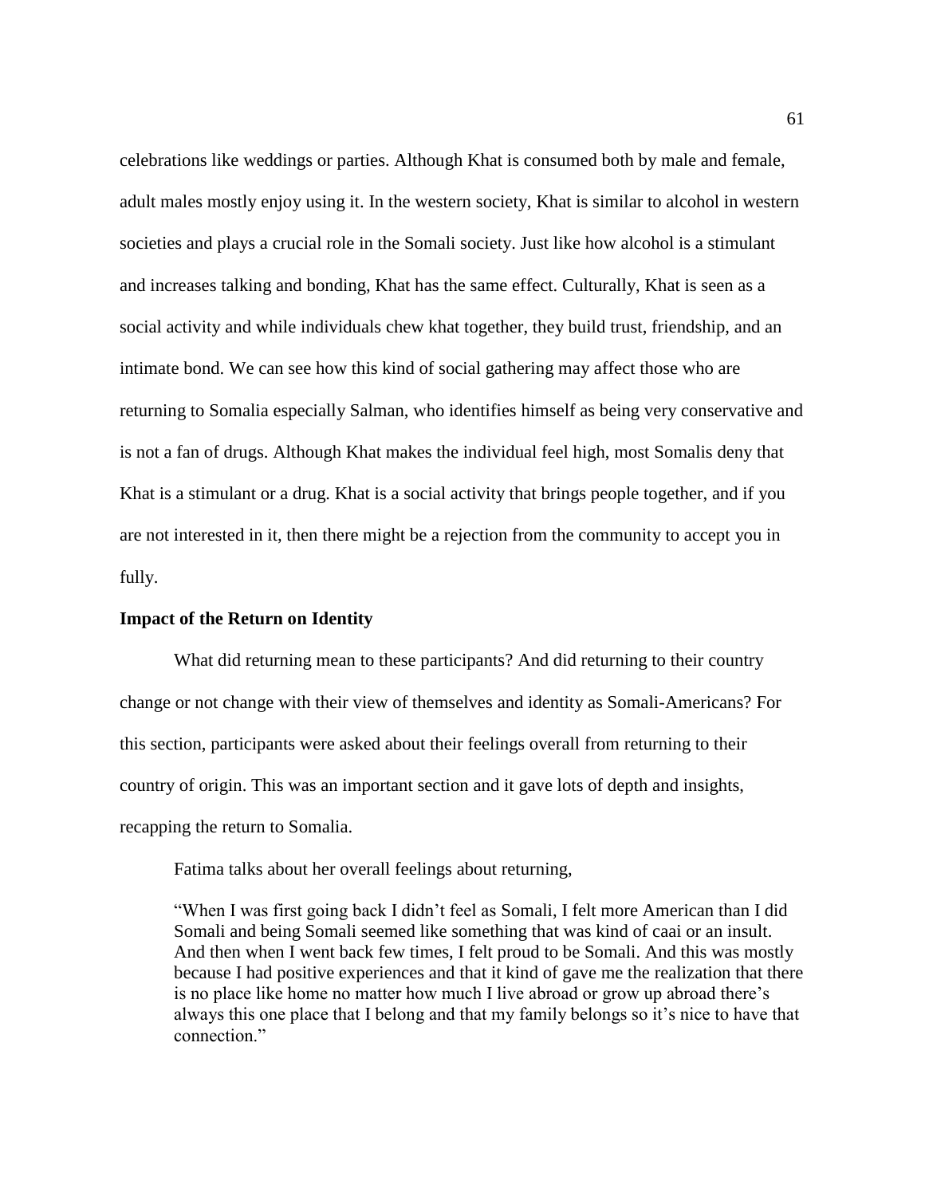celebrations like weddings or parties. Although Khat is consumed both by male and female, adult males mostly enjoy using it. In the western society, Khat is similar to alcohol in western societies and plays a crucial role in the Somali society. Just like how alcohol is a stimulant and increases talking and bonding, Khat has the same effect. Culturally, Khat is seen as a social activity and while individuals chew khat together, they build trust, friendship, and an intimate bond. We can see how this kind of social gathering may affect those who are returning to Somalia especially Salman, who identifies himself as being very conservative and is not a fan of drugs. Although Khat makes the individual feel high, most Somalis deny that Khat is a stimulant or a drug. Khat is a social activity that brings people together, and if you are not interested in it, then there might be a rejection from the community to accept you in fully.

### Impact of the Return on Identity

What did returning mean to these participants? And did returning to their country change or not change with their view of themselves and identity as Somali-Americans? For this section, participants were asked about their feelings overall from returning to their country of origin. This was an important section and it gave lots of depth and insights, recapping the return to Somalia.

Fatima talks about her overall feelings about returning,

> "When I was first going back I didn't feel as Somali, I felt more American than I did Somali and being Somali seemed like something that was kind of caai or an insult. And then when I went back few times, I felt proud to be Somali. And this was mostly because I had positive experiences and that it kind of gave me the realization that there is no place like home no matter how much I live abroad or grow up abroad there's always this one place that I belong and that my family belongs so it's nice to have that connection."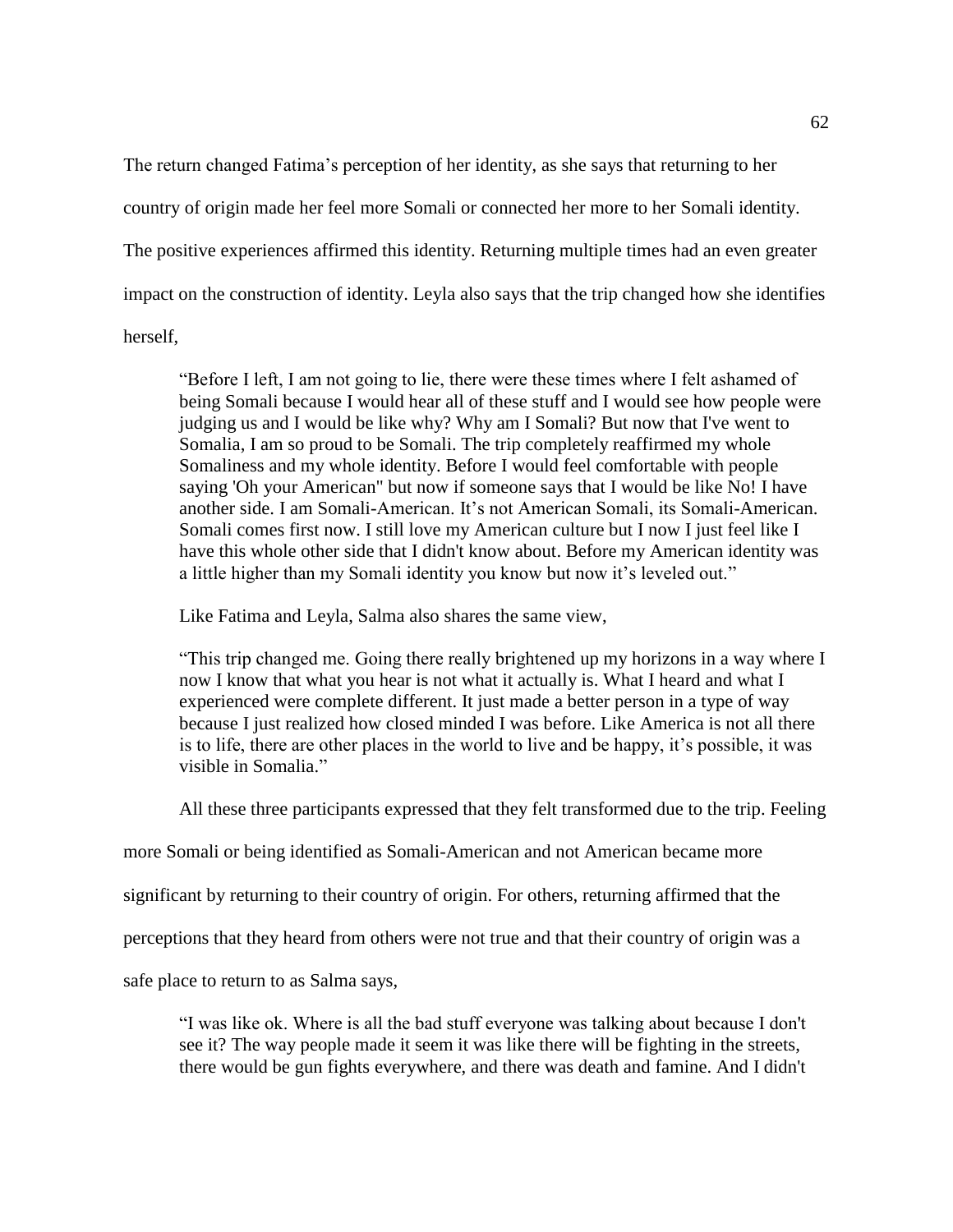The return changed Fatima's perception of her identity, as she says that returning to her country of origin made her feel more Somali or connected her more to her Somali identity. The positive experiences affirmed this identity. Returning multiple times had an even greater impact on the construction of identity. Leyla also says that the trip changed how she identifies herself,

> "Before I left, I am not going to lie, there were these times where I felt ashamed of being Somali because I would hear all of these stuff and I would see how people were judging us and I would be like why? Why am I Somali? But now that I've went to Somalia, I am so proud to be Somali. The trip completely reaffirmed my whole Somaliness and my whole identity. Before I would feel comfortable with people saying 'Oh your American" but now if someone says that I would be like No! I have another side. I am Somali-American. It's not American Somali, its Somali-American. Somali comes first now. I still love my American culture but I now I just feel like I have this whole other side that I didn't know about. Before my American identity was a little higher than my Somali identity you know but now it's leveled out."

Like Fatima and Leyla, Salma also shares the same view,

> "This trip changed me. Going there really brightened up my horizons in a way where I now I know that what you hear is not what it actually is. What I heard and what I experienced were complete different. It just made a better person in a type of way because I just realized how closed minded I was before. Like America is not all there is to life, there are other places in the world to live and be happy, it's possible, it was visible in Somalia."

All these three participants expressed that they felt transformed due to the trip. Feeling more Somali or being identified as Somali-American and not American became more significant by returning to their country of origin. For others, returning affirmed that the perceptions that they heard from others were not true and that their country of origin was a safe place to return to as Salma says,

> "I was like ok. Where is all the bad stuff everyone was talking about because I don't see it? The way people made it seem it was like there will be fighting in the streets, there would be gun fights everywhere, and there was death and famine. And I didn't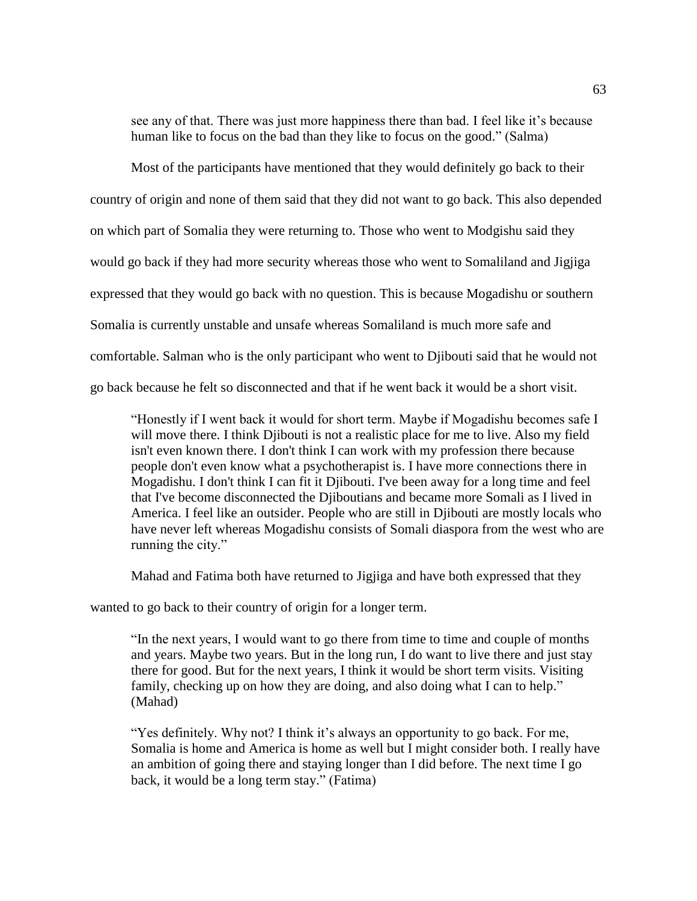see any of that. There was just more happiness there than bad. I feel like it's because human like to focus on the bad than they like to focus on the good." (Salma)

Most of the participants have mentioned that they would definitely go back to their country of origin and none of them said that they did not want to go back. This also depended on which part of Somalia they were returning to. Those who went to Modgishu said they would go back if they had more security whereas those who went to Somaliland and Jigjiga expressed that they would go back with no question. This is because Mogadishu or southern Somalia is currently unstable and unsafe whereas Somaliland is much more safe and comfortable. Salman who is the only participant who went to Djibouti said that he would not go back because he felt so disconnected and that if he went back it would be a short visit.

> "Honestly if I went back it would for short term. Maybe if Mogadishu becomes safe I will move there. I think Djibouti is not a realistic place for me to live. Also my field isn't even known there. I don't think I can work with my profession there because people don't even know what a psychotherapist is. I have more connections there in Mogadishu. I don't think I can fit it Djibouti. I've been away for a long time and feel that I've become disconnected the Djiboutians and became more Somali as I lived in America. I feel like an outsider. People who are still in Djibouti are mostly locals who have never left whereas Mogadishu consists of Somali diaspora from the west who are running the city."

Mahad and Fatima both have returned to Jigjiga and have both expressed that they wanted to go back to their country of origin for a longer term.

> "In the next years, I would want to go there from time to time and couple of months and years. Maybe two years. But in the long run, I do want to live there and just stay there for good. But for the next years, I think it would be short term visits. Visiting family, checking up on how they are doing, and also doing what I can to help." (Mahad)

> "Yes definitely. Why not? I think it's always an opportunity to go back. For me, Somalia is home and America is home as well but I might consider both. I really have an ambition of going there and staying longer than I did before. The next time I go back, it would be a long term stay." (Fatima)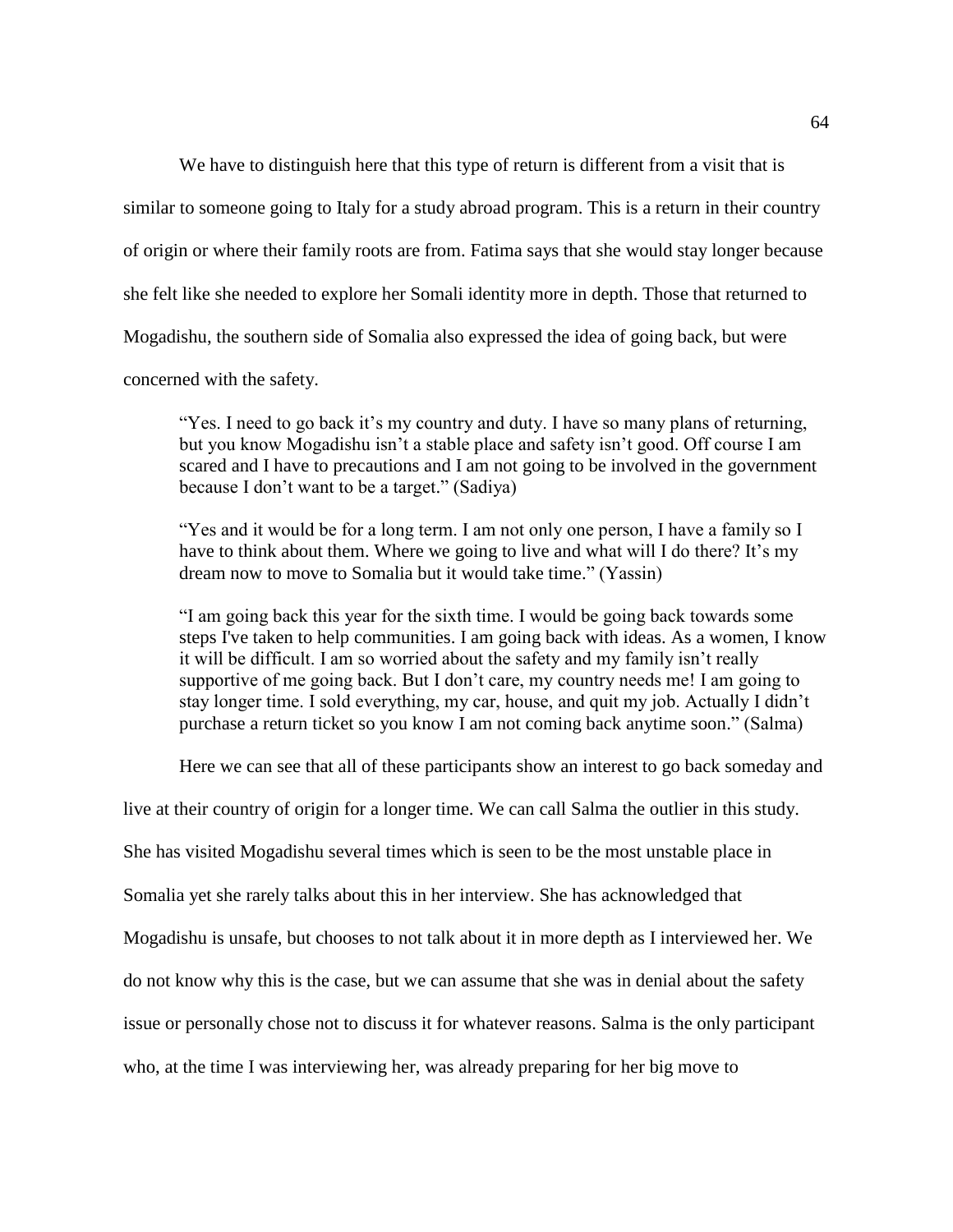We have to distinguish here that this type of return is different from a visit that is similar to someone going to Italy for a study abroad program. This is a return in their country of origin or where their family roots are from. Fatima says that she would stay longer because she felt like she needed to explore her Somali identity more in depth. Those that returned to Mogadishu, the southern side of Somalia also expressed the idea of going back, but were concerned with the safety.

> "Yes. I need to go back it's my country and duty. I have so many plans of returning, but you know Mogadishu isn't a stable place and safety isn't good. Off course I am scared and I have to precautions and I am not going to be involved in the government because I don't want to be a target." (Sadiya)

> "Yes and it would be for a long term. I am not only one person, I have a family so I have to think about them. Where we going to live and what will I do there? It's my dream now to move to Somalia but it would take time." (Yassin)

> "I am going back this year for the sixth time. I would be going back towards some steps I've taken to help communities. I am going back with ideas. As a women, I know it will be difficult. I am so worried about the safety and my family isn't really supportive of me going back. But I don't care, my country needs me! I am going to stay longer time. I sold everything, my car, house, and quit my job. Actually I didn't purchase a return ticket so you know I am not coming back anytime soon." (Salma)

Here we can see that all of these participants show an interest to go back someday and live at their country of origin for a longer time. We can call Salma the outlier in this study. She has visited Mogadishu several times which is seen to be the most unstable place in Somalia yet she rarely talks about this in her interview. She has acknowledged that Mogadishu is unsafe, but chooses to not talk about it in more depth as I interviewed her. We do not know why this is the case, but we can assume that she was in denial about the safety issue or personally chose not to discuss it for whatever reasons. Salma is the only participant who, at the time I was interviewing her, was already preparing for her big move to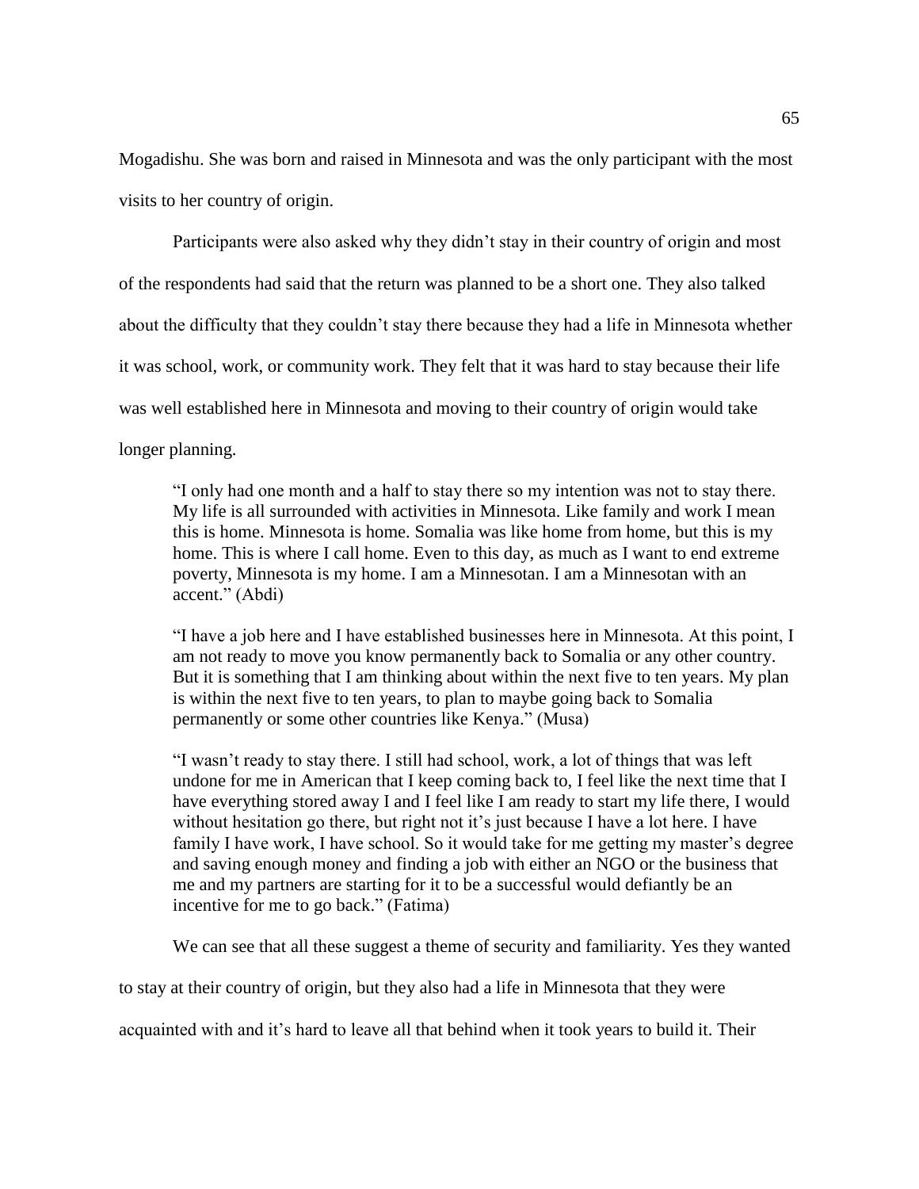Mogadishu. She was born and raised in Minnesota and was the only participant with the most visits to her country of origin.

Participants were also asked why they didn't stay in their country of origin and most of the respondents had said that the return was planned to be a short one. They also talked about the difficulty that they couldn't stay there because they had a life in Minnesota whether it was school, work, or community work. They felt that it was hard to stay because their life was well established here in Minnesota and moving to their country of origin would take longer planning.

> "I only had one month and a half to stay there so my intention was not to stay there. My life is all surrounded with activities in Minnesota. Like family and work I mean this is home. Minnesota is home. Somalia was like home from home, but this is my home. This is where I call home. Even to this day, as much as I want to end extreme poverty, Minnesota is my home. I am a Minnesotan. I am a Minnesotan with an accent." (Abdi)

> "I have a job here and I have established businesses here in Minnesota. At this point, I am not ready to move you know permanently back to Somalia or any other country. But it is something that I am thinking about within the next five to ten years. My plan is within the next five to ten years, to plan to maybe going back to Somalia permanently or some other countries like Kenya." (Musa)

> "I wasn't ready to stay there. I still had school, work, a lot of things that was left undone for me in American that I keep coming back to, I feel like the next time that I have everything stored away I and I feel like I am ready to start my life there, I would without hesitation go there, but right not it's just because I have a lot here. I have family I have work, I have school. So it would take for me getting my master's degree and saving enough money and finding a job with either an NGO or the business that me and my partners are starting for it to be a successful would defiantly be an incentive for me to go back." (Fatima)

We can see that all these suggest a theme of security and familiarity. Yes they wanted to stay at their country of origin, but they also had a life in Minnesota that they were acquainted with and it's hard to leave all that behind when it took years to build it. Their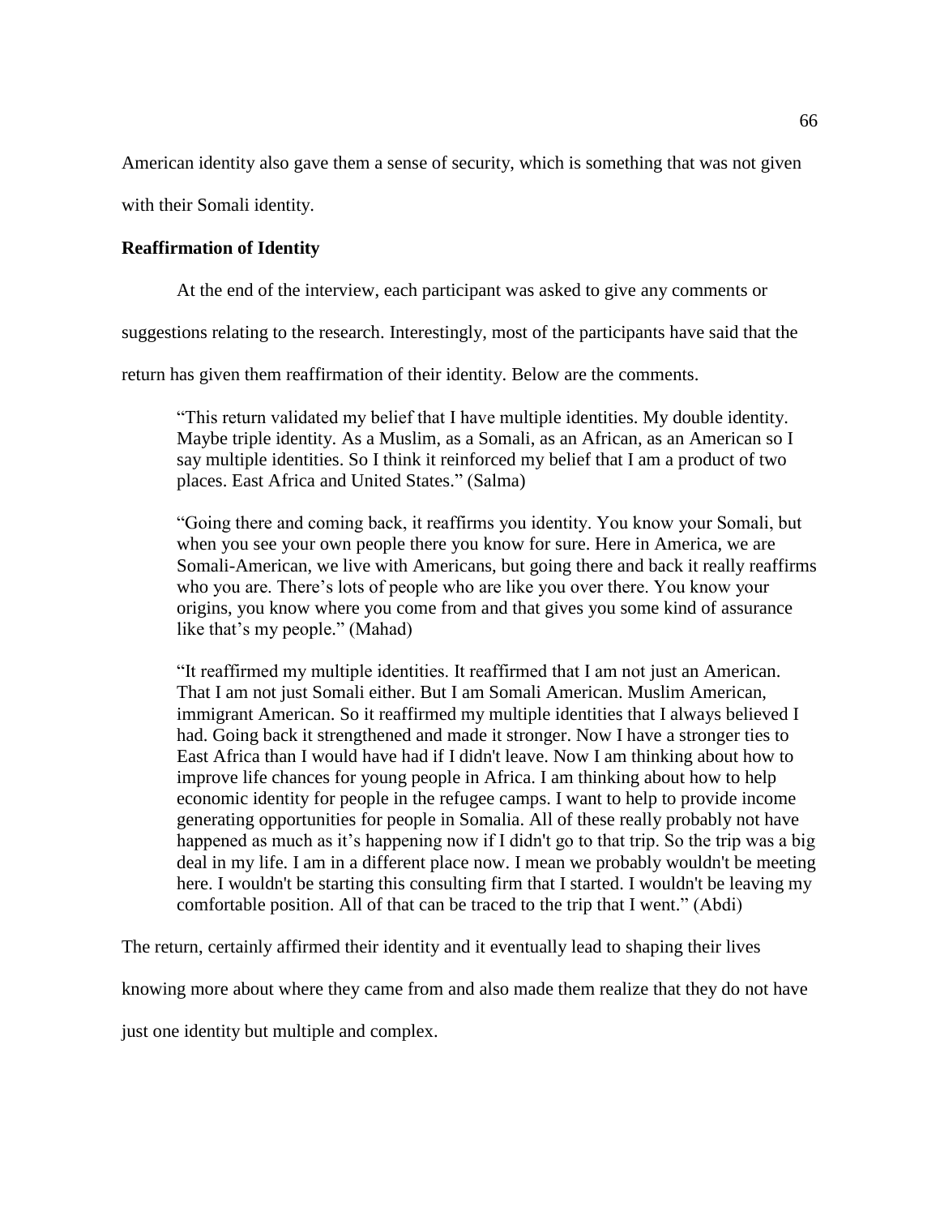American identity also gave them a sense of security, which is something that was not given with their Somali identity.

**Reaffirmation of Identity**

At the end of the interview, each participant was asked to give any comments or suggestions relating to the research. Interestingly, most of the participants have said that the return has given them reaffirmation of their identity. Below are the comments.

> "This return validated my belief that I have multiple identities. My double identity. Maybe triple identity. As a Muslim, as a Somali, as an African, as an American so I say multiple identities. So I think it reinforced my belief that I am a product of two places. East Africa and United States." (Salma)

> "Going there and coming back, it reaffirms you identity. You know your Somali, but when you see your own people there you know for sure. Here in America, we are Somali-American, we live with Americans, but going there and back it really reaffirms who you are. There's lots of people who are like you over there. You know your origins, you know where you come from and that gives you some kind of assurance like that's my people." (Mahad)

> "It reaffirmed my multiple identities. It reaffirmed that I am not just an American. That I am not just Somali either. But I am Somali American. Muslim American, immigrant American. So it reaffirmed my multiple identities that I always believed I had. Going back it strengthened and made it stronger. Now I have a stronger ties to East Africa than I would have had if I didn't leave. Now I am thinking about how to improve life chances for young people in Africa. I am thinking about how to help economic identity for people in the refugee camps. I want to help to provide income generating opportunities for people in Somalia. All of these really probably not have happened as much as it's happening now if I didn't go to that trip. So the trip was a big deal in my life. I am in a different place now. I mean we probably wouldn't be meeting here. I wouldn't be starting this consulting firm that I started. I wouldn't be leaving my comfortable position. All of that can be traced to the trip that I went." (Abdi)

The return, certainly affirmed their identity and it eventually lead to shaping their lives knowing more about where they came from and also made them realize that they do not have just one identity but multiple and complex.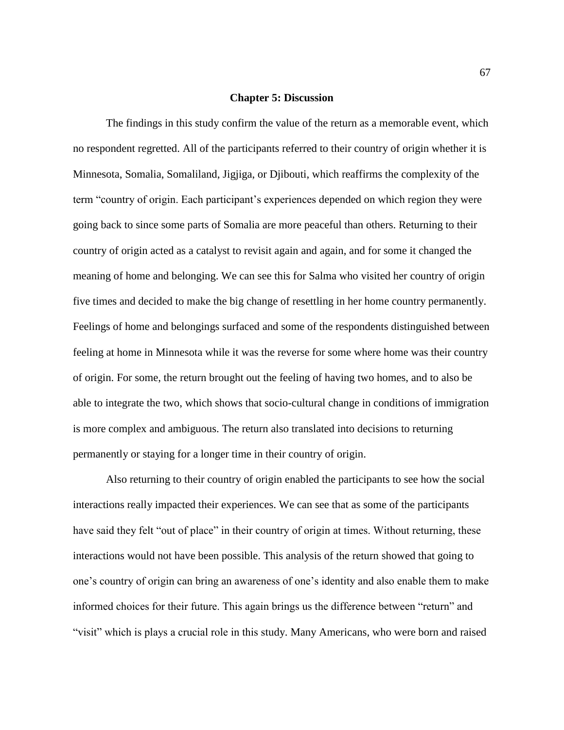# Chapter 5: Discussion

The findings in this study confirm the value of the return as a memorable event, which no respondent regretted. All of the participants referred to their country of origin whether it is Minnesota, Somalia, Somaliland, Jigjiga, or Djibouti, which reaffirms the complexity of the term "country of origin. Each participant's experiences depended on which region they were going back to since some parts of Somalia are more peaceful than others. Returning to their country of origin acted as a catalyst to revisit again and again, and for some it changed the meaning of home and belonging. We can see this for Salma who visited her country of origin five times and decided to make the big change of resettling in her home country permanently. Feelings of home and belongings surfaced and some of the respondents distinguished between feeling at home in Minnesota while it was the reverse for some where home was their country of origin. For some, the return brought out the feeling of having two homes, and to also be able to integrate the two, which shows that socio-cultural change in conditions of immigration is more complex and ambiguous. The return also translated into decisions to returning permanently or staying for a longer time in their country of origin.

Also returning to their country of origin enabled the participants to see how the social interactions really impacted their experiences. We can see that as some of the participants have said they felt "out of place" in their country of origin at times. Without returning, these interactions would not have been possible. This analysis of the return showed that going to one's country of origin can bring an awareness of one's identity and also enable them to make informed choices for their future. This again brings us the difference between "return" and "visit" which is plays a crucial role in this study. Many Americans, who were born and raised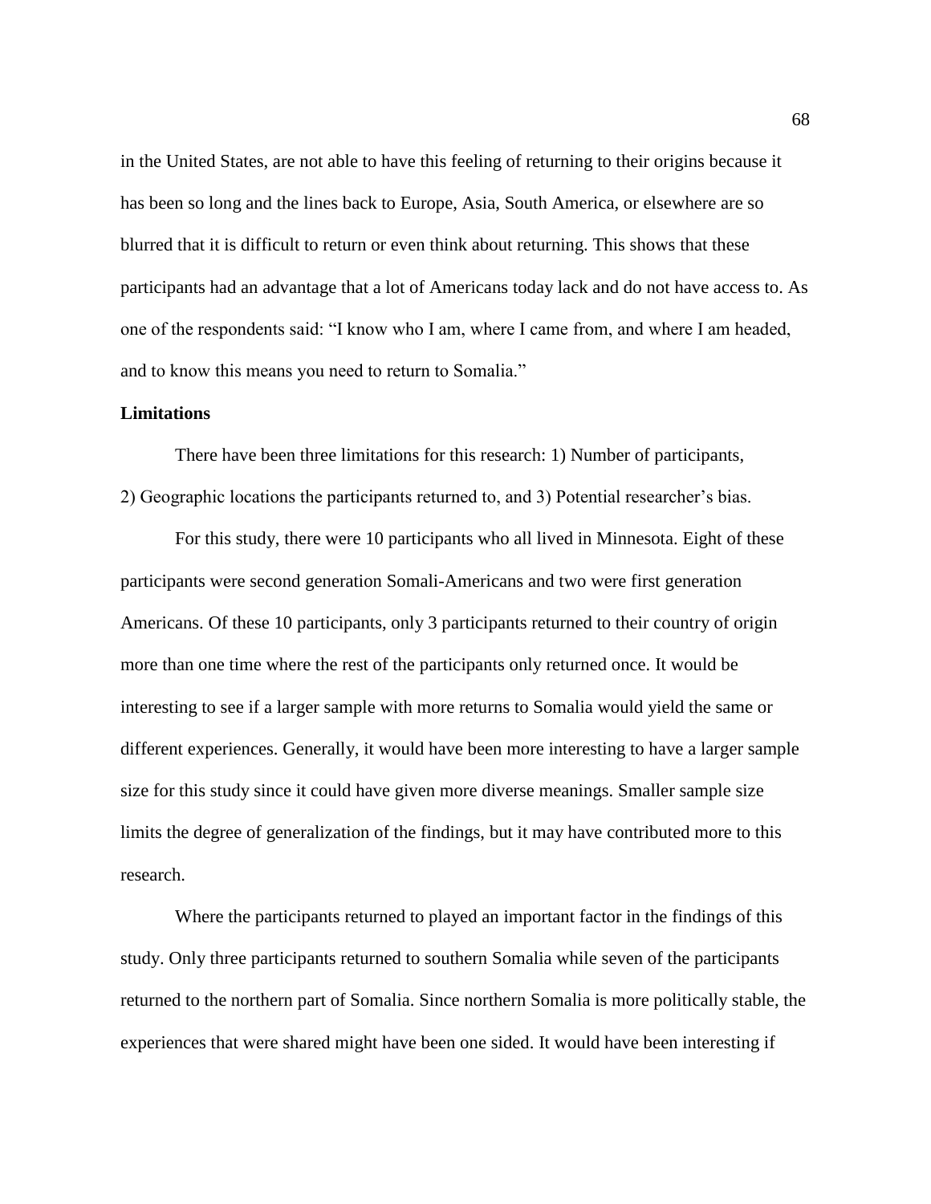in the United States, are not able to have this feeling of returning to their origins because it has been so long and the lines back to Europe, Asia, South America, or elsewhere are so blurred that it is difficult to return or even think about returning. This shows that these participants had an advantage that a lot of Americans today lack and do not have access to. As one of the respondents said: "I know who I am, where I came from, and where I am headed, and to know this means you need to return to Somalia."

**Limitations**

There have been three limitations for this research: 1) Number of participants, 2) Geographic locations the participants returned to, and 3) Potential researcher's bias.

For this study, there were 10 participants who all lived in Minnesota. Eight of these participants were second generation Somali-Americans and two were first generation Americans. Of these 10 participants, only 3 participants returned to their country of origin more than one time where the rest of the participants only returned once. It would be interesting to see if a larger sample with more returns to Somalia would yield the same or different experiences. Generally, it would have been more interesting to have a larger sample size for this study since it could have given more diverse meanings. Smaller sample size limits the degree of generalization of the findings, but it may have contributed more to this research.

Where the participants returned to played an important factor in the findings of this study. Only three participants returned to southern Somalia while seven of the participants returned to the northern part of Somalia. Since northern Somalia is more politically stable, the experiences that were shared might have been one sided. It would have been interesting if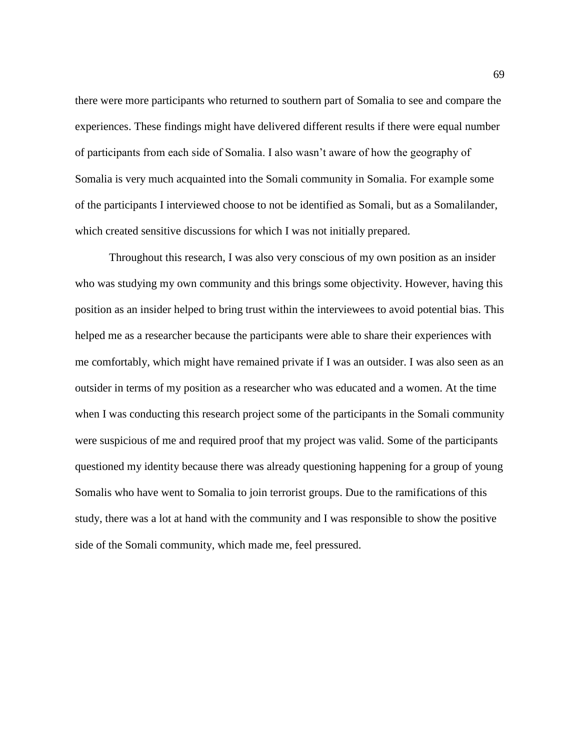there were more participants who returned to southern part of Somalia to see and compare the experiences. These findings might have delivered different results if there were equal number of participants from each side of Somalia. I also wasn't aware of how the geography of Somalia is very much acquainted into the Somali community in Somalia. For example some of the participants I interviewed choose to not be identified as Somali, but as a Somalilander, which created sensitive discussions for which I was not initially prepared.

Throughout this research, I was also very conscious of my own position as an insider who was studying my own community and this brings some objectivity. However, having this position as an insider helped to bring trust within the interviewees to avoid potential bias. This helped me as a researcher because the participants were able to share their experiences with me comfortably, which might have remained private if I was an outsider. I was also seen as an outsider in terms of my position as a researcher who was educated and a women. At the time when I was conducting this research project some of the participants in the Somali community were suspicious of me and required proof that my project was valid. Some of the participants questioned my identity because there was already questioning happening for a group of young Somalis who have went to Somalia to join terrorist groups. Due to the ramifications of this study, there was a lot at hand with the community and I was responsible to show the positive side of the Somali community, which made me, feel pressured.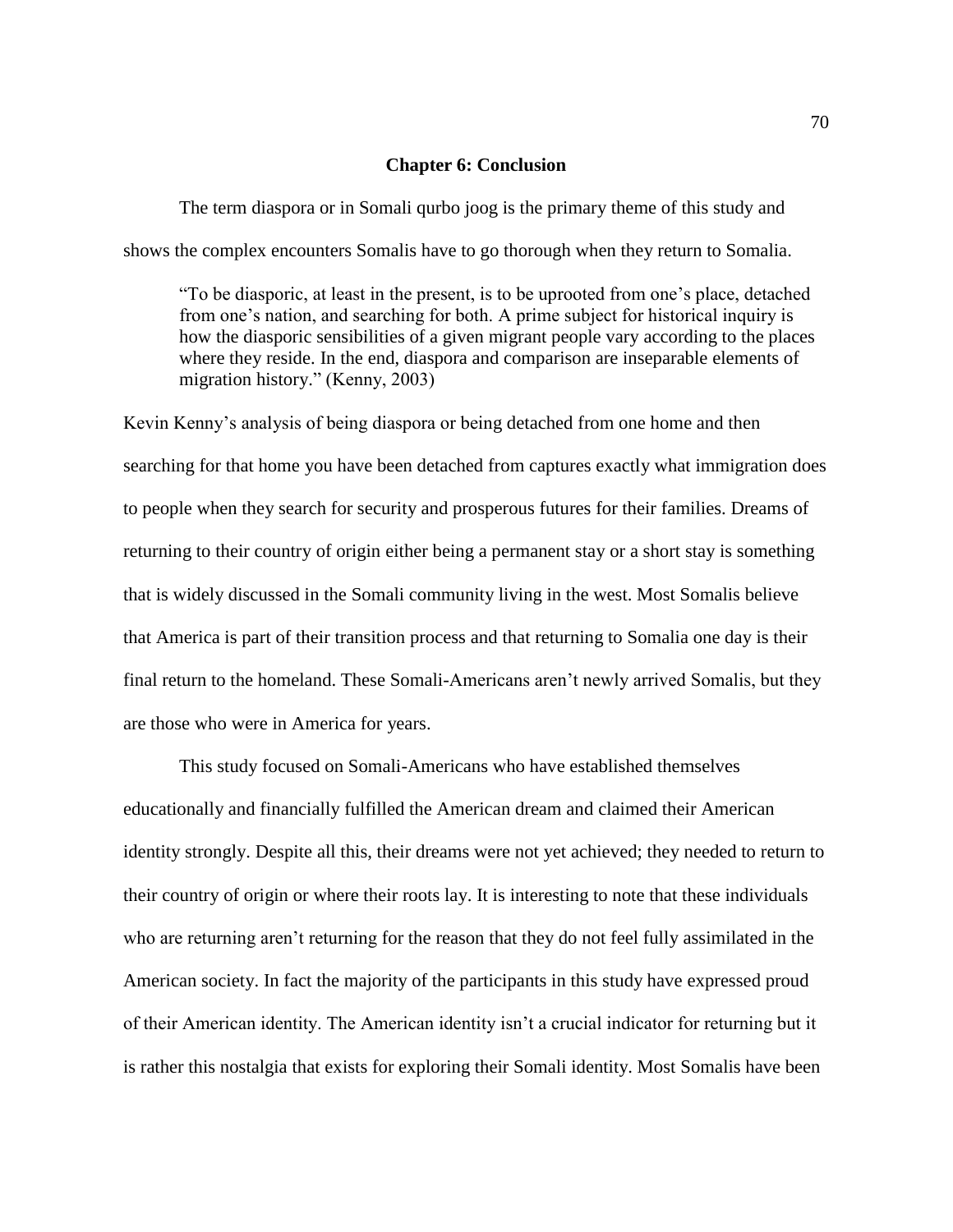## Chapter 6: Conclusion

The term diaspora or in Somali qurbo joog is the primary theme of this study and shows the complex encounters Somalis have to go thorough when they return to Somalia.

> "To be diasporic, at least in the present, is to be uprooted from one's place, detached from one's nation, and searching for both. A prime subject for historical inquiry is how the diasporic sensibilities of a given migrant people vary according to the places where they reside. In the end, diaspora and comparison are inseparable elements of migration history." (Kenny, 2003)

Kevin Kenny's analysis of being diaspora or being detached from one home and then searching for that home you have been detached from captures exactly what immigration does to people when they search for security and prosperous futures for their families. Dreams of returning to their country of origin either being a permanent stay or a short stay is something that is widely discussed in the Somali community living in the west. Most Somalis believe that America is part of their transition process and that returning to Somalia one day is their final return to the homeland. These Somali-Americans aren't newly arrived Somalis, but they are those who were in America for years.

This study focused on Somali-Americans who have established themselves educationally and financially fulfilled the American dream and claimed their American identity strongly. Despite all this, their dreams were not yet achieved; they needed to return to their country of origin or where their roots lay. It is interesting to note that these individuals who are returning aren't returning for the reason that they do not feel fully assimilated in the American society. In fact the majority of the participants in this study have expressed proud of their American identity. The American identity isn't a crucial indicator for returning but it is rather this nostalgia that exists for exploring their Somali identity. Most Somalis have been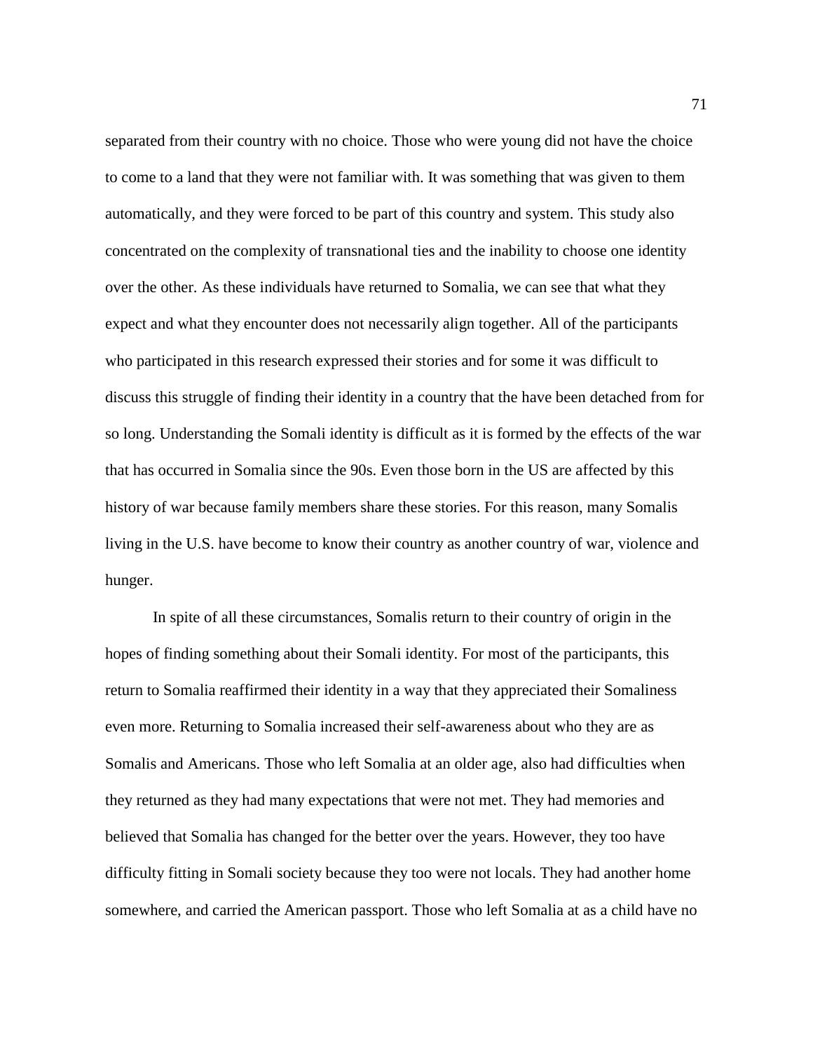separated from their country with no choice. Those who were young did not have the choice to come to a land that they were not familiar with. It was something that was given to them automatically, and they were forced to be part of this country and system. This study also concentrated on the complexity of transnational ties and the inability to choose one identity over the other. As these individuals have returned to Somalia, we can see that what they expect and what they encounter does not necessarily align together. All of the participants who participated in this research expressed their stories and for some it was difficult to discuss this struggle of finding their identity in a country that the have been detached from for so long. Understanding the Somali identity is difficult as it is formed by the effects of the war that has occurred in Somalia since the 90s. Even those born in the US are affected by this history of war because family members share these stories. For this reason, many Somalis living in the U.S. have become to know their country as another country of war, violence and hunger.

In spite of all these circumstances, Somalis return to their country of origin in the hopes of finding something about their Somali identity. For most of the participants, this return to Somalia reaffirmed their identity in a way that they appreciated their Somaliness even more. Returning to Somalia increased their self-awareness about who they are as Somalis and Americans. Those who left Somalia at an older age, also had difficulties when they returned as they had many expectations that were not met. They had memories and believed that Somalia has changed for the better over the years. However, they too have difficulty fitting in Somali society because they too were not locals. They had another home somewhere, and carried the American passport. Those who left Somalia at as a child have no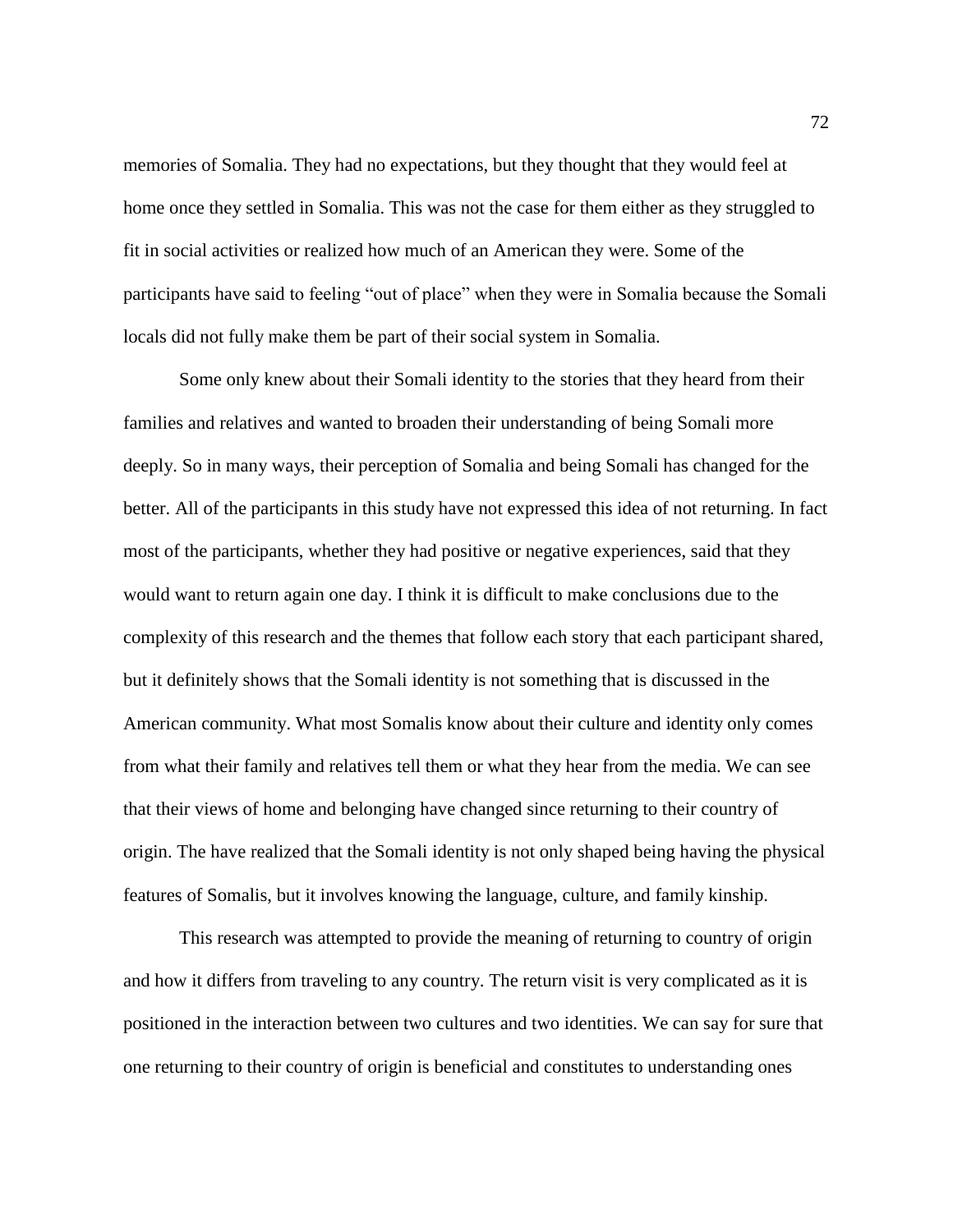memories of Somalia. They had no expectations, but they thought that they would feel at home once they settled in Somalia. This was not the case for them either as they struggled to fit in social activities or realized how much of an American they were. Some of the participants have said to feeling "out of place" when they were in Somalia because the Somali locals did not fully make them be part of their social system in Somalia.

Some only knew about their Somali identity to the stories that they heard from their families and relatives and wanted to broaden their understanding of being Somali more deeply. So in many ways, their perception of Somalia and being Somali has changed for the better. All of the participants in this study have not expressed this idea of not returning. In fact most of the participants, whether they had positive or negative experiences, said that they would want to return again one day. I think it is difficult to make conclusions due to the complexity of this research and the themes that follow each story that each participant shared, but it definitely shows that the Somali identity is not something that is discussed in the American community. What most Somalis know about their culture and identity only comes from what their family and relatives tell them or what they hear from the media. We can see that their views of home and belonging have changed since returning to their country of origin. The have realized that the Somali identity is not only shaped being having the physical features of Somalis, but it involves knowing the language, culture, and family kinship.

This research was attempted to provide the meaning of returning to country of origin and how it differs from traveling to any country. The return visit is very complicated as it is positioned in the interaction between two cultures and two identities. We can say for sure that one returning to their country of origin is beneficial and constitutes to understanding ones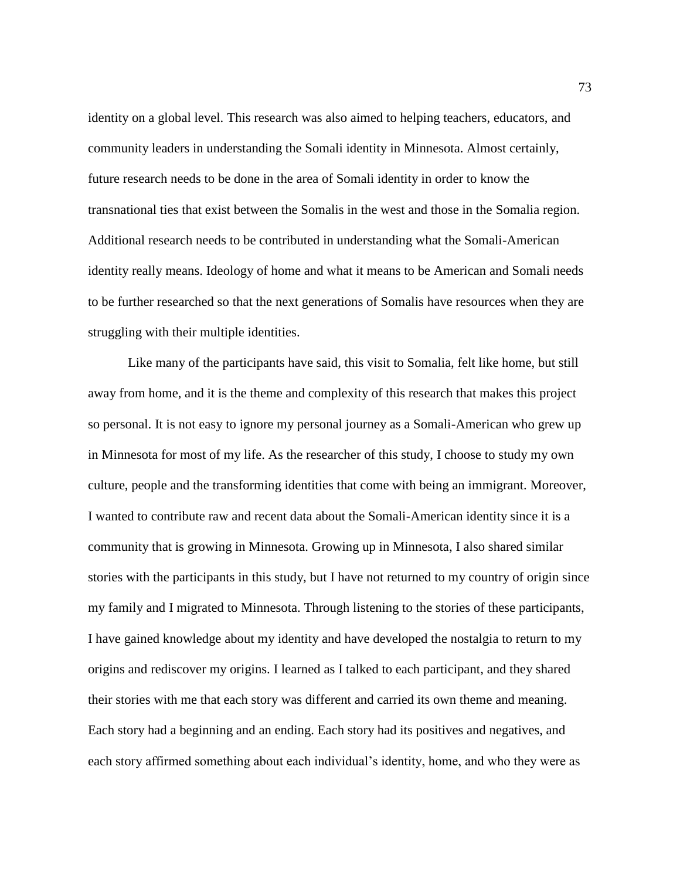identity on a global level. This research was also aimed to helping teachers, educators, and community leaders in understanding the Somali identity in Minnesota. Almost certainly, future research needs to be done in the area of Somali identity in order to know the transnational ties that exist between the Somalis in the west and those in the Somalia region. Additional research needs to be contributed in understanding what the Somali-American identity really means. Ideology of home and what it means to be American and Somali needs to be further researched so that the next generations of Somalis have resources when they are struggling with their multiple identities.

Like many of the participants have said, this visit to Somalia, felt like home, but still away from home, and it is the theme and complexity of this research that makes this project so personal. It is not easy to ignore my personal journey as a Somali-American who grew up in Minnesota for most of my life. As the researcher of this study, I choose to study my own culture, people and the transforming identities that come with being an immigrant. Moreover, I wanted to contribute raw and recent data about the Somali-American identity since it is a community that is growing in Minnesota. Growing up in Minnesota, I also shared similar stories with the participants in this study, but I have not returned to my country of origin since my family and I migrated to Minnesota. Through listening to the stories of these participants, I have gained knowledge about my identity and have developed the nostalgia to return to my origins and rediscover my origins. I learned as I talked to each participant, and they shared their stories with me that each story was different and carried its own theme and meaning. Each story had a beginning and an ending. Each story had its positives and negatives, and each story affirmed something about each individual's identity, home, and who they were as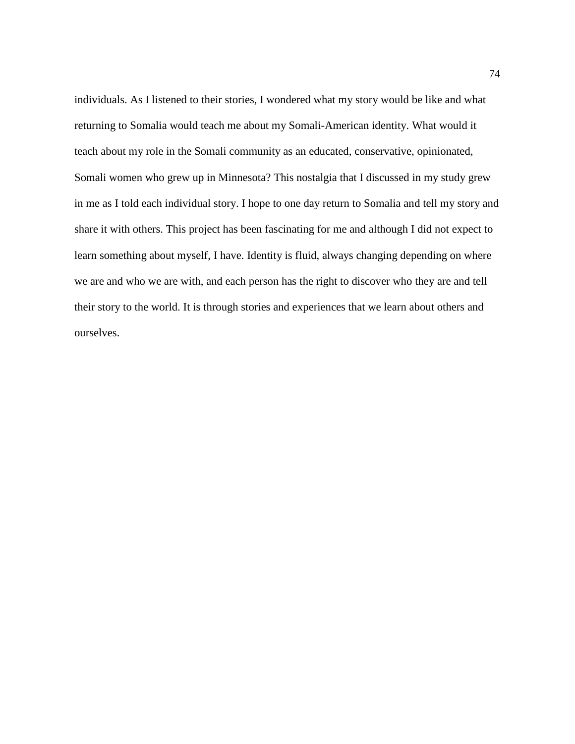individuals. As I listened to their stories, I wondered what my story would be like and what returning to Somalia would teach me about my Somali-American identity. What would it teach about my role in the Somali community as an educated, conservative, opinionated, Somali women who grew up in Minnesota? This nostalgia that I discussed in my study grew in me as I told each individual story. I hope to one day return to Somalia and tell my story and share it with others. This project has been fascinating for me and although I did not expect to learn something about myself, I have. Identity is fluid, always changing depending on where we are and who we are with, and each person has the right to discover who they are and tell their story to the world. It is through stories and experiences that we learn about others and ourselves.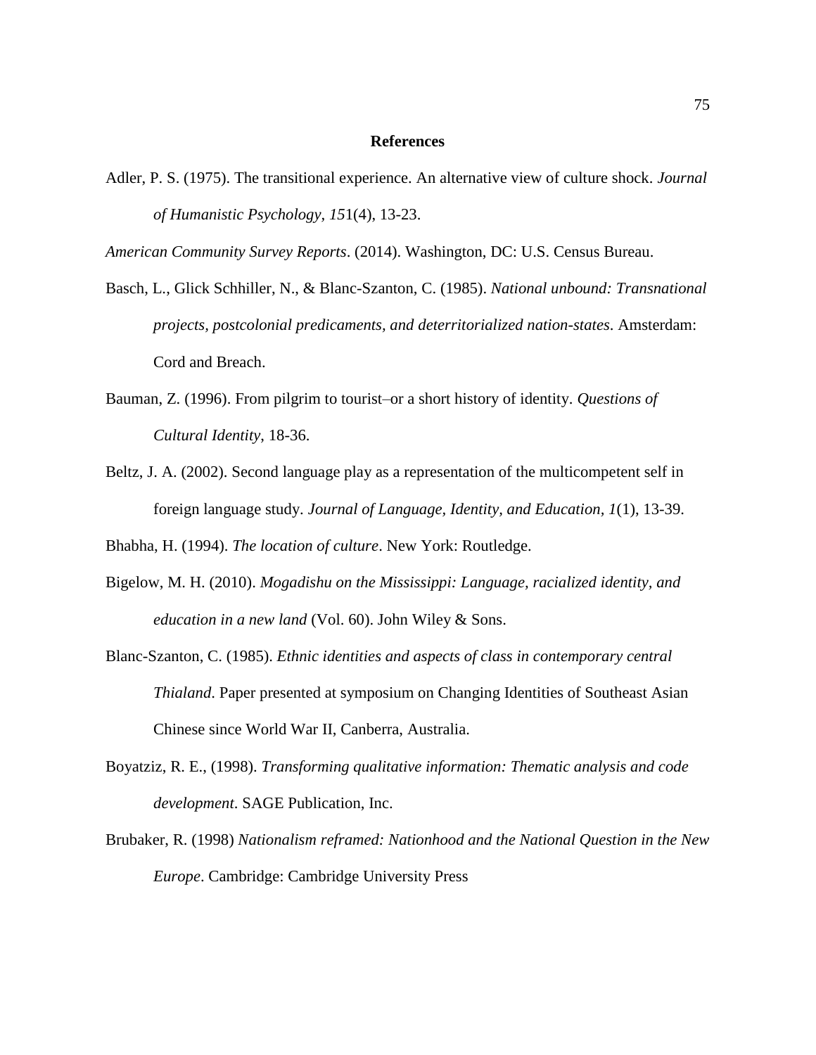## References

Adler, P. S. (1975). The transitional experience. An alternative view of culture shock. *Journal of Humanistic Psychology, 15*1(4), 13-23.

*American Community Survey Reports*. (2014). Washington, DC: U.S. Census Bureau.

Basch, L., Glick Schhiller, N., & Blanc-Szanton, C. (1985). *National unbound: Transnational projects, postcolonial predicaments, and deterritorialized nation-states*. Amsterdam: Cord and Breach.

Bauman, Z. (1996). From pilgrim to tourist–or a short history of identity. *Questions of Cultural Identity*, 18-36.

Beltz, J. A. (2002). Second language play as a representation of the multicompetent self in foreign language study. *Journal of Language, Identity, and Education, 1*(1), 13-39.

Bhabha, H. (1994). *The location of culture*. New York: Routledge.

Bigelow, M. H. (2010). *Mogadishu on the Mississippi: Language, racialized identity, and education in a new land* (Vol. 60). John Wiley & Sons.

Blanc-Szanton, C. (1985). *Ethnic identities and aspects of class in contemporary central Thialand*. Paper presented at symposium on Changing Identities of Southeast Asian Chinese since World War II, Canberra, Australia.

Boyatziz, R. E., (1998). *Transforming qualitative information: Thematic analysis and code development*. SAGE Publication, Inc.

Brubaker, R. (1998) *Nationalism reframed: Nationhood and the National Question in the New Europe*. Cambridge: Cambridge University Press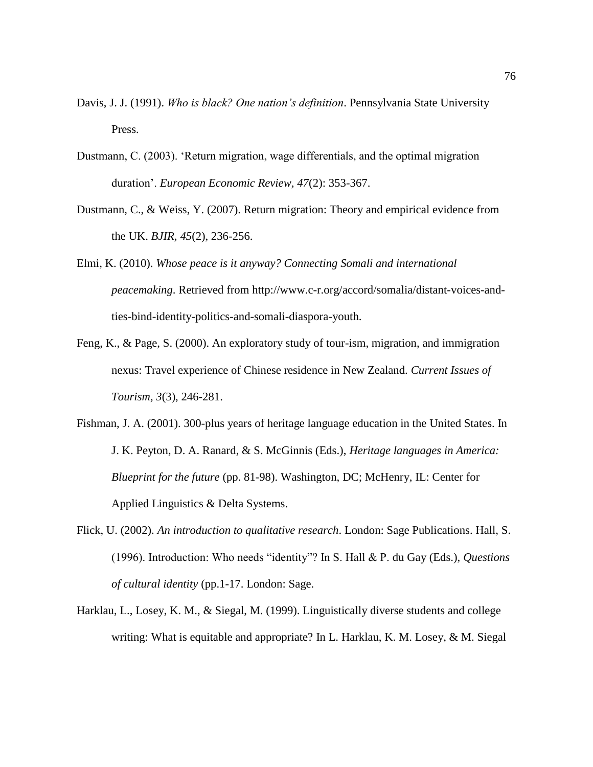Davis, J. J. (1991). *Who is black? One nation's definition*. Pennsylvania State University Press.

Dustmann, C. (2003). 'Return migration, wage differentials, and the optimal migration duration'. *European Economic Review*, *47*(2): 353-367.

Dustmann, C., & Weiss, Y. (2007). Return migration: Theory and empirical evidence from the UK. *BJIR*, *45*(2), 236-256.

Elmi, K. (2010). *Whose peace is it anyway? Connecting Somali and international peacemaking*. Retrieved from http://www.c-r.org/accord/somalia/distant-voices-and-ties-bind-identity-politics-and-somali-diaspora-youth.

Feng, K., & Page, S. (2000). An exploratory study of tour-ism, migration, and immigration nexus: Travel experience of Chinese residence in New Zealand. *Current Issues of Tourism*, *3*(3), 246-281.

Fishman, J. A. (2001). 300-plus years of heritage language education in the United States. In J. K. Peyton, D. A. Ranard, & S. McGinnis (Eds.), *Heritage languages in America: Blueprint for the future* (pp. 81-98). Washington, DC; McHenry, IL: Center for Applied Linguistics & Delta Systems.

Flick, U. (2002). *An introduction to qualitative research*. London: Sage Publications. Hall, S. (1996). Introduction: Who needs "identity"? In S. Hall & P. du Gay (Eds.), *Questions of cultural identity* (pp.1-17. London: Sage.

Harklau, L., Losey, K. M., & Siegal, M. (1999). Linguistically diverse students and college writing: What is equitable and appropriate? In L. Harklau, K. M. Losey, & M. Siegal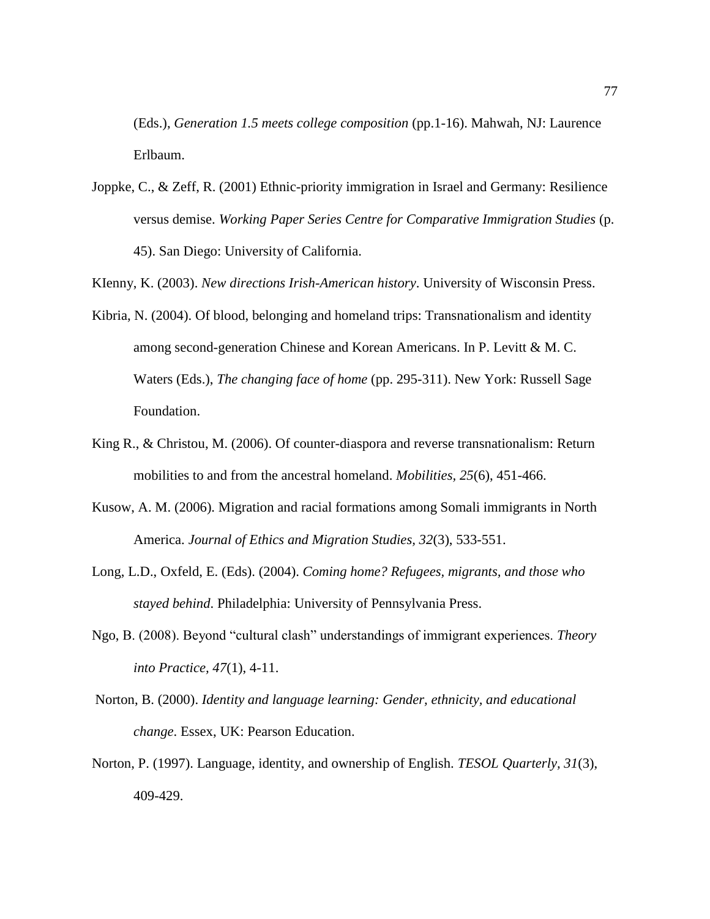(Eds.), *Generation 1.5 meets college composition* (pp.1-16). Mahwah, NJ: Laurence Erlbaum.

Joppke, C., & Zeff, R. (2001) Ethnic-priority immigration in Israel and Germany: Resilience versus demise. *Working Paper Series Centre for Comparative Immigration Studies* (p. 45). San Diego: University of California.

KIenny, K. (2003). *New directions Irish-American history*. University of Wisconsin Press.

Kibria, N. (2004). Of blood, belonging and homeland trips: Transnationalism and identity among second-generation Chinese and Korean Americans. In P. Levitt & M. C. Waters (Eds.), *The changing face of home* (pp. 295-311). New York: Russell Sage Foundation.

King R., & Christou, M. (2006). Of counter-diaspora and reverse transnationalism: Return mobilities to and from the ancestral homeland. *Mobilities, 25*(6), 451-466.

Kusow, A. M. (2006). Migration and racial formations among Somali immigrants in North America. *Journal of Ethics and Migration Studies, 32*(3), 533-551.

Long, L.D., Oxfeld, E. (Eds). (2004). *Coming home? Refugees, migrants, and those who stayed behind*. Philadelphia: University of Pennsylvania Press.

Ngo, B. (2008). Beyond "cultural clash" understandings of immigrant experiences. *Theory into Practice, 47*(1), 4-11.

Norton, B. (2000). *Identity and language learning: Gender, ethnicity, and educational change*. Essex, UK: Pearson Education.

Norton, P. (1997). Language, identity, and ownership of English. *TESOL Quarterly, 31*(3), 409-429.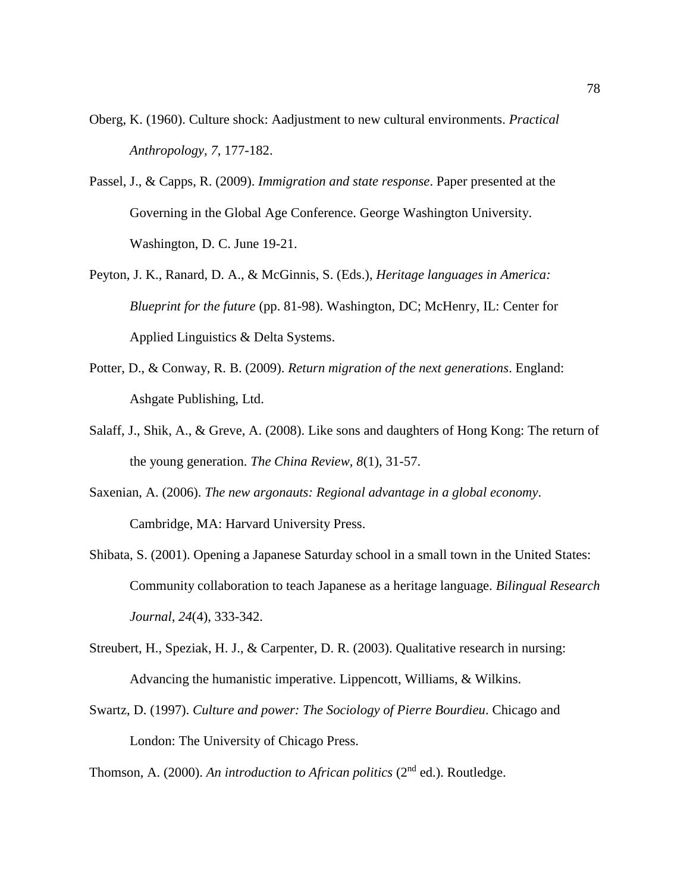Oberg, K. (1960). Culture shock: Aadjustment to new cultural environments. *Practical Anthropology, 7*, 177-182.

Passel, J., & Capps, R. (2009). *Immigration and state response*. Paper presented at the Governing in the Global Age Conference. George Washington University. Washington, D. C. June 19-21.

Peyton, J. K., Ranard, D. A., & McGinnis, S. (Eds.), *Heritage languages in America: Blueprint for the future* (pp. 81-98). Washington, DC; McHenry, IL: Center for Applied Linguistics & Delta Systems.

Potter, D., & Conway, R. B. (2009). *Return migration of the next generations*. England: Ashgate Publishing, Ltd.

Salaff, J., Shik, A., & Greve, A. (2008). Like sons and daughters of Hong Kong: The return of the young generation. *The China Review, 8*(1), 31-57.

Saxenian, A. (2006). *The new argonauts: Regional advantage in a global economy*. Cambridge, MA: Harvard University Press.

Shibata, S. (2001). Opening a Japanese Saturday school in a small town in the United States: Community collaboration to teach Japanese as a heritage language. *Bilingual Research Journal, 24*(4), 333-342.

Streubert, H., Speziak, H. J., & Carpenter, D. R. (2003). Qualitative research in nursing: Advancing the humanistic imperative. Lippencott, Williams, & Wilkins.

Swartz, D. (1997). *Culture and power: The Sociology of Pierre Bourdieu*. Chicago and London: The University of Chicago Press.

Thomson, A. (2000). *An introduction to African politics* (2nd ed.). Routledge.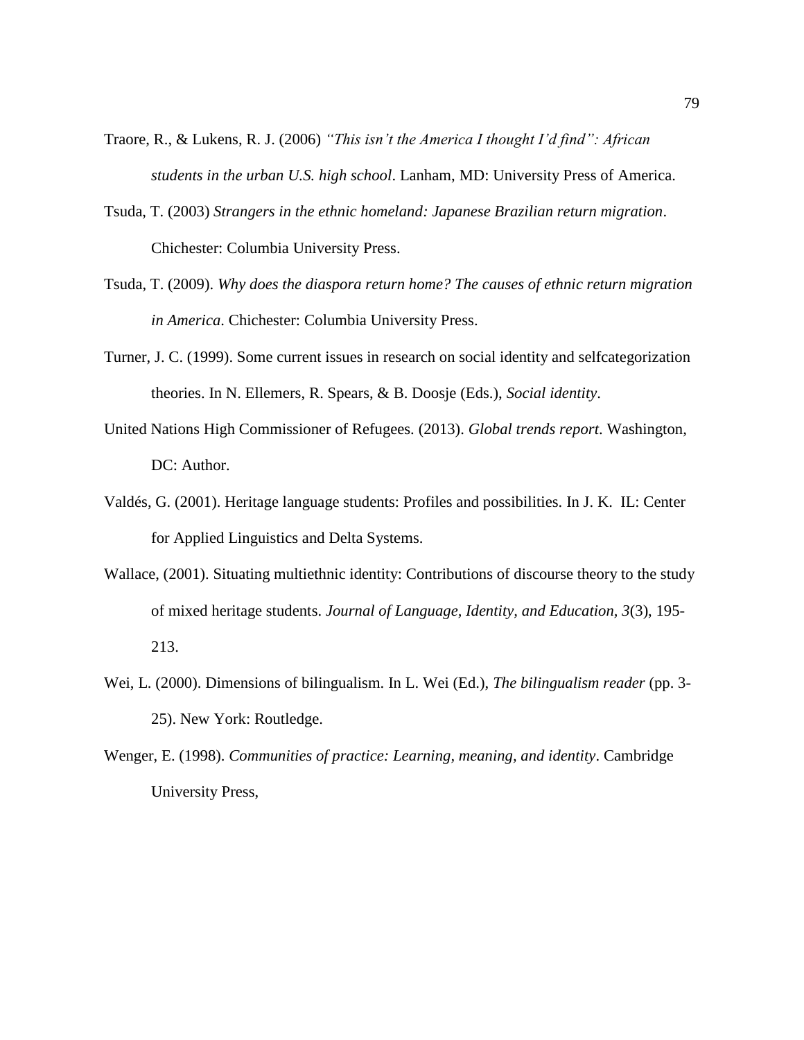Traore, R., & Lukens, R. J. (2006) *"This isn't the America I thought I'd find": African students in the urban U.S. high school*. Lanham, MD: University Press of America.

Tsuda, T. (2003) *Strangers in the ethnic homeland: Japanese Brazilian return migration*. Chichester: Columbia University Press.

Tsuda, T. (2009). *Why does the diaspora return home? The causes of ethnic return migration in America*. Chichester: Columbia University Press.

Turner, J. C. (1999). Some current issues in research on social identity and selfcategorization theories. In N. Ellemers, R. Spears, & B. Doosje (Eds.), *Social identity*.

United Nations High Commissioner of Refugees. (2013). *Global trends report*. Washington, DC: Author.

Valdés, G. (2001). Heritage language students: Profiles and possibilities. In J. K.  IL: Center for Applied Linguistics and Delta Systems.

Wallace, (2001). Situating multiethnic identity: Contributions of discourse theory to the study of mixed heritage students. *Journal of Language, Identity, and Education, 3*(3), 195-213.

Wei, L. (2000). Dimensions of bilingualism. In L. Wei (Ed.), *The bilingualism reader* (pp. 3-25). New York: Routledge.

Wenger, E. (1998). *Communities of practice: Learning, meaning, and identity*. Cambridge University Press,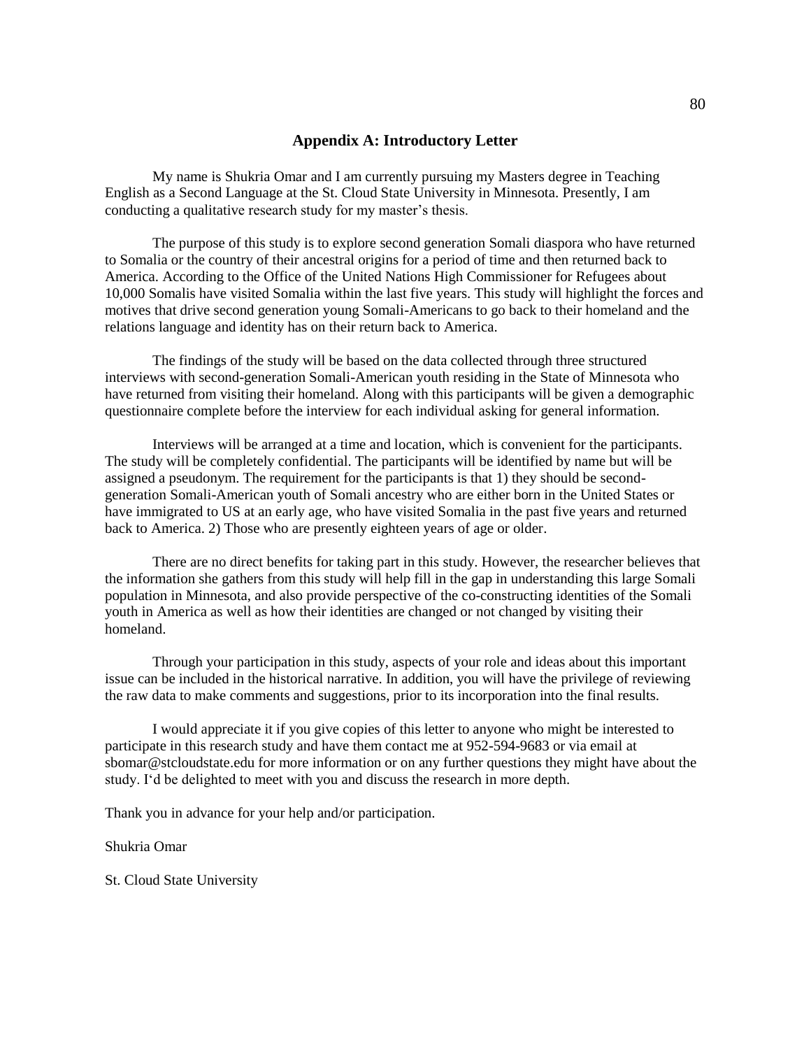## Appendix A: Introductory Letter

My name is Shukria Omar and I am currently pursuing my Masters degree in Teaching English as a Second Language at the St. Cloud State University in Minnesota. Presently, I am conducting a qualitative research study for my master's thesis.

The purpose of this study is to explore second generation Somali diaspora who have returned to Somalia or the country of their ancestral origins for a period of time and then returned back to America. According to the Office of the United Nations High Commissioner for Refugees about 10,000 Somalis have visited Somalia within the last five years. This study will highlight the forces and motives that drive second generation young Somali-Americans to go back to their homeland and the relations language and identity has on their return back to America.

The findings of the study will be based on the data collected through three structured interviews with second-generation Somali-American youth residing in the State of Minnesota who have returned from visiting their homeland. Along with this participants will be given a demographic questionnaire complete before the interview for each individual asking for general information.

Interviews will be arranged at a time and location, which is convenient for the participants. The study will be completely confidential. The participants will be identified by name but will be assigned a pseudonym. The requirement for the participants is that 1) they should be second-generation Somali-American youth of Somali ancestry who are either born in the United States or have immigrated to US at an early age, who have visited Somalia in the past five years and returned back to America. 2) Those who are presently eighteen years of age or older.

There are no direct benefits for taking part in this study. However, the researcher believes that the information she gathers from this study will help fill in the gap in understanding this large Somali population in Minnesota, and also provide perspective of the co-constructing identities of the Somali youth in America as well as how their identities are changed or not changed by visiting their homeland.

Through your participation in this study, aspects of your role and ideas about this important issue can be included in the historical narrative. In addition, you will have the privilege of reviewing the raw data to make comments and suggestions, prior to its incorporation into the final results.

I would appreciate it if you give copies of this letter to anyone who might be interested to participate in this research study and have them contact me at 952-594-9683 or via email at sbomar@stcloudstate.edu for more information or on any further questions they might have about the study. I'd be delighted to meet with you and discuss the research in more depth.

Thank you in advance for your help and/or participation.

Shukria Omar

St. Cloud State University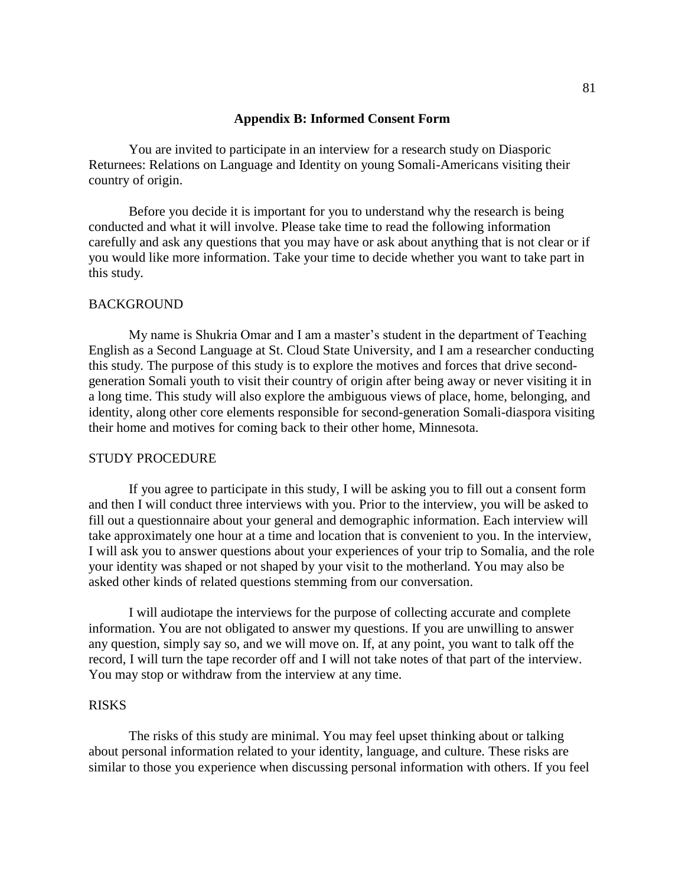## Appendix B: Informed Consent Form

You are invited to participate in an interview for a research study on Diasporic Returnees: Relations on Language and Identity on young Somali-Americans visiting their country of origin.

Before you decide it is important for you to understand why the research is being conducted and what it will involve. Please take time to read the following information carefully and ask any questions that you may have or ask about anything that is not clear or if you would like more information. Take your time to decide whether you want to take part in this study.

### BACKGROUND

My name is Shukria Omar and I am a master's student in the department of Teaching English as a Second Language at St. Cloud State University, and I am a researcher conducting this study. The purpose of this study is to explore the motives and forces that drive second-generation Somali youth to visit their country of origin after being away or never visiting it in a long time. This study will also explore the ambiguous views of place, home, belonging, and identity, along other core elements responsible for second-generation Somali-diaspora visiting their home and motives for coming back to their other home, Minnesota.

### STUDY PROCEDURE

If you agree to participate in this study, I will be asking you to fill out a consent form and then I will conduct three interviews with you. Prior to the interview, you will be asked to fill out a questionnaire about your general and demographic information. Each interview will take approximately one hour at a time and location that is convenient to you. In the interview, I will ask you to answer questions about your experiences of your trip to Somalia, and the role your identity was shaped or not shaped by your visit to the motherland. You may also be asked other kinds of related questions stemming from our conversation.

I will audiotape the interviews for the purpose of collecting accurate and complete information. You are not obligated to answer my questions. If you are unwilling to answer any question, simply say so, and we will move on. If, at any point, you want to talk off the record, I will turn the tape recorder off and I will not take notes of that part of the interview. You may stop or withdraw from the interview at any time.

### RISKS

The risks of this study are minimal. You may feel upset thinking about or talking about personal information related to your identity, language, and culture. These risks are similar to those you experience when discussing personal information with others. If you feel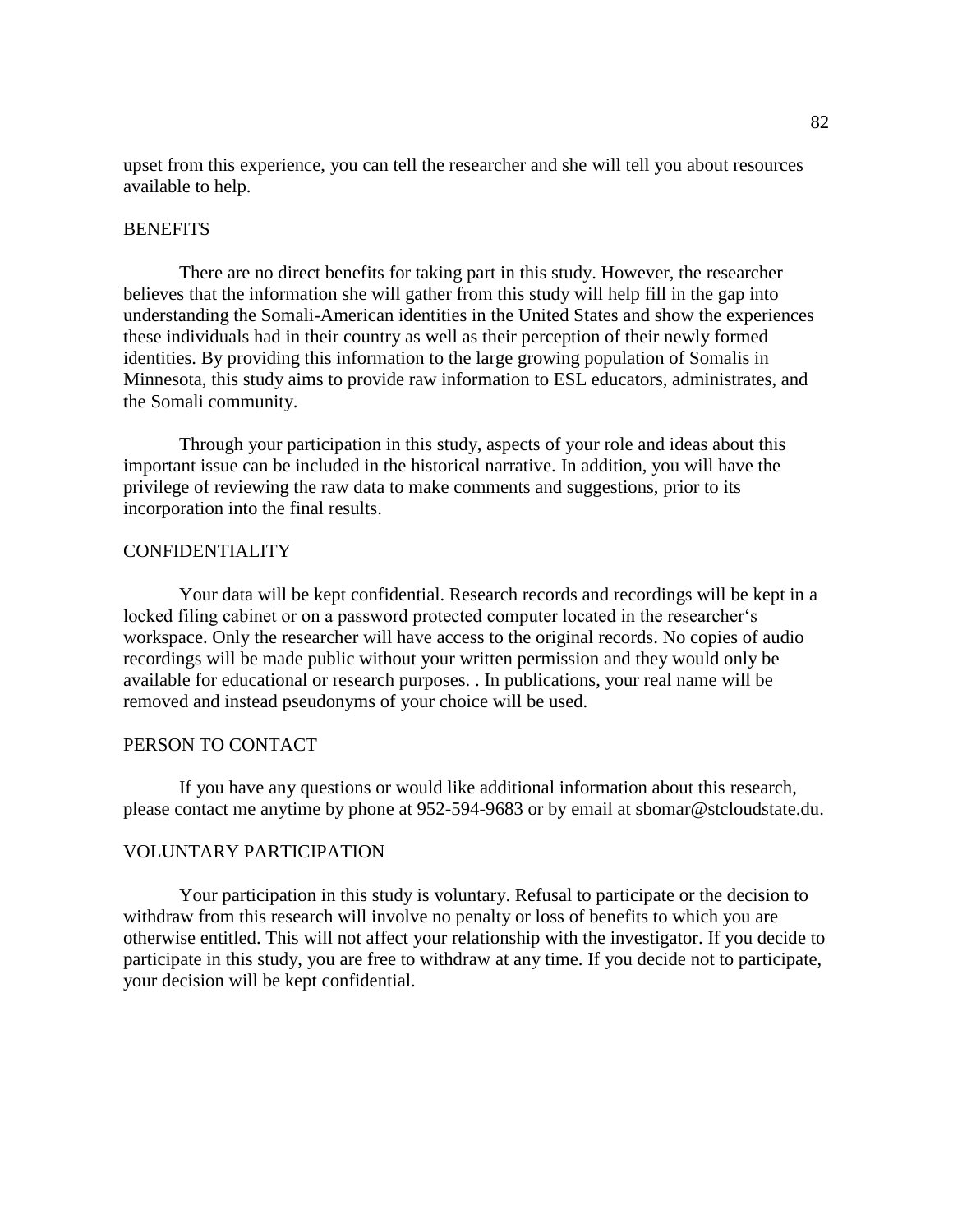upset from this experience, you can tell the researcher and she will tell you about resources available to help.

## BENEFITS

There are no direct benefits for taking part in this study. However, the researcher believes that the information she will gather from this study will help fill in the gap into understanding the Somali-American identities in the United States and show the experiences these individuals had in their country as well as their perception of their newly formed identities. By providing this information to the large growing population of Somalis in Minnesota, this study aims to provide raw information to ESL educators, administrates, and the Somali community.

Through your participation in this study, aspects of your role and ideas about this important issue can be included in the historical narrative. In addition, you will have the privilege of reviewing the raw data to make comments and suggestions, prior to its incorporation into the final results.

## CONFIDENTIALITY

Your data will be kept confidential. Research records and recordings will be kept in a locked filing cabinet or on a password protected computer located in the researcher‘s workspace. Only the researcher will have access to the original records. No copies of audio recordings will be made public without your written permission and they would only be available for educational or research purposes. . In publications, your real name will be removed and instead pseudonyms of your choice will be used.

## PERSON TO CONTACT

If you have any questions or would like additional information about this research, please contact me anytime by phone at 952-594-9683 or by email at sbomar@stcloudstate.du.

## VOLUNTARY PARTICIPATION

Your participation in this study is voluntary. Refusal to participate or the decision to withdraw from this research will involve no penalty or loss of benefits to which you are otherwise entitled. This will not affect your relationship with the investigator. If you decide to participate in this study, you are free to withdraw at any time. If you decide not to participate, your decision will be kept confidential.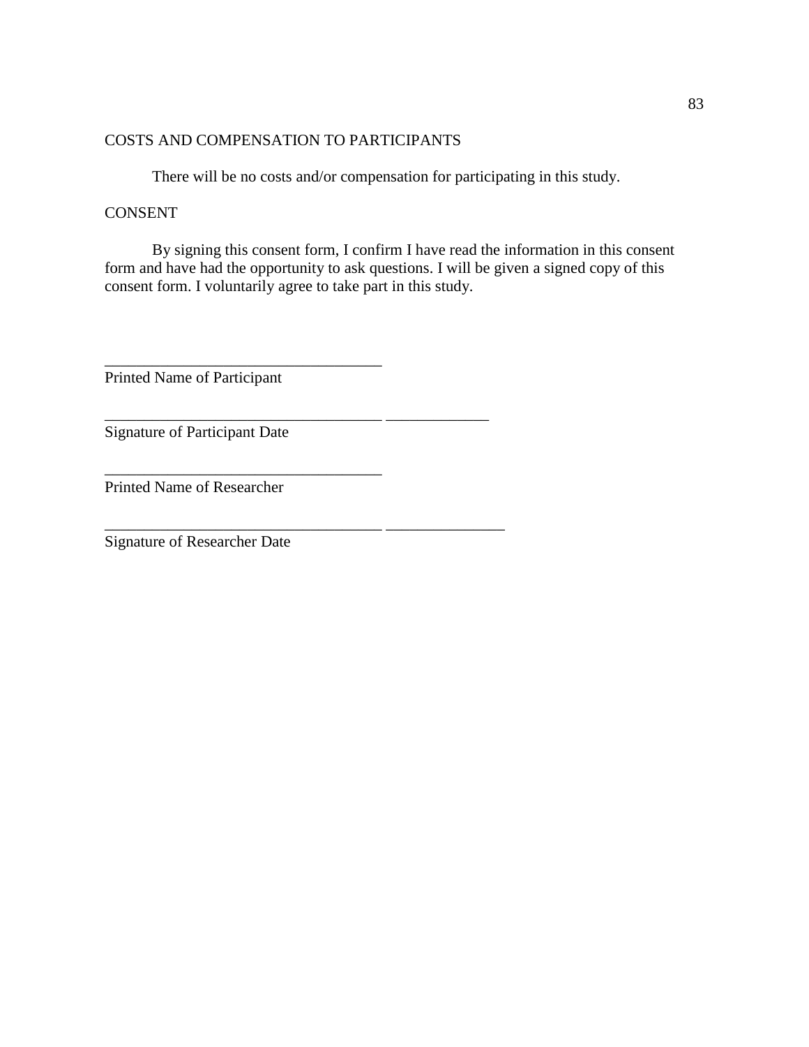COSTS AND COMPENSATION TO PARTICIPANTS

There will be no costs and/or compensation for participating in this study.

CONSENT

By signing this consent form, I confirm I have read the information in this consent form and have had the opportunity to ask questions. I will be given a signed copy of this consent form. I voluntarily agree to take part in this study.

___________________________________
Printed Name of Participant

___________________________________ _____________
Signature of Participant Date

___________________________________
Printed Name of Researcher

___________________________________ _______________
Signature of Researcher Date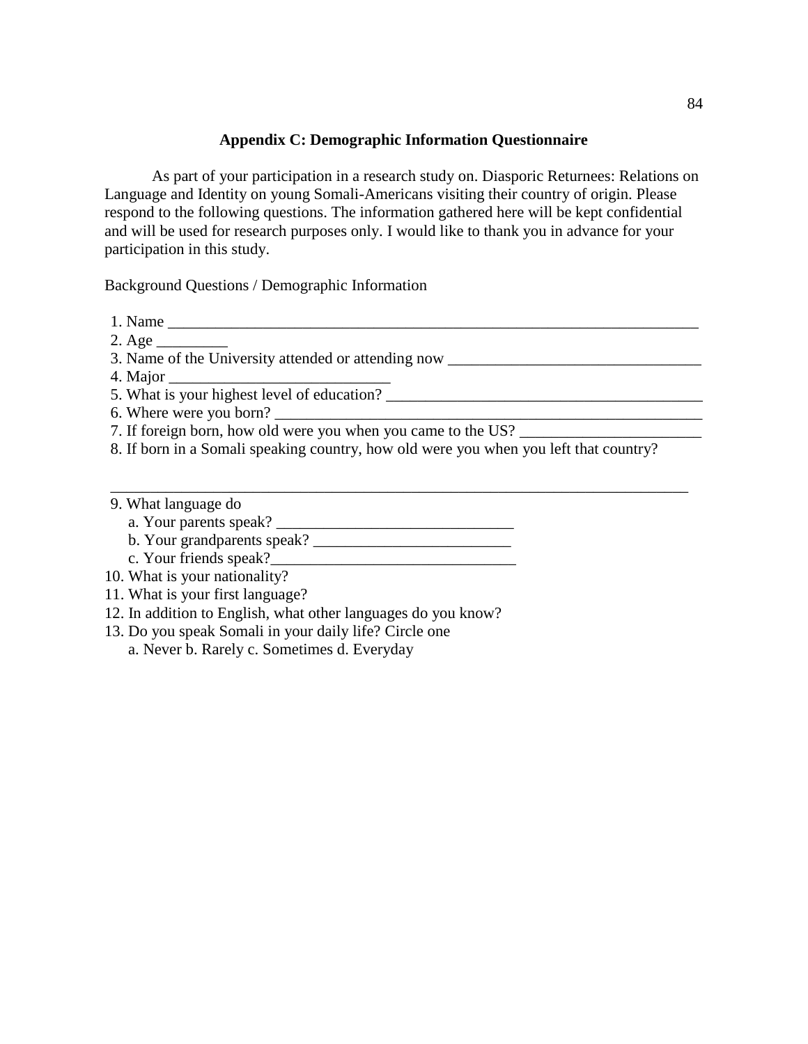## Appendix C: Demographic Information Questionnaire

As part of your participation in a research study on. Diasporic Returnees: Relations on Language and Identity on young Somali-Americans visiting their country of origin. Please respond to the following questions. The information gathered here will be kept confidential and will be used for research purposes only. I would like to thank you in advance for your participation in this study.

Background Questions / Demographic Information

1. Name ______________________________________________________________________
2. Age _________
3. Name of the University attended or attending now ________________________________
4. Major ____________________________
5. What is your highest level of education? ________________________________________
6. Where were you born? ______________________________________________________
7. If foreign born, how old were you when you came to the US? _______________________
8. If born in a Somali speaking country, how old were you when you left that country?

   ___________________________________________________________________________
9. What language do
   a. Your parents speak? ______________________________
   b. Your grandparents speak? _________________________
   c. Your friends speak?_______________________________
10. What is your nationality?
11. What is your first language?
12. In addition to English, what other languages do you know?
13. Do you speak Somali in your daily life? Circle one
    a. Never b. Rarely c. Sometimes d. Everyday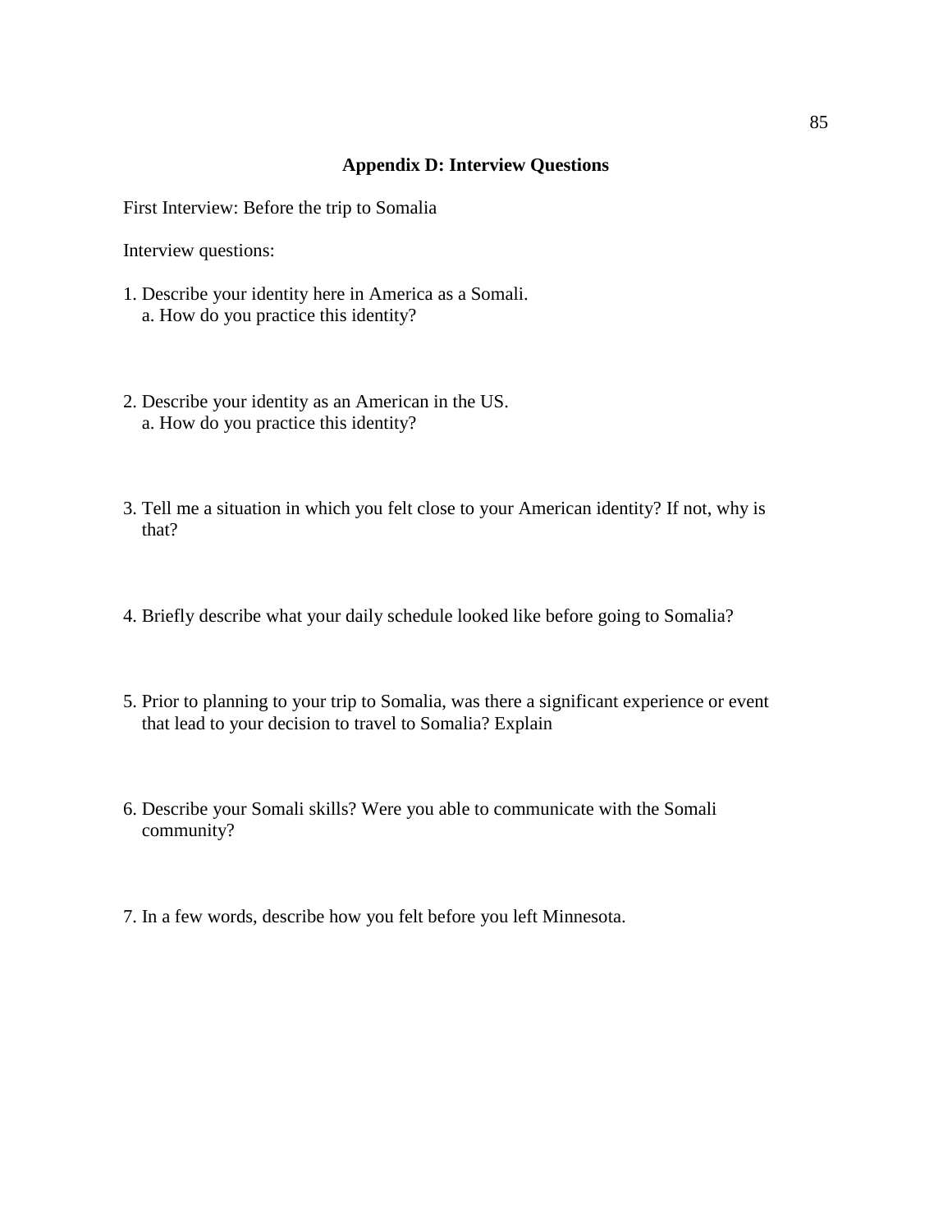## Appendix D: Interview Questions

First Interview: Before the trip to Somalia

Interview questions:

1. Describe your identity here in America as a Somali.
   a. How do you practice this identity?

2. Describe your identity as an American in the US.
   a. How do you practice this identity?

3. Tell me a situation in which you felt close to your American identity? If not, why is that?

4. Briefly describe what your daily schedule looked like before going to Somalia?

5. Prior to planning to your trip to Somalia, was there a significant experience or event that lead to your decision to travel to Somalia? Explain

6. Describe your Somali skills? Were you able to communicate with the Somali community?

7. In a few words, describe how you felt before you left Minnesota.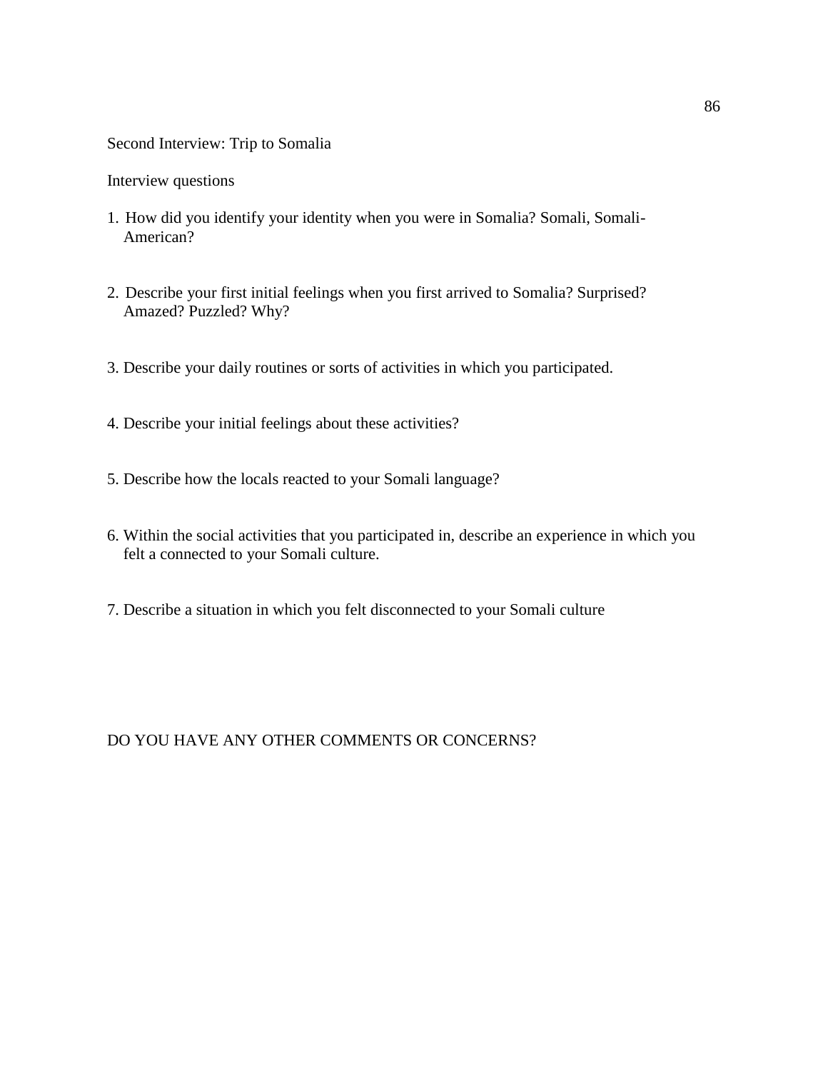Second Interview: Trip to Somalia

Interview questions

1. How did you identify your identity when you were in Somalia? Somali, Somali-American?

2. Describe your first initial feelings when you first arrived to Somalia? Surprised? Amazed? Puzzled? Why?

3. Describe your daily routines or sorts of activities in which you participated.

4. Describe your initial feelings about these activities?

5. Describe how the locals reacted to your Somali language?

6. Within the social activities that you participated in, describe an experience in which you felt a connected to your Somali culture.

7. Describe a situation in which you felt disconnected to your Somali culture

DO YOU HAVE ANY OTHER COMMENTS OR CONCERNS?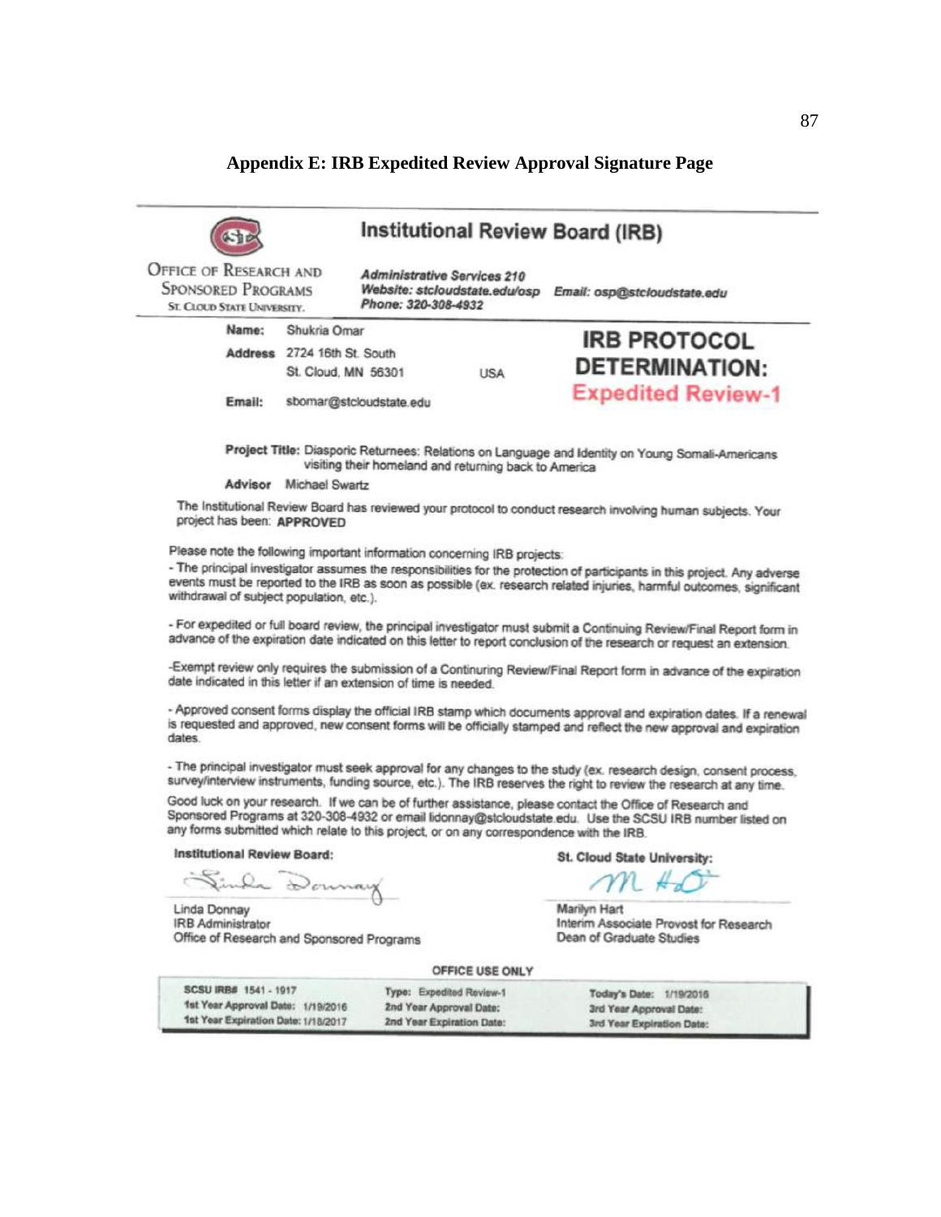## Appendix E: IRB Expedited Review Approval Signature Page

# Institutional Review Board (IRB)

OFFICE OF RESEARCH AND SPONSORED PROGRAMS
ST. CLOUD STATE UNIVERSITY.

*Administrative Services 210*
*Website: stcloudstate.edu/osp*
*Phone: 320-308-4932*
*Email: osp@stcloudstate.edu*

**Name:** Shukria Omar

**Address** 2724 16th St. South
St. Cloud, MN 56301 USA

**Email:** sbomar@stcloudstate.edu

## IRB PROTOCOL DETERMINATION:
## Expedited Review-1

**Project Title:** Diasporic Returnees: Relations on Language and Identity on Young Somali-Americans visiting their homeland and returning back to America

**Advisor** Michael Swartz

The Institutional Review Board has reviewed your protocol to conduct research involving human subjects. Your project has been: **APPROVED**

Please note the following important information concerning IRB projects:

- The principal investigator assumes the responsibilities for the protection of participants in this project. Any adverse events must be reported to the IRB as soon as possible (ex. research related injuries, harmful outcomes, significant withdrawal of subject population, etc.).

- For expedited or full board review, the principal investigator must submit a Continuing Review/Final Report form in advance of the expiration date indicated on this letter to report conclusion of the research or request an extension.

-Exempt review only requires the submission of a Continuring Review/Final Report form in advance of the expiration date indicated in this letter if an extension of time is needed.

- Approved consent forms display the official IRB stamp which documents approval and expiration dates. If a renewal is requested and approved, new consent forms will be officially stamped and reflect the new approval and expiration dates.

- The principal investigator must seek approval for any changes to the study (ex. research design, consent process, survey/interview instruments, funding source, etc.). The IRB reserves the right to review the research at any time.

Good luck on your research. If we can be of further assistance, please contact the Office of Research and Sponsored Programs at 320-308-4932 or email lidonnay@stcloudstate.edu. Use the SCSU IRB number listed on any forms submitted which relate to this project, or on any correspondence with the IRB.

**Institutional Review Board:**

Linda Donnay
IRB Administrator
Office of Research and Sponsored Programs

**St. Cloud State University:**

Marilyn Hart
Interim Associate Provost for Research
Dean of Graduate Studies

OFFICE USE ONLY

| | | |
|---|---|---|
| **SCSU IRB#** 1541 - 1917 | **Type:** Expedited Review-1 | **Today's Date:** 1/19/2016 |
| **1st Year Approval Date:** 1/19/2016 | **2nd Year Approval Date:** | **3rd Year Approval Date:** |
| **1st Year Expiration Date:** 1/18/2017 | **2nd Year Expiration Date:** | **3rd Year Expiration Date:** |